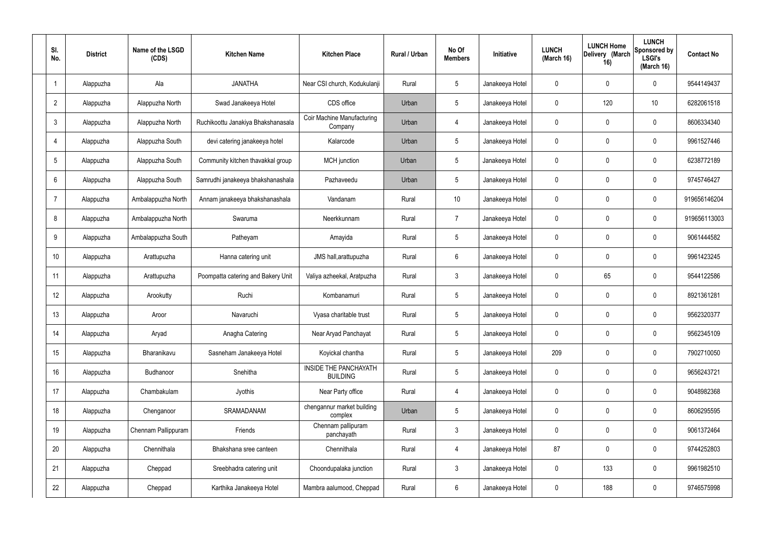| Sl. No. | District | Name of the LSGD (CDS) | Kitchen Name | Kitchen Place | Rural / Urban | No Of Members | Initiative | LUNCH (March 16) | LUNCH Home Delivery (March 16) | LUNCH Sponsored by LSGI's (March 16) | Contact No |
|---|---|---|---|---|---|---|---|---|---|---|---|
| 1 | Alappuzha | Ala | JANATHA | Near CSI church, Kodukulanji | Rural | 5 | Janakeeya Hotel | 0 | 0 | 0 | 9544149437 |
| 2 | Alappuzha | Alappuzha North | Swad Janakeeya Hotel | CDS office | Urban | 5 | Janakeeya Hotel | 0 | 120 | 10 | 6282061518 |
| 3 | Alappuzha | Alappuzha North | Ruchikoottu Janakiya Bhakshanasala | Coir Machine Manufacturing Company | Urban | 4 | Janakeeya Hotel | 0 | 0 | 0 | 8606334340 |
| 4 | Alappuzha | Alappuzha South | devi catering janakeeya hotel | Kalarcode | Urban | 5 | Janakeeya Hotel | 0 | 0 | 0 | 9961527446 |
| 5 | Alappuzha | Alappuzha South | Community kitchen thavakkal group | MCH junction | Urban | 5 | Janakeeya Hotel | 0 | 0 | 0 | 6238772189 |
| 6 | Alappuzha | Alappuzha South | Samrudhi janakeeya bhakshanashala | Pazhaveedu | Urban | 5 | Janakeeya Hotel | 0 | 0 | 0 | 9745746427 |
| 7 | Alappuzha | Ambalappuzha North | Annam janakeeya bhakshanashala | Vandanam | Rural | 10 | Janakeeya Hotel | 0 | 0 | 0 | 919656146204 |
| 8 | Alappuzha | Ambalappuzha North | Swaruma | Neerkkunnam | Rural | 7 | Janakeeya Hotel | 0 | 0 | 0 | 919656113003 |
| 9 | Alappuzha | Ambalappuzha South | Patheyam | Amayida | Rural | 5 | Janakeeya Hotel | 0 | 0 | 0 | 9061444582 |
| 10 | Alappuzha | Arattupuzha | Hanna catering unit | JMS hall,arattupuzha | Rural | 6 | Janakeeya Hotel | 0 | 0 | 0 | 9961423245 |
| 11 | Alappuzha | Arattupuzha | Poompatta catering and Bakery Unit | Valiya azheekal, Aratpuzha | Rural | 3 | Janakeeya Hotel | 0 | 65 | 0 | 9544122586 |
| 12 | Alappuzha | Arookutty | Ruchi | Kombanamuri | Rural | 5 | Janakeeya Hotel | 0 | 0 | 0 | 8921361281 |
| 13 | Alappuzha | Aroor | Navaruchi | Vyasa charitable trust | Rural | 5 | Janakeeya Hotel | 0 | 0 | 0 | 9562320377 |
| 14 | Alappuzha | Aryad | Anagha Catering | Near Aryad Panchayat | Rural | 5 | Janakeeya Hotel | 0 | 0 | 0 | 9562345109 |
| 15 | Alappuzha | Bharanikavu | Sasneham Janakeeya Hotel | Koyickal chantha | Rural | 5 | Janakeeya Hotel | 209 | 0 | 0 | 7902710050 |
| 16 | Alappuzha | Budhanoor | Snehitha | INSIDE THE PANCHAYATH BUILDING | Rural | 5 | Janakeeya Hotel | 0 | 0 | 0 | 9656243721 |
| 17 | Alappuzha | Chambakulam | Jyothis | Near Party office | Rural | 4 | Janakeeya Hotel | 0 | 0 | 0 | 9048982368 |
| 18 | Alappuzha | Chenganoor | SRAMADANAM | chengannur market building complex | Urban | 5 | Janakeeya Hotel | 0 | 0 | 0 | 8606295595 |
| 19 | Alappuzha | Chennam Pallippuram | Friends | Chennam pallipuram panchayath | Rural | 3 | Janakeeya Hotel | 0 | 0 | 0 | 9061372464 |
| 20 | Alappuzha | Chennithala | Bhakshana sree canteen | Chennithala | Rural | 4 | Janakeeya Hotel | 87 | 0 | 0 | 9744252803 |
| 21 | Alappuzha | Cheppad | Sreebhadra catering unit | Choondupalaka junction | Rural | 3 | Janakeeya Hotel | 0 | 133 | 0 | 9961982510 |
| 22 | Alappuzha | Cheppad | Karthika Janakeeya Hotel | Mambra aalumood, Cheppad | Rural | 6 | Janakeeya Hotel | 0 | 188 | 0 | 9746575998 |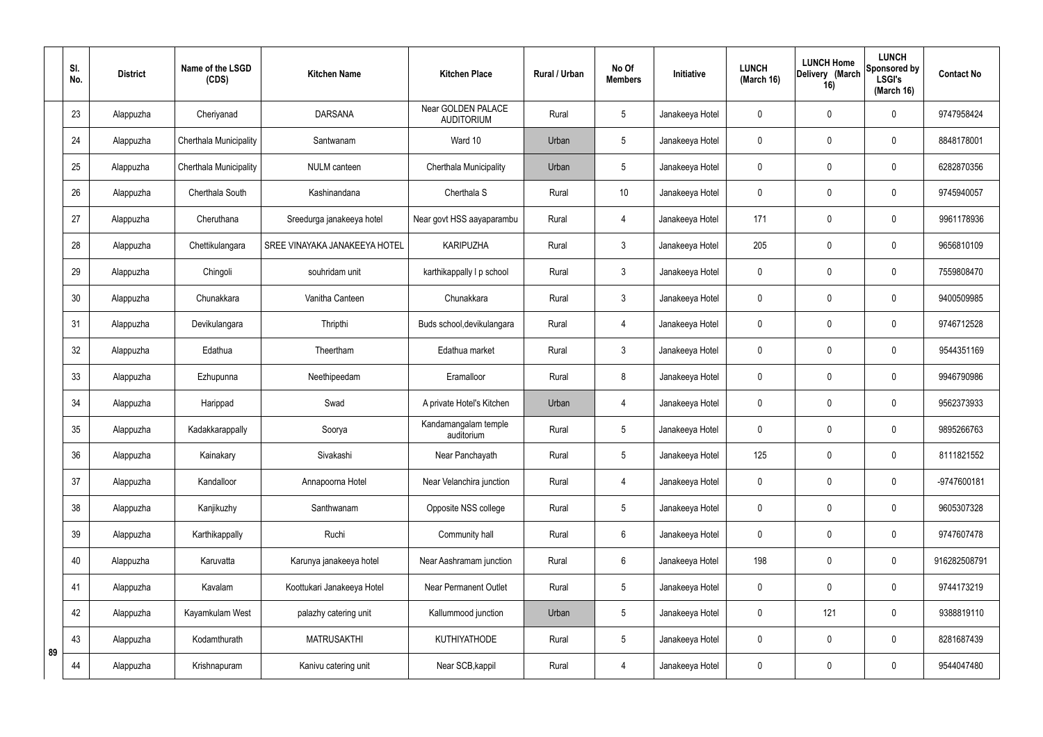| Sl. No. | District | Name of the LSGD (CDS) | Kitchen Name | Kitchen Place | Rural / Urban | No Of Members | Initiative | LUNCH (March 16) | LUNCH Home Delivery (March 16) | LUNCH Sponsored by LSGI's (March 16) | Contact No |
|---|---|---|---|---|---|---|---|---|---|---|---|
| 23 | Alappuzha | Cheriyanad | DARSANA | Near GOLDEN PALACE AUDITORIUM | Rural | 5 | Janakeeya Hotel | 0 | 0 | 0 | 9747958424 |
| 24 | Alappuzha | Cherthala Municipality | Santwanam | Ward 10 | Urban | 5 | Janakeeya Hotel | 0 | 0 | 0 | 8848178001 |
| 25 | Alappuzha | Cherthala Municipality | NULM canteen | Cherthala Municipality | Urban | 5 | Janakeeya Hotel | 0 | 0 | 0 | 6282870356 |
| 26 | Alappuzha | Cherthala South | Kashinandana | Cherthala S | Rural | 10 | Janakeeya Hotel | 0 | 0 | 0 | 9745940057 |
| 27 | Alappuzha | Cheruthana | Sreedurga janakeeya hotel | Near govt HSS aayaparambu | Rural | 4 | Janakeeya Hotel | 171 | 0 | 0 | 9961178936 |
| 28 | Alappuzha | Chettikulangara | SREE VINAYAKA JANAKEEYA HOTEL | KARIPUZHA | Rural | 3 | Janakeeya Hotel | 205 | 0 | 0 | 9656810109 |
| 29 | Alappuzha | Chingoli | souhridam unit | karthikappally l p school | Rural | 3 | Janakeeya Hotel | 0 | 0 | 0 | 7559808470 |
| 30 | Alappuzha | Chunakkara | Vanitha Canteen | Chunakkara | Rural | 3 | Janakeeya Hotel | 0 | 0 | 0 | 9400509985 |
| 31 | Alappuzha | Devikulangara | Thripthi | Buds school,devikulangara | Rural | 4 | Janakeeya Hotel | 0 | 0 | 0 | 9746712528 |
| 32 | Alappuzha | Edathua | Theertham | Edathua market | Rural | 3 | Janakeeya Hotel | 0 | 0 | 0 | 9544351169 |
| 33 | Alappuzha | Ezhupunna | Neethipeedam | Eramalloor | Rural | 8 | Janakeeya Hotel | 0 | 0 | 0 | 9946790986 |
| 34 | Alappuzha | Harippad | Swad | A private Hotel's Kitchen | Urban | 4 | Janakeeya Hotel | 0 | 0 | 0 | 9562373933 |
| 35 | Alappuzha | Kadakkarappally | Soorya | Kandamangalam temple auditorium | Rural | 5 | Janakeeya Hotel | 0 | 0 | 0 | 9895266763 |
| 36 | Alappuzha | Kainakary | Sivakashi | Near Panchayath | Rural | 5 | Janakeeya Hotel | 125 | 0 | 0 | 8111821552 |
| 37 | Alappuzha | Kandalloor | Annapoorna Hotel | Near Velanchira junction | Rural | 4 | Janakeeya Hotel | 0 | 0 | 0 | -9747600181 |
| 38 | Alappuzha | Kanjikuzhy | Santhwanam | Opposite NSS college | Rural | 5 | Janakeeya Hotel | 0 | 0 | 0 | 9605307328 |
| 39 | Alappuzha | Karthikappally | Ruchi | Community hall | Rural | 6 | Janakeeya Hotel | 0 | 0 | 0 | 9747607478 |
| 40 | Alappuzha | Karuvatta | Karunya janakeeya hotel | Near Aashramam junction | Rural | 6 | Janakeeya Hotel | 198 | 0 | 0 | 916282508791 |
| 41 | Alappuzha | Kavalam | Koottukari Janakeeya Hotel | Near Permanent Outlet | Rural | 5 | Janakeeya Hotel | 0 | 0 | 0 | 9744173219 |
| 42 | Alappuzha | Kayamkulam West | palazhy catering unit | Kallummood junction | Urban | 5 | Janakeeya Hotel | 0 | 121 | 0 | 9388819110 |
| 43 | Alappuzha | Kodamthurath | MATRUSAKTHI | KUTHIYATHODE | Rural | 5 | Janakeeya Hotel | 0 | 0 | 0 | 8281687439 |
| 44 | Alappuzha | Krishnapuram | Kanivu catering unit | Near SCB,kappil | Rural | 4 | Janakeeya Hotel | 0 | 0 | 0 | 9544047480 |

89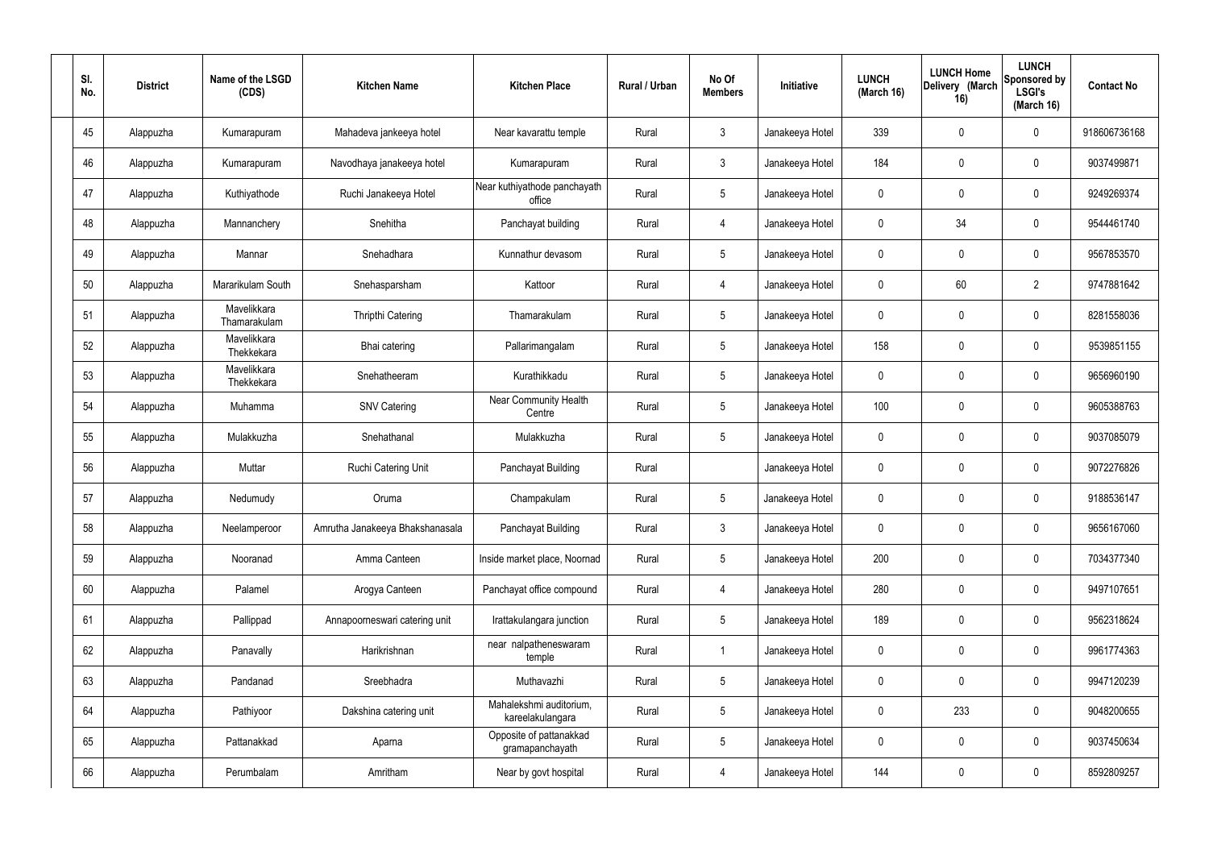| Sl. No. | District | Name of the LSGD (CDS) | Kitchen Name | Kitchen Place | Rural / Urban | No Of Members | Initiative | LUNCH (March 16) | LUNCH Home Delivery (March 16) | LUNCH Sponsored by LSGI's (March 16) | Contact No |
|---|---|---|---|---|---|---|---|---|---|---|---|
| 45 | Alappuzha | Kumarapuram | Mahadeva jankeeya hotel | Near kavarattu temple | Rural | 3 | Janakeeya Hotel | 339 | 0 | 0 | 918606736168 |
| 46 | Alappuzha | Kumarapuram | Navodhaya janakeeya hotel | Kumarapuram | Rural | 3 | Janakeeya Hotel | 184 | 0 | 0 | 9037499871 |
| 47 | Alappuzha | Kuthiyathode | Ruchi Janakeeya Hotel | Near kuthiyathode panchayath office | Rural | 5 | Janakeeya Hotel | 0 | 0 | 0 | 9249269374 |
| 48 | Alappuzha | Mannanchery | Snehitha | Panchayat building | Rural | 4 | Janakeeya Hotel | 0 | 34 | 0 | 9544461740 |
| 49 | Alappuzha | Mannar | Snehadhara | Kunnathur devasom | Rural | 5 | Janakeeya Hotel | 0 | 0 | 0 | 9567853570 |
| 50 | Alappuzha | Mararikulam South | Snehasparsham | Kattoor | Rural | 4 | Janakeeya Hotel | 0 | 60 | 2 | 9747881642 |
| 51 | Alappuzha | Mavelikkara Thamarakulam | Thripthi Catering | Thamarakulam | Rural | 5 | Janakeeya Hotel | 0 | 0 | 0 | 8281558036 |
| 52 | Alappuzha | Mavelikkara Thekkekara | Bhai catering | Pallarimangalam | Rural | 5 | Janakeeya Hotel | 158 | 0 | 0 | 9539851155 |
| 53 | Alappuzha | Mavelikkara Thekkekara | Snehatheeram | Kurathikkadu | Rural | 5 | Janakeeya Hotel | 0 | 0 | 0 | 9656960190 |
| 54 | Alappuzha | Muhamma | SNV Catering | Near Community Health Centre | Rural | 5 | Janakeeya Hotel | 100 | 0 | 0 | 9605388763 |
| 55 | Alappuzha | Mulakkuzha | Snehathanal | Mulakkuzha | Rural | 5 | Janakeeya Hotel | 0 | 0 | 0 | 9037085079 |
| 56 | Alappuzha | Muttar | Ruchi Catering Unit | Panchayat Building | Rural | | Janakeeya Hotel | 0 | 0 | 0 | 9072276826 |
| 57 | Alappuzha | Nedumudy | Oruma | Champakulam | Rural | 5 | Janakeeya Hotel | 0 | 0 | 0 | 9188536147 |
| 58 | Alappuzha | Neelamperoor | Amrutha Janakeeya Bhakshanasala | Panchayat Building | Rural | 3 | Janakeeya Hotel | 0 | 0 | 0 | 9656167060 |
| 59 | Alappuzha | Nooranad | Amma Canteen | Inside market place, Noornad | Rural | 5 | Janakeeya Hotel | 200 | 0 | 0 | 7034377340 |
| 60 | Alappuzha | Palamel | Arogya Canteen | Panchayat office compound | Rural | 4 | Janakeeya Hotel | 280 | 0 | 0 | 9497107651 |
| 61 | Alappuzha | Pallippad | Annapoorneswari catering unit | Irattakulangara junction | Rural | 5 | Janakeeya Hotel | 189 | 0 | 0 | 9562318624 |
| 62 | Alappuzha | Panavally | Harikrishnan | near nalpatheneswaram temple | Rural | 1 | Janakeeya Hotel | 0 | 0 | 0 | 9961774363 |
| 63 | Alappuzha | Pandanad | Sreebhadra | Muthavazhi | Rural | 5 | Janakeeya Hotel | 0 | 0 | 0 | 9947120239 |
| 64 | Alappuzha | Pathiyoor | Dakshina catering unit | Mahalekshmi auditorium, kareelakulangara | Rural | 5 | Janakeeya Hotel | 0 | 233 | 0 | 9048200655 |
| 65 | Alappuzha | Pattanakkad | Aparna | Opposite of pattanakkad gramapanchayath | Rural | 5 | Janakeeya Hotel | 0 | 0 | 0 | 9037450634 |
| 66 | Alappuzha | Perumbalam | Amritham | Near by govt hospital | Rural | 4 | Janakeeya Hotel | 144 | 0 | 0 | 8592809257 |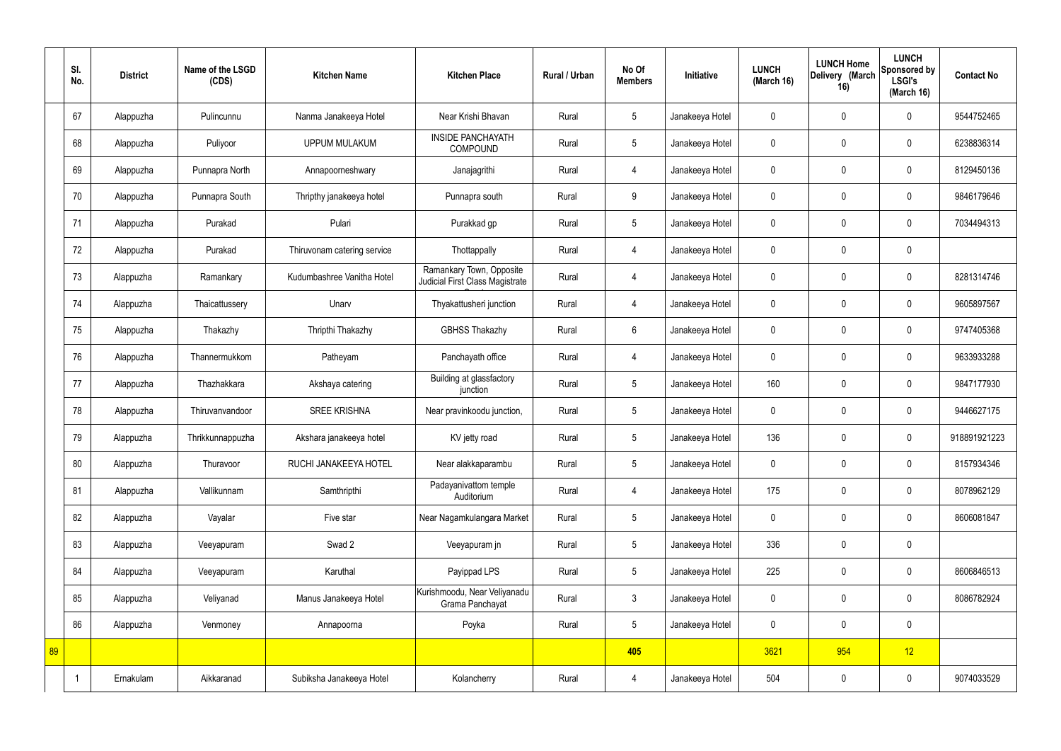| | Sl. No. | District | Name of the LSGD (CDS) | Kitchen Name | Kitchen Place | Rural / Urban | No Of Members | Initiative | LUNCH (March 16) | LUNCH Home Delivery (March 16) | LUNCH Sponsored by LSGI's (March 16) | Contact No |
|---|---|---|---|---|---|---|---|---|---|---|---|---|
| | 67 | Alappuzha | Pulincunnu | Nanma Janakeeya Hotel | Near Krishi Bhavan | Rural | 5 | Janakeeya Hotel | 0 | 0 | 0 | 9544752465 |
| | 68 | Alappuzha | Puliyoor | UPPUM MULAKUM | INSIDE PANCHAYATH COMPOUND | Rural | 5 | Janakeeya Hotel | 0 | 0 | 0 | 6238836314 |
| | 69 | Alappuzha | Punnapra North | Annapoorneshwary | Janajagrithi | Rural | 4 | Janakeeya Hotel | 0 | 0 | 0 | 8129450136 |
| | 70 | Alappuzha | Punnapra South | Thripthy janakeeya hotel | Punnapra south | Rural | 9 | Janakeeya Hotel | 0 | 0 | 0 | 9846179646 |
| | 71 | Alappuzha | Purakad | Pulari | Purakkad gp | Rural | 5 | Janakeeya Hotel | 0 | 0 | 0 | 7034494313 |
| | 72 | Alappuzha | Purakad | Thiruvonam catering service | Thottappally | Rural | 4 | Janakeeya Hotel | 0 | 0 | 0 | |
| | 73 | Alappuzha | Ramankary | Kudumbashree Vanitha Hotel | Ramankary Town, Opposite Judicial First Class Magistrate Court | Rural | 4 | Janakeeya Hotel | 0 | 0 | 0 | 8281314746 |
| | 74 | Alappuzha | Thaicattussery | Unarv | Thyakattusheri junction | Rural | 4 | Janakeeya Hotel | 0 | 0 | 0 | 9605897567 |
| | 75 | Alappuzha | Thakazhy | Thripthi Thakazhy | GBHSS Thakazhy | Rural | 6 | Janakeeya Hotel | 0 | 0 | 0 | 9747405368 |
| | 76 | Alappuzha | Thannermukkom | Patheyam | Panchayath office | Rural | 4 | Janakeeya Hotel | 0 | 0 | 0 | 9633933288 |
| | 77 | Alappuzha | Thazhakkara | Akshaya catering | Building at glassfactory junction | Rural | 5 | Janakeeya Hotel | 160 | 0 | 0 | 9847177930 |
| | 78 | Alappuzha | Thiruvanvandoor | SREE KRISHNA | Near pravinkoodu junction, | Rural | 5 | Janakeeya Hotel | 0 | 0 | 0 | 9446627175 |
| | 79 | Alappuzha | Thrikkunnappuzha | Akshara janakeeya hotel | KV jetty road | Rural | 5 | Janakeeya Hotel | 136 | 0 | 0 | 918891921223 |
| | 80 | Alappuzha | Thuravoor | RUCHI JANAKEEYA HOTEL | Near alakkaparambu | Rural | 5 | Janakeeya Hotel | 0 | 0 | 0 | 8157934346 |
| | 81 | Alappuzha | Vallikunnam | Samthripthi | Padayanivattom temple Auditorium | Rural | 4 | Janakeeya Hotel | 175 | 0 | 0 | 8078962129 |
| | 82 | Alappuzha | Vayalar | Five star | Near Nagamkulangara Market | Rural | 5 | Janakeeya Hotel | 0 | 0 | 0 | 8606081847 |
| | 83 | Alappuzha | Veeyapuram | Swad 2 | Veeyapuram jn | Rural | 5 | Janakeeya Hotel | 336 | 0 | 0 | |
| | 84 | Alappuzha | Veeyapuram | Karuthal | Payippad LPS | Rural | 5 | Janakeeya Hotel | 225 | 0 | 0 | 8606846513 |
| | 85 | Alappuzha | Veliyanad | Manus Janakeeya Hotel | Kurishmoodu, Near Veliyanadu Grama Panchayat | Rural | 3 | Janakeeya Hotel | 0 | 0 | 0 | 8086782924 |
| | 86 | Alappuzha | Venmoney | Annapoorna | Poyka | Rural | 5 | Janakeeya Hotel | 0 | 0 | 0 | |
| 89 | | | | | | | 405 | | 3621 | 954 | 12 | |
| | 1 | Ernakulam | Aikkaranad | Subiksha Janakeeya Hotel | Kolancherry | Rural | 4 | Janakeeya Hotel | 504 | 0 | 0 | 9074033529 |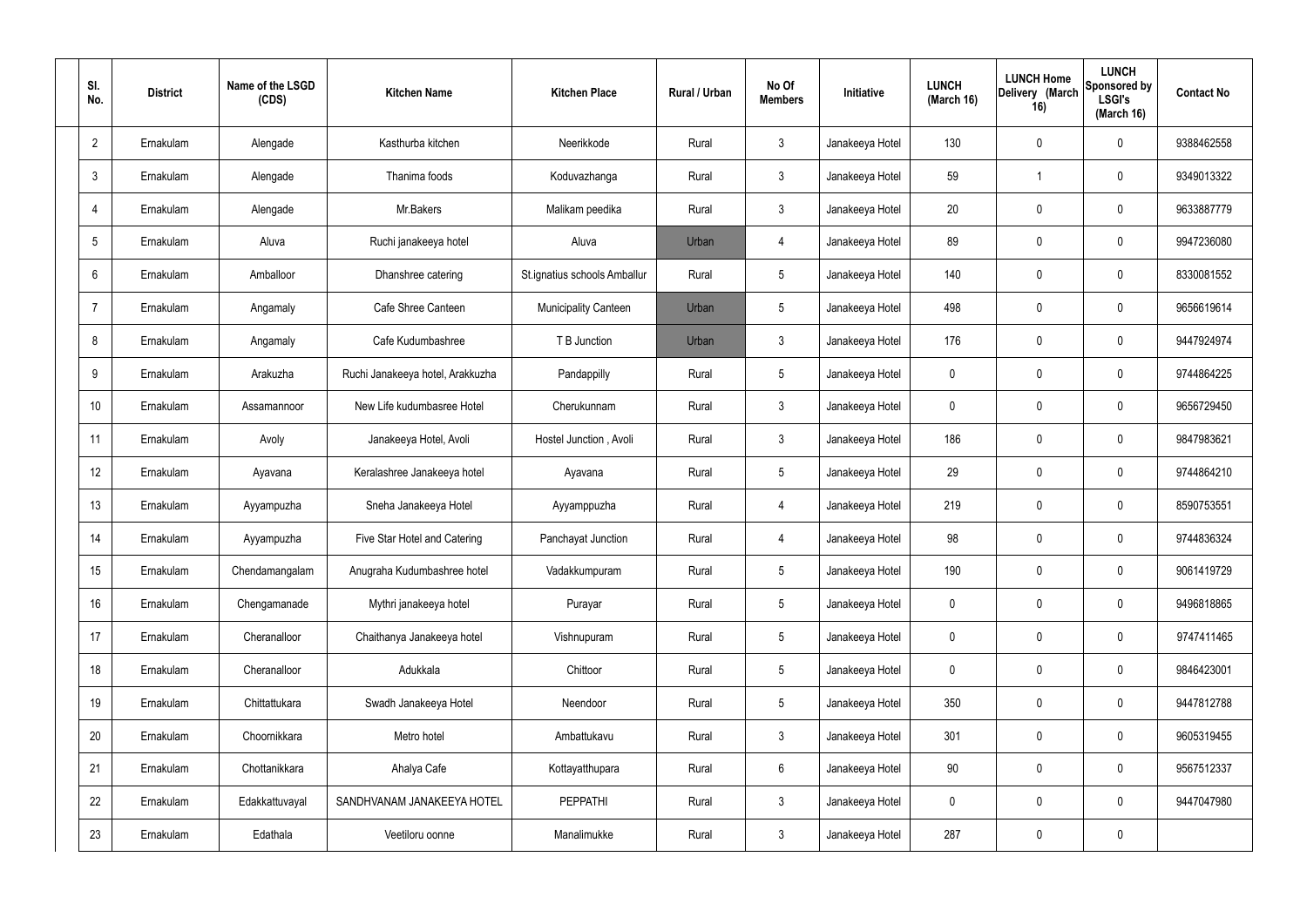| Sl. No. | District | Name of the LSGD (CDS) | Kitchen Name | Kitchen Place | Rural / Urban | No Of Members | Initiative | LUNCH (March 16) | LUNCH Home Delivery (March 16) | LUNCH Sponsored by LSGI's (March 16) | Contact No |
|---|---|---|---|---|---|---|---|---|---|---|---|
| 2 | Ernakulam | Alengade | Kasthurba kitchen | Neerikkode | Rural | 3 | Janakeeya Hotel | 130 | 0 | 0 | 9388462558 |
| 3 | Ernakulam | Alengade | Thanima foods | Koduvazhanga | Rural | 3 | Janakeeya Hotel | 59 | 1 | 0 | 9349013322 |
| 4 | Ernakulam | Alengade | Mr.Bakers | Malikam peedika | Rural | 3 | Janakeeya Hotel | 20 | 0 | 0 | 9633887779 |
| 5 | Ernakulam | Aluva | Ruchi janakeeya hotel | Aluva | Urban | 4 | Janakeeya Hotel | 89 | 0 | 0 | 9947236080 |
| 6 | Ernakulam | Amballoor | Dhanshree catering | St.ignatius schools Amballur | Rural | 5 | Janakeeya Hotel | 140 | 0 | 0 | 8330081552 |
| 7 | Ernakulam | Angamaly | Cafe Shree Canteen | Municipality Canteen | Urban | 5 | Janakeeya Hotel | 498 | 0 | 0 | 9656619614 |
| 8 | Ernakulam | Angamaly | Cafe Kudumbashree | T B Junction | Urban | 3 | Janakeeya Hotel | 176 | 0 | 0 | 9447924974 |
| 9 | Ernakulam | Arakuzha | Ruchi Janakeeya hotel, Arakkuzha | Pandappilly | Rural | 5 | Janakeeya Hotel | 0 | 0 | 0 | 9744864225 |
| 10 | Ernakulam | Assamannoor | New Life kudumbasree Hotel | Cherukunnam | Rural | 3 | Janakeeya Hotel | 0 | 0 | 0 | 9656729450 |
| 11 | Ernakulam | Avoly | Janakeeya Hotel, Avoli | Hostel Junction , Avoli | Rural | 3 | Janakeeya Hotel | 186 | 0 | 0 | 9847983621 |
| 12 | Ernakulam | Ayavana | Keralashree Janakeeya hotel | Ayavana | Rural | 5 | Janakeeya Hotel | 29 | 0 | 0 | 9744864210 |
| 13 | Ernakulam | Ayyampuzha | Sneha Janakeeya Hotel | Ayyamppuzha | Rural | 4 | Janakeeya Hotel | 219 | 0 | 0 | 8590753551 |
| 14 | Ernakulam | Ayyampuzha | Five Star Hotel and Catering | Panchayat Junction | Rural | 4 | Janakeeya Hotel | 98 | 0 | 0 | 9744836324 |
| 15 | Ernakulam | Chendamangalam | Anugraha Kudumbashree hotel | Vadakkumpuram | Rural | 5 | Janakeeya Hotel | 190 | 0 | 0 | 9061419729 |
| 16 | Ernakulam | Chengamanade | Mythri janakeeya hotel | Purayar | Rural | 5 | Janakeeya Hotel | 0 | 0 | 0 | 9496818865 |
| 17 | Ernakulam | Cheranalloor | Chaithanya Janakeeya hotel | Vishnupuram | Rural | 5 | Janakeeya Hotel | 0 | 0 | 0 | 9747411465 |
| 18 | Ernakulam | Cheranalloor | Adukkala | Chittoor | Rural | 5 | Janakeeya Hotel | 0 | 0 | 0 | 9846423001 |
| 19 | Ernakulam | Chittattukara | Swadh Janakeeya Hotel | Neendoor | Rural | 5 | Janakeeya Hotel | 350 | 0 | 0 | 9447812788 |
| 20 | Ernakulam | Choornikkara | Metro hotel | Ambattukavu | Rural | 3 | Janakeeya Hotel | 301 | 0 | 0 | 9605319455 |
| 21 | Ernakulam | Chottanikkara | Ahalya Cafe | Kottayatthupara | Rural | 6 | Janakeeya Hotel | 90 | 0 | 0 | 9567512337 |
| 22 | Ernakulam | Edakkattuvayal | SANDHVANAM JANAKEEYA HOTEL | PEPPATHI | Rural | 3 | Janakeeya Hotel | 0 | 0 | 0 | 9447047980 |
| 23 | Ernakulam | Edathala | Veetiloru oonne | Manalimukke | Rural | 3 | Janakeeya Hotel | 287 | 0 | 0 | |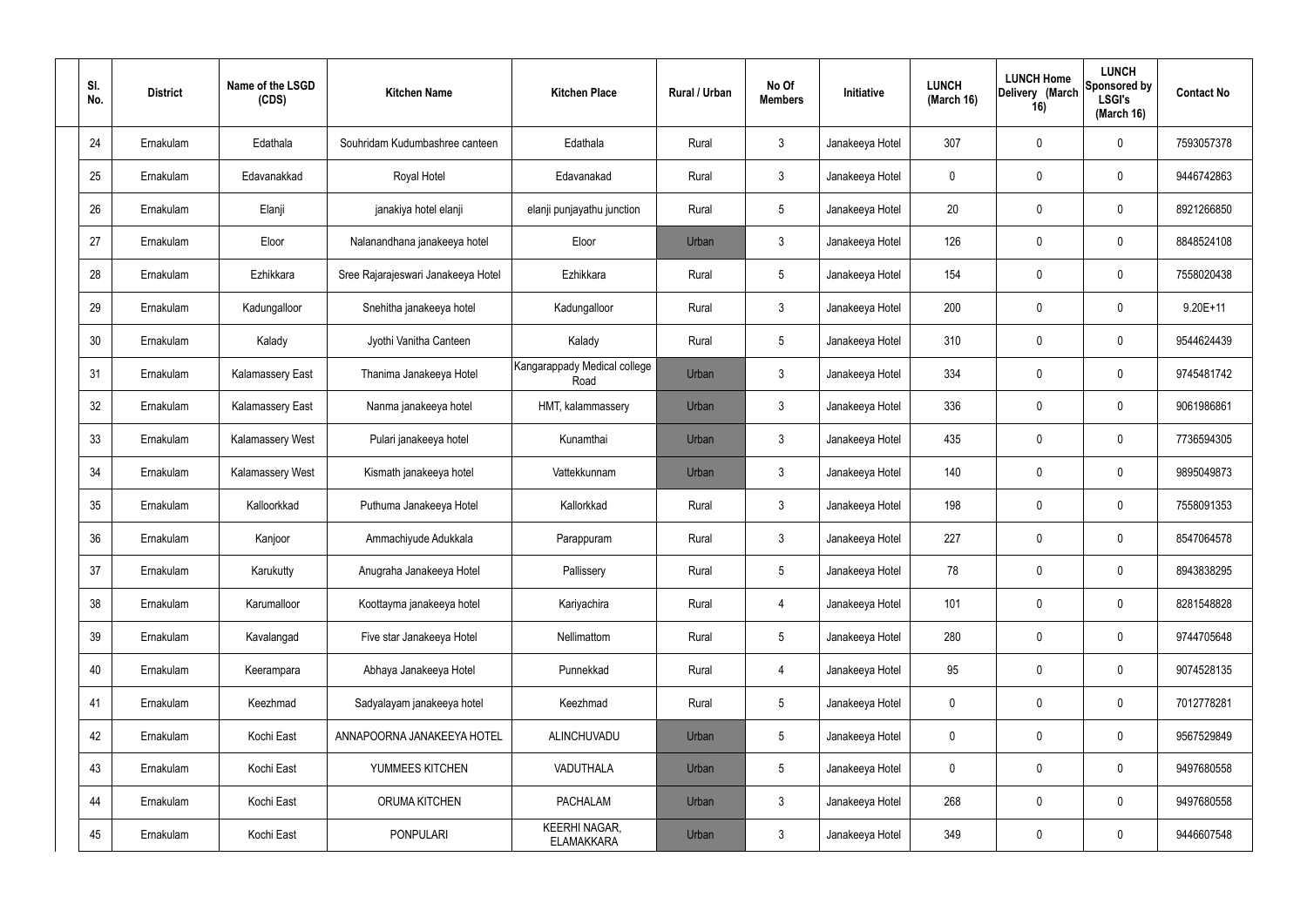| Sl. No. | District | Name of the LSGD (CDS) | Kitchen Name | Kitchen Place | Rural / Urban | No Of Members | Initiative | LUNCH (March 16) | LUNCH Home Delivery (March 16) | LUNCH Sponsored by LSGI's (March 16) | Contact No |
|---|---|---|---|---|---|---|---|---|---|---|---|
| 24 | Ernakulam | Edathala | Souhridam Kudumbashree canteen | Edathala | Rural | 3 | Janakeeya Hotel | 307 | 0 | 0 | 7593057378 |
| 25 | Ernakulam | Edavanakkad | Royal Hotel | Edavanakad | Rural | 3 | Janakeeya Hotel | 0 | 0 | 0 | 9446742863 |
| 26 | Ernakulam | Elanji | janakiya hotel elanji | elanji punjayathu junction | Rural | 5 | Janakeeya Hotel | 20 | 0 | 0 | 8921266850 |
| 27 | Ernakulam | Eloor | Nalanandhana janakeeya hotel | Eloor | Urban | 3 | Janakeeya Hotel | 126 | 0 | 0 | 8848524108 |
| 28 | Ernakulam | Ezhikkara | Sree Rajarajeswari Janakeeya Hotel | Ezhikkara | Rural | 5 | Janakeeya Hotel | 154 | 0 | 0 | 7558020438 |
| 29 | Ernakulam | Kadungalloor | Snehitha janakeeya hotel | Kadungalloor | Rural | 3 | Janakeeya Hotel | 200 | 0 | 0 | 9.20E+11 |
| 30 | Ernakulam | Kalady | Jyothi Vanitha Canteen | Kalady | Rural | 5 | Janakeeya Hotel | 310 | 0 | 0 | 9544624439 |
| 31 | Ernakulam | Kalamassery East | Thanima Janakeeya Hotel | Kangarappady Medical college Road | Urban | 3 | Janakeeya Hotel | 334 | 0 | 0 | 9745481742 |
| 32 | Ernakulam | Kalamassery East | Nanma janakeeya hotel | HMT, kalammassery | Urban | 3 | Janakeeya Hotel | 336 | 0 | 0 | 9061986861 |
| 33 | Ernakulam | Kalamassery West | Pulari janakeeya hotel | Kunamthai | Urban | 3 | Janakeeya Hotel | 435 | 0 | 0 | 7736594305 |
| 34 | Ernakulam | Kalamassery West | Kismath janakeeya hotel | Vattekkunnam | Urban | 3 | Janakeeya Hotel | 140 | 0 | 0 | 9895049873 |
| 35 | Ernakulam | Kalloorkkad | Puthuma Janakeeya Hotel | Kallorkkad | Rural | 3 | Janakeeya Hotel | 198 | 0 | 0 | 7558091353 |
| 36 | Ernakulam | Kanjoor | Ammachiyude Adukkala | Parappuram | Rural | 3 | Janakeeya Hotel | 227 | 0 | 0 | 8547064578 |
| 37 | Ernakulam | Karukutty | Anugraha Janakeeya Hotel | Pallissery | Rural | 5 | Janakeeya Hotel | 78 | 0 | 0 | 8943838295 |
| 38 | Ernakulam | Karumalloor | Koottayma janakeeya hotel | Kariyachira | Rural | 4 | Janakeeya Hotel | 101 | 0 | 0 | 8281548828 |
| 39 | Ernakulam | Kavalangad | Five star Janakeeya Hotel | Nellimattom | Rural | 5 | Janakeeya Hotel | 280 | 0 | 0 | 9744705648 |
| 40 | Ernakulam | Keerampara | Abhaya Janakeeya Hotel | Punnekkad | Rural | 4 | Janakeeya Hotel | 95 | 0 | 0 | 9074528135 |
| 41 | Ernakulam | Keezhmad | Sadyalayam janakeeya hotel | Keezhmad | Rural | 5 | Janakeeya Hotel | 0 | 0 | 0 | 7012778281 |
| 42 | Ernakulam | Kochi East | ANNAPOORNA JANAKEEYA HOTEL | ALINCHUVADU | Urban | 5 | Janakeeya Hotel | 0 | 0 | 0 | 9567529849 |
| 43 | Ernakulam | Kochi East | YUMMEES KITCHEN | VADUTHALA | Urban | 5 | Janakeeya Hotel | 0 | 0 | 0 | 9497680558 |
| 44 | Ernakulam | Kochi East | ORUMA KITCHEN | PACHALAM | Urban | 3 | Janakeeya Hotel | 268 | 0 | 0 | 9497680558 |
| 45 | Ernakulam | Kochi East | PONPULARI | KEERHI NAGAR, ELAMAKKARA | Urban | 3 | Janakeeya Hotel | 349 | 0 | 0 | 9446607548 |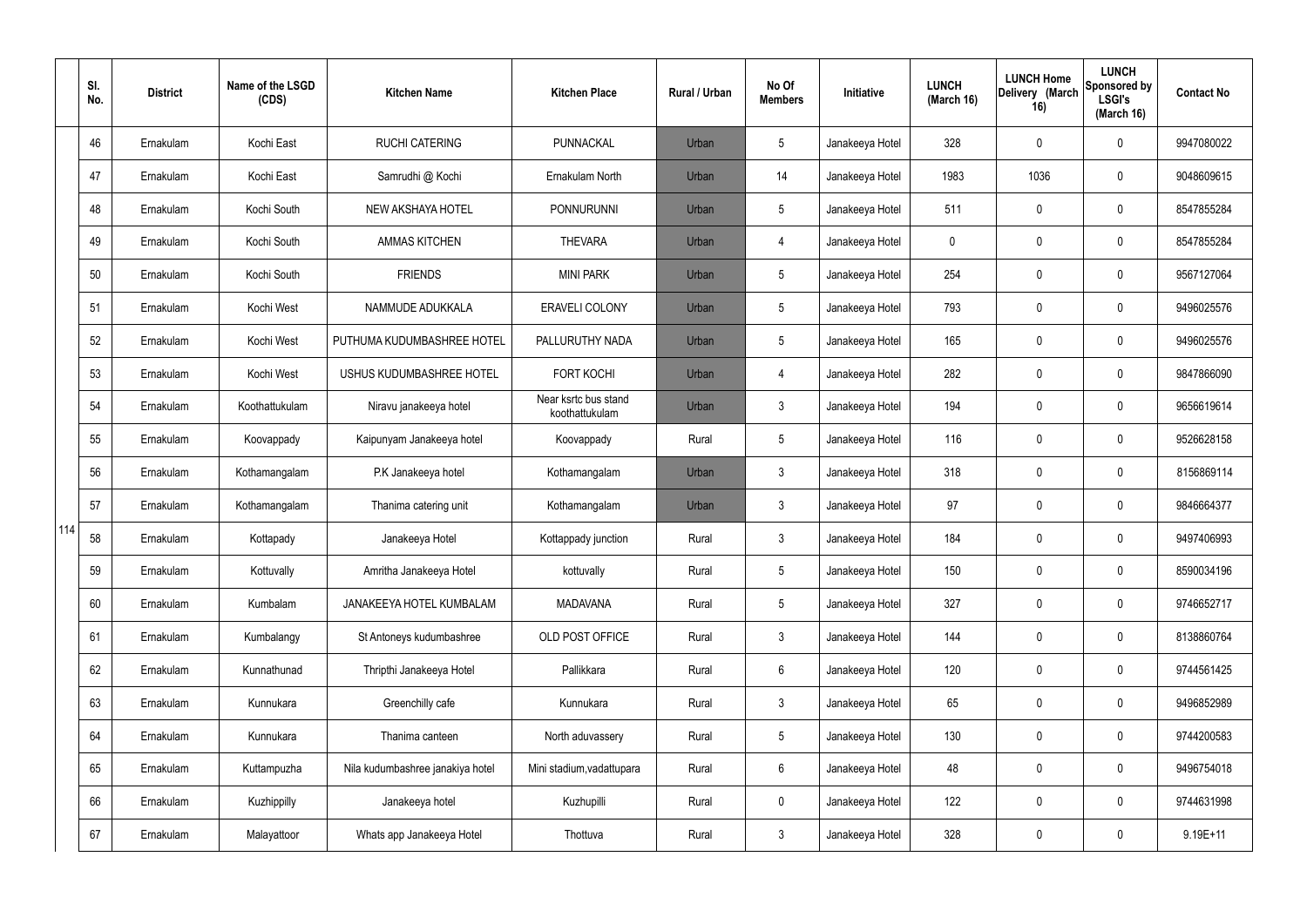|  | Sl. No. | District | Name of the LSGD (CDS) | Kitchen Name | Kitchen Place | Rural / Urban | No Of Members | Initiative | LUNCH (March 16) | LUNCH Home Delivery (March 16) | LUNCH Sponsored by LSGI's (March 16) | Contact No |
|---|---|---|---|---|---|---|---|---|---|---|---|---|
| 114 | 46 | Ernakulam | Kochi East | RUCHI CATERING | PUNNACKAL | Urban | 5 | Janakeeya Hotel | 328 | 0 | 0 | 9947080022 |
|  | 47 | Ernakulam | Kochi East | Samrudhi @ Kochi | Ernakulam North | Urban | 14 | Janakeeya Hotel | 1983 | 1036 | 0 | 9048609615 |
|  | 48 | Ernakulam | Kochi South | NEW AKSHAYA HOTEL | PONNURUNNI | Urban | 5 | Janakeeya Hotel | 511 | 0 | 0 | 8547855284 |
|  | 49 | Ernakulam | Kochi South | AMMAS KITCHEN | THEVARA | Urban | 4 | Janakeeya Hotel | 0 | 0 | 0 | 8547855284 |
|  | 50 | Ernakulam | Kochi South | FRIENDS | MINI PARK | Urban | 5 | Janakeeya Hotel | 254 | 0 | 0 | 9567127064 |
|  | 51 | Ernakulam | Kochi West | NAMMUDE ADUKKALA | ERAVELI COLONY | Urban | 5 | Janakeeya Hotel | 793 | 0 | 0 | 9496025576 |
|  | 52 | Ernakulam | Kochi West | PUTHUMA KUDUMBASHREE HOTEL | PALLURUTHY NADA | Urban | 5 | Janakeeya Hotel | 165 | 0 | 0 | 9496025576 |
|  | 53 | Ernakulam | Kochi West | USHUS KUDUMBASHREE HOTEL | FORT KOCHI | Urban | 4 | Janakeeya Hotel | 282 | 0 | 0 | 9847866090 |
|  | 54 | Ernakulam | Koothattukulam | Niravu janakeeya hotel | Near ksrtc bus stand koothattukulam | Urban | 3 | Janakeeya Hotel | 194 | 0 | 0 | 9656619614 |
|  | 55 | Ernakulam | Koovappady | Kaipunyam Janakeeya hotel | Koovappady | Rural | 5 | Janakeeya Hotel | 116 | 0 | 0 | 9526628158 |
|  | 56 | Ernakulam | Kothamangalam | P.K Janakeeya hotel | Kothamangalam | Urban | 3 | Janakeeya Hotel | 318 | 0 | 0 | 8156869114 |
|  | 57 | Ernakulam | Kothamangalam | Thanima catering unit | Kothamangalam | Urban | 3 | Janakeeya Hotel | 97 | 0 | 0 | 9846664377 |
|  | 58 | Ernakulam | Kottapady | Janakeeya Hotel | Kottappady junction | Rural | 3 | Janakeeya Hotel | 184 | 0 | 0 | 9497406993 |
|  | 59 | Ernakulam | Kottuvally | Amritha Janakeeya Hotel | kottuvally | Rural | 5 | Janakeeya Hotel | 150 | 0 | 0 | 8590034196 |
|  | 60 | Ernakulam | Kumbalam | JANAKEEYA HOTEL KUMBALAM | MADAVANA | Rural | 5 | Janakeeya Hotel | 327 | 0 | 0 | 9746652717 |
|  | 61 | Ernakulam | Kumbalangy | St Antoneys kudumbashree | OLD POST OFFICE | Rural | 3 | Janakeeya Hotel | 144 | 0 | 0 | 8138860764 |
|  | 62 | Ernakulam | Kunnathunad | Thripthi Janakeeya Hotel | Pallikkara | Rural | 6 | Janakeeya Hotel | 120 | 0 | 0 | 9744561425 |
|  | 63 | Ernakulam | Kunnukara | Greenchilly cafe | Kunnukara | Rural | 3 | Janakeeya Hotel | 65 | 0 | 0 | 9496852989 |
|  | 64 | Ernakulam | Kunnukara | Thanima canteen | North aduvassery | Rural | 5 | Janakeeya Hotel | 130 | 0 | 0 | 9744200583 |
|  | 65 | Ernakulam | Kuttampuzha | Nila kudumbashree janakiya hotel | Mini stadium,vadattupara | Rural | 6 | Janakeeya Hotel | 48 | 0 | 0 | 9496754018 |
|  | 66 | Ernakulam | Kuzhippilly | Janakeeya hotel | Kuzhupilli | Rural | 0 | Janakeeya Hotel | 122 | 0 | 0 | 9744631998 |
|  | 67 | Ernakulam | Malayattoor | Whats app Janakeeya Hotel | Thottuva | Rural | 3 | Janakeeya Hotel | 328 | 0 | 0 | 9.19E+11 |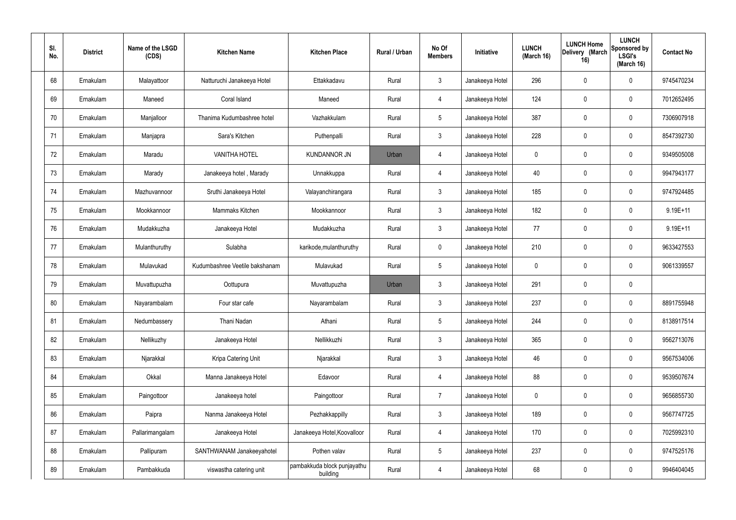| Sl. No. | District | Name of the LSGD (CDS) | Kitchen Name | Kitchen Place | Rural / Urban | No Of Members | Initiative | LUNCH (March 16) | LUNCH Home Delivery (March 16) | LUNCH Sponsored by LSGI's (March 16) | Contact No |
|---|---|---|---|---|---|---|---|---|---|---|---|
| 68 | Ernakulam | Malayattoor | Natturuchi Janakeeya Hotel | Ettakkadavu | Rural | 3 | Janakeeya Hotel | 296 | 0 | 0 | 9745470234 |
| 69 | Ernakulam | Maneed | Coral Island | Maneed | Rural | 4 | Janakeeya Hotel | 124 | 0 | 0 | 7012652495 |
| 70 | Ernakulam | Manjalloor | Thanima Kudumbashree hotel | Vazhakkulam | Rural | 5 | Janakeeya Hotel | 387 | 0 | 0 | 7306907918 |
| 71 | Ernakulam | Manjapra | Sara's Kitchen | Puthenpalli | Rural | 3 | Janakeeya Hotel | 228 | 0 | 0 | 8547392730 |
| 72 | Ernakulam | Maradu | VANITHA HOTEL | KUNDANNOR JN | Urban | 4 | Janakeeya Hotel | 0 | 0 | 0 | 9349505008 |
| 73 | Ernakulam | Marady | Janakeeya hotel , Marady | Unnakkuppa | Rural | 4 | Janakeeya Hotel | 40 | 0 | 0 | 9947943177 |
| 74 | Ernakulam | Mazhuvannoor | Sruthi Janakeeya Hotel | Valayanchirangara | Rural | 3 | Janakeeya Hotel | 185 | 0 | 0 | 9747924485 |
| 75 | Ernakulam | Mookkannoor | Mammaks Kitchen | Mookkannoor | Rural | 3 | Janakeeya Hotel | 182 | 0 | 0 | 9.19E+11 |
| 76 | Ernakulam | Mudakkuzha | Janakeeya Hotel | Mudakkuzha | Rural | 3 | Janakeeya Hotel | 77 | 0 | 0 | 9.19E+11 |
| 77 | Ernakulam | Mulanthuruthy | Sulabha | karikode,mulanthuruthy | Rural | 0 | Janakeeya Hotel | 210 | 0 | 0 | 9633427553 |
| 78 | Ernakulam | Mulavukad | Kudumbashree Veetile bakshanam | Mulavukad | Rural | 5 | Janakeeya Hotel | 0 | 0 | 0 | 9061339557 |
| 79 | Ernakulam | Muvattupuzha | Oottupura | Muvattupuzha | Urban | 3 | Janakeeya Hotel | 291 | 0 | 0 | |
| 80 | Ernakulam | Nayarambalam | Four star cafe | Nayarambalam | Rural | 3 | Janakeeya Hotel | 237 | 0 | 0 | 8891755948 |
| 81 | Ernakulam | Nedumbassery | Thani Nadan | Athani | Rural | 5 | Janakeeya Hotel | 244 | 0 | 0 | 8138917514 |
| 82 | Ernakulam | Nellikuzhy | Janakeeya Hotel | Nellikkuzhi | Rural | 3 | Janakeeya Hotel | 365 | 0 | 0 | 9562713076 |
| 83 | Ernakulam | Njarakkal | Kripa Catering Unit | Njarakkal | Rural | 3 | Janakeeya Hotel | 46 | 0 | 0 | 9567534006 |
| 84 | Ernakulam | Okkal | Manna Janakeeya Hotel | Edavoor | Rural | 4 | Janakeeya Hotel | 88 | 0 | 0 | 9539507674 |
| 85 | Ernakulam | Paingottoor | Janakeeya hotel | Paingottoor | Rural | 7 | Janakeeya Hotel | 0 | 0 | 0 | 9656855730 |
| 86 | Ernakulam | Paipra | Nanma Janakeeya Hotel | Pezhakkappilly | Rural | 3 | Janakeeya Hotel | 189 | 0 | 0 | 9567747725 |
| 87 | Ernakulam | Pallarimangalam | Janakeeya Hotel | Janakeeya Hotel,Koovalloor | Rural | 4 | Janakeeya Hotel | 170 | 0 | 0 | 7025992310 |
| 88 | Ernakulam | Pallipuram | SANTHWANAM Janakeeyahotel | Pothen valav | Rural | 5 | Janakeeya Hotel | 237 | 0 | 0 | 9747525176 |
| 89 | Ernakulam | Pambakkuda | viswastha catering unit | pambakkuda block punjayathu building | Rural | 4 | Janakeeya Hotel | 68 | 0 | 0 | 9946404045 |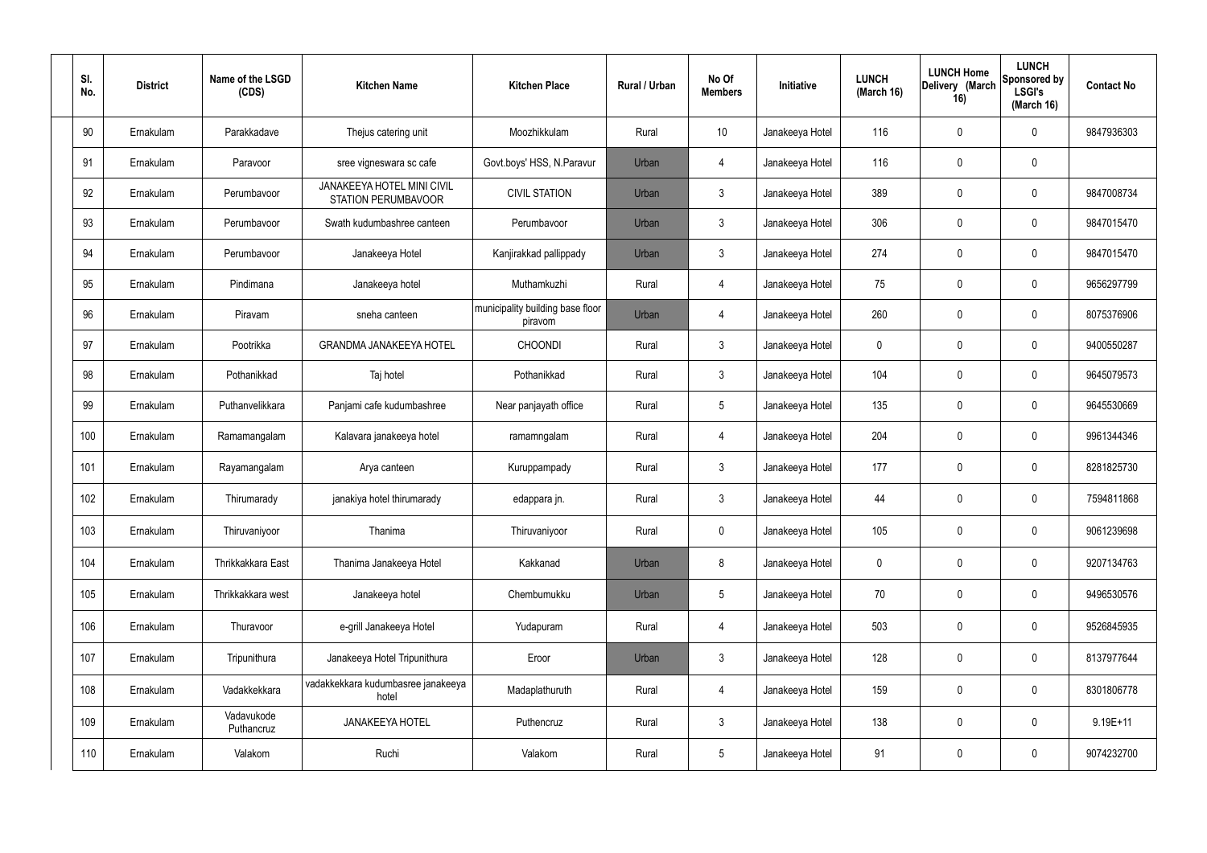| Sl. No. | District | Name of the LSGD (CDS) | Kitchen Name | Kitchen Place | Rural / Urban | No Of Members | Initiative | LUNCH (March 16) | LUNCH Home Delivery (March 16) | LUNCH Sponsored by LSGI's (March 16) | Contact No |
|---|---|---|---|---|---|---|---|---|---|---|---|
| 90 | Ernakulam | Parakkadave | Thejus catering unit | Moozhikkulam | Rural | 10 | Janakeeya Hotel | 116 | 0 | 0 | 9847936303 |
| 91 | Ernakulam | Paravoor | sree vigneswara sc cafe | Govt.boys' HSS, N.Paravur | Urban | 4 | Janakeeya Hotel | 116 | 0 | 0 | |
| 92 | Ernakulam | Perumbavoor | JANAKEEYA HOTEL MINI CIVIL STATION PERUMBAVOOR | CIVIL STATION | Urban | 3 | Janakeeya Hotel | 389 | 0 | 0 | 9847008734 |
| 93 | Ernakulam | Perumbavoor | Swath kudumbashree canteen | Perumbavoor | Urban | 3 | Janakeeya Hotel | 306 | 0 | 0 | 9847015470 |
| 94 | Ernakulam | Perumbavoor | Janakeeya Hotel | Kanjirakkad pallippady | Urban | 3 | Janakeeya Hotel | 274 | 0 | 0 | 9847015470 |
| 95 | Ernakulam | Pindimana | Janakeeya hotel | Muthamkuzhi | Rural | 4 | Janakeeya Hotel | 75 | 0 | 0 | 9656297799 |
| 96 | Ernakulam | Piravam | sneha canteen | municipality building base floor piravom | Urban | 4 | Janakeeya Hotel | 260 | 0 | 0 | 8075376906 |
| 97 | Ernakulam | Pootrikka | GRANDMA JANAKEEYA HOTEL | CHOONDI | Rural | 3 | Janakeeya Hotel | 0 | 0 | 0 | 9400550287 |
| 98 | Ernakulam | Pothanikkad | Taj hotel | Pothanikkad | Rural | 3 | Janakeeya Hotel | 104 | 0 | 0 | 9645079573 |
| 99 | Ernakulam | Puthanvelikkara | Panjami cafe kudumbashree | Near panjayath office | Rural | 5 | Janakeeya Hotel | 135 | 0 | 0 | 9645530669 |
| 100 | Ernakulam | Ramamangalam | Kalavara janakeeya hotel | ramamngalam | Rural | 4 | Janakeeya Hotel | 204 | 0 | 0 | 9961344346 |
| 101 | Ernakulam | Rayamangalam | Arya canteen | Kuruppampady | Rural | 3 | Janakeeya Hotel | 177 | 0 | 0 | 8281825730 |
| 102 | Ernakulam | Thirumarady | janakiya hotel thirumarady | edappara jn. | Rural | 3 | Janakeeya Hotel | 44 | 0 | 0 | 7594811868 |
| 103 | Ernakulam | Thiruvaniyoor | Thanima | Thiruvaniyoor | Rural | 0 | Janakeeya Hotel | 105 | 0 | 0 | 9061239698 |
| 104 | Ernakulam | Thrikkakkara East | Thanima Janakeeya Hotel | Kakkanad | Urban | 8 | Janakeeya Hotel | 0 | 0 | 0 | 9207134763 |
| 105 | Ernakulam | Thrikkakkara west | Janakeeya hotel | Chembumukku | Urban | 5 | Janakeeya Hotel | 70 | 0 | 0 | 9496530576 |
| 106 | Ernakulam | Thuravoor | e-grill Janakeeya Hotel | Yudapuram | Rural | 4 | Janakeeya Hotel | 503 | 0 | 0 | 9526845935 |
| 107 | Ernakulam | Tripunithura | Janakeeya Hotel Tripunithura | Eroor | Urban | 3 | Janakeeya Hotel | 128 | 0 | 0 | 8137977644 |
| 108 | Ernakulam | Vadakkekkara | vadakkekkara kudumbasree janakeeya hotel | Madaplathuruth | Rural | 4 | Janakeeya Hotel | 159 | 0 | 0 | 8301806778 |
| 109 | Ernakulam | Vadavukode Puthancruz | JANAKEEYA HOTEL | Puthencruz | Rural | 3 | Janakeeya Hotel | 138 | 0 | 0 | 9.19E+11 |
| 110 | Ernakulam | Valakom | Ruchi | Valakom | Rural | 5 | Janakeeya Hotel | 91 | 0 | 0 | 9074232700 |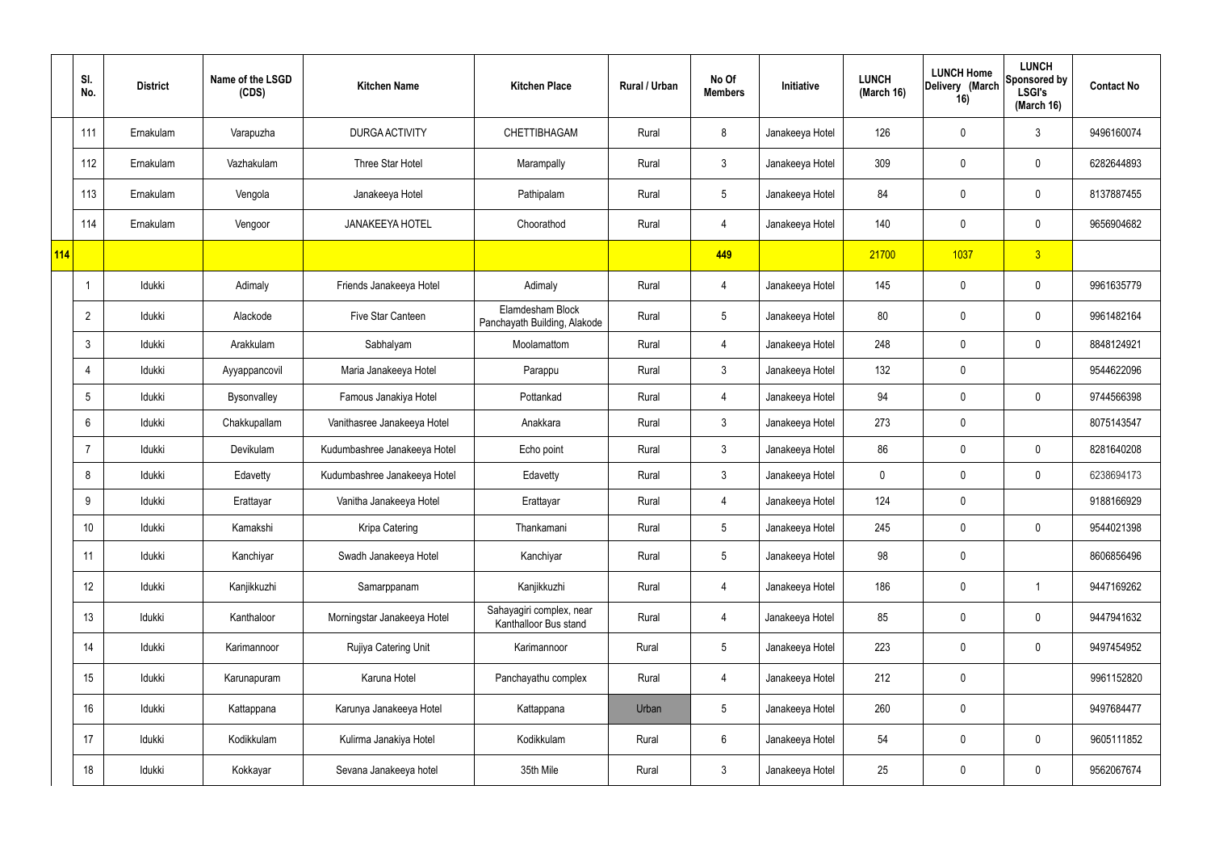| | Sl. No. | District | Name of the LSGD (CDS) | Kitchen Name | Kitchen Place | Rural / Urban | No Of Members | Initiative | LUNCH (March 16) | LUNCH Home Delivery (March 16) | LUNCH Sponsored by LSGI's (March 16) | Contact No |
|---|---|---|---|---|---|---|---|---|---|---|---|---|
| | 111 | Ernakulam | Varapuzha | DURGA ACTIVITY | CHETTIBHAGAM | Rural | 8 | Janakeeya Hotel | 126 | 0 | 3 | 9496160074 |
| | 112 | Ernakulam | Vazhakulam | Three Star Hotel | Marampally | Rural | 3 | Janakeeya Hotel | 309 | 0 | 0 | 6282644893 |
| | 113 | Ernakulam | Vengola | Janakeeya Hotel | Pathipalam | Rural | 5 | Janakeeya Hotel | 84 | 0 | 0 | 8137887455 |
| | 114 | Ernakulam | Vengoor | JANAKEEYA HOTEL | Choorathod | Rural | 4 | Janakeeya Hotel | 140 | 0 | 0 | 9656904682 |
| 114 | | | | | | | 449 | | 21700 | 1037 | 3 | |
| | 1 | Idukki | Adimaly | Friends Janakeeya Hotel | Adimaly | Rural | 4 | Janakeeya Hotel | 145 | 0 | 0 | 9961635779 |
| | 2 | Idukki | Alackode | Five Star Canteen | Elamdesham Block Panchayath Building, Alakode | Rural | 5 | Janakeeya Hotel | 80 | 0 | 0 | 9961482164 |
| | 3 | Idukki | Arakkulam | Sabhalyam | Moolamattom | Rural | 4 | Janakeeya Hotel | 248 | 0 | 0 | 8848124921 |
| | 4 | Idukki | Ayyappancovil | Maria Janakeeya Hotel | Parappu | Rural | 3 | Janakeeya Hotel | 132 | 0 | | 9544622096 |
| | 5 | Idukki | Bysonvalley | Famous Janakiya Hotel | Pottankad | Rural | 4 | Janakeeya Hotel | 94 | 0 | 0 | 9744566398 |
| | 6 | Idukki | Chakkupallam | Vanithasree Janakeeya Hotel | Anakkara | Rural | 3 | Janakeeya Hotel | 273 | 0 | | 8075143547 |
| | 7 | Idukki | Devikulam | Kudumbashree Janakeeya Hotel | Echo point | Rural | 3 | Janakeeya Hotel | 86 | 0 | 0 | 8281640208 |
| | 8 | Idukki | Edavetty | Kudumbashree Janakeeya Hotel | Edavetty | Rural | 3 | Janakeeya Hotel | 0 | 0 | 0 | 6238694173 |
| | 9 | Idukki | Erattayar | Vanitha Janakeeya Hotel | Erattayar | Rural | 4 | Janakeeya Hotel | 124 | 0 | | 9188166929 |
| | 10 | Idukki | Kamakshi | Kripa Catering | Thankamani | Rural | 5 | Janakeeya Hotel | 245 | 0 | 0 | 9544021398 |
| | 11 | Idukki | Kanchiyar | Swadh Janakeeya Hotel | Kanchiyar | Rural | 5 | Janakeeya Hotel | 98 | 0 | | 8606856496 |
| | 12 | Idukki | Kanjikkuzhi | Samarppanam | Kanjikkuzhi | Rural | 4 | Janakeeya Hotel | 186 | 0 | 1 | 9447169262 |
| | 13 | Idukki | Kanthaloor | Morningstar Janakeeya Hotel | Sahayagiri complex, near Kanthalloor Bus stand | Rural | 4 | Janakeeya Hotel | 85 | 0 | 0 | 9447941632 |
| | 14 | Idukki | Karimannoor | Rujiya Catering Unit | Karimannoor | Rural | 5 | Janakeeya Hotel | 223 | 0 | 0 | 9497454952 |
| | 15 | Idukki | Karunapuram | Karuna Hotel | Panchayathu complex | Rural | 4 | Janakeeya Hotel | 212 | 0 | | 9961152820 |
| | 16 | Idukki | Kattappana | Karunya Janakeeya Hotel | Kattappana | Urban | 5 | Janakeeya Hotel | 260 | 0 | | 9497684477 |
| | 17 | Idukki | Kodikkulam | Kulirma Janakiya Hotel | Kodikkulam | Rural | 6 | Janakeeya Hotel | 54 | 0 | 0 | 9605111852 |
| | 18 | Idukki | Kokkayar | Sevana Janakeeya hotel | 35th Mile | Rural | 3 | Janakeeya Hotel | 25 | 0 | 0 | 9562067674 |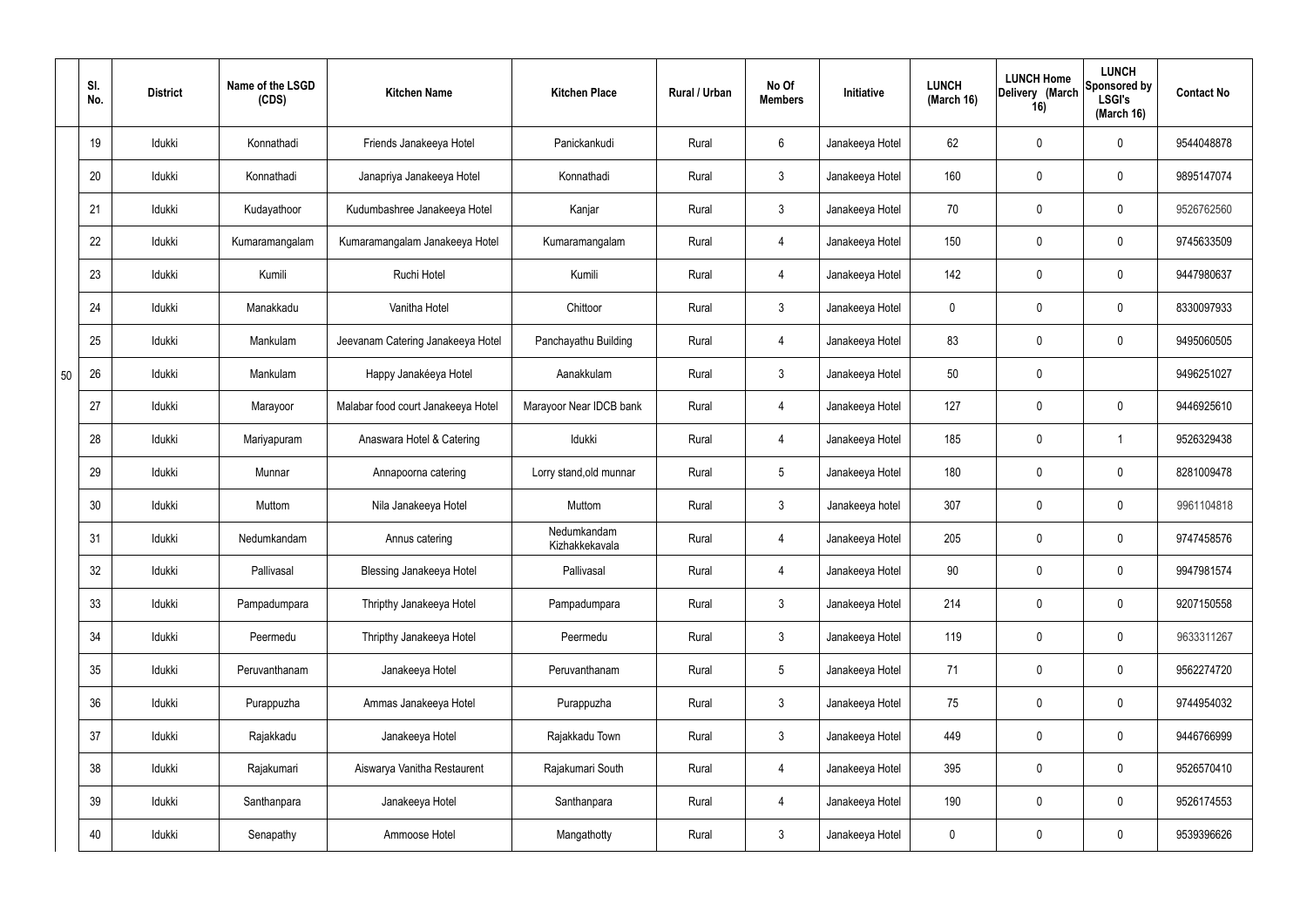|  | Sl. No. | District | Name of the LSGD (CDS) | Kitchen Name | Kitchen Place | Rural / Urban | No Of Members | Initiative | LUNCH (March 16) | LUNCH Home Delivery (March 16) | LUNCH Sponsored by LSGI's (March 16) | Contact No |
|---|---|---|---|---|---|---|---|---|---|---|---|---|
| 50 | 19 | Idukki | Konnathadi | Friends Janakeeya Hotel | Panickankudi | Rural | 6 | Janakeeya Hotel | 62 | 0 | 0 | 9544048878 |
|  | 20 | Idukki | Konnathadi | Janapriya Janakeeya Hotel | Konnathadi | Rural | 3 | Janakeeya Hotel | 160 | 0 | 0 | 9895147074 |
|  | 21 | Idukki | Kudayathoor | Kudumbashree Janakeeya Hotel | Kanjar | Rural | 3 | Janakeeya Hotel | 70 | 0 | 0 | 9526762560 |
|  | 22 | Idukki | Kumaramangalam | Kumaramangalam Janakeeya Hotel | Kumaramangalam | Rural | 4 | Janakeeya Hotel | 150 | 0 | 0 | 9745633509 |
|  | 23 | Idukki | Kumili | Ruchi Hotel | Kumili | Rural | 4 | Janakeeya Hotel | 142 | 0 | 0 | 9447980637 |
|  | 24 | Idukki | Manakkadu | Vanitha Hotel | Chittoor | Rural | 3 | Janakeeya Hotel | 0 | 0 | 0 | 8330097933 |
|  | 25 | Idukki | Mankulam | Jeevanam Catering Janakeeya Hotel | Panchayathu Building | Rural | 4 | Janakeeya Hotel | 83 | 0 | 0 | 9495060505 |
|  | 26 | Idukki | Mankulam | Happy Janakéeya Hotel | Aanakkulam | Rural | 3 | Janakeeya Hotel | 50 | 0 |  | 9496251027 |
|  | 27 | Idukki | Marayoor | Malabar food court Janakeeya Hotel | Marayoor Near IDCB bank | Rural | 4 | Janakeeya Hotel | 127 | 0 | 0 | 9446925610 |
|  | 28 | Idukki | Mariyapuram | Anaswara Hotel & Catering | Idukki | Rural | 4 | Janakeeya Hotel | 185 | 0 | 1 | 9526329438 |
|  | 29 | Idukki | Munnar | Annapoorna catering | Lorry stand,old munnar | Rural | 5 | Janakeeya Hotel | 180 | 0 | 0 | 8281009478 |
|  | 30 | Idukki | Muttom | Nila Janakeeya Hotel | Muttom | Rural | 3 | Janakeeya hotel | 307 | 0 | 0 | 9961104818 |
|  | 31 | Idukki | Nedumkandam | Annus catering | Nedumkandam Kizhakkekavala | Rural | 4 | Janakeeya Hotel | 205 | 0 | 0 | 9747458576 |
|  | 32 | Idukki | Pallivasal | Blessing Janakeeya Hotel | Pallivasal | Rural | 4 | Janakeeya Hotel | 90 | 0 | 0 | 9947981574 |
|  | 33 | Idukki | Pampadumpara | Thripthy Janakeeya Hotel | Pampadumpara | Rural | 3 | Janakeeya Hotel | 214 | 0 | 0 | 9207150558 |
|  | 34 | Idukki | Peermedu | Thripthy Janakeeya Hotel | Peermedu | Rural | 3 | Janakeeya Hotel | 119 | 0 | 0 | 9633311267 |
|  | 35 | Idukki | Peruvanthanam | Janakeeya Hotel | Peruvanthanam | Rural | 5 | Janakeeya Hotel | 71 | 0 | 0 | 9562274720 |
|  | 36 | Idukki | Purappuzha | Ammas Janakeeya Hotel | Purappuzha | Rural | 3 | Janakeeya Hotel | 75 | 0 | 0 | 9744954032 |
|  | 37 | Idukki | Rajakkadu | Janakeeya Hotel | Rajakkadu Town | Rural | 3 | Janakeeya Hotel | 449 | 0 | 0 | 9446766999 |
|  | 38 | Idukki | Rajakumari | Aiswarya Vanitha Restaurent | Rajakumari South | Rural | 4 | Janakeeya Hotel | 395 | 0 | 0 | 9526570410 |
|  | 39 | Idukki | Santhanpara | Janakeeya Hotel | Santhanpara | Rural | 4 | Janakeeya Hotel | 190 | 0 | 0 | 9526174553 |
|  | 40 | Idukki | Senapathy | Ammoose Hotel | Mangathotty | Rural | 3 | Janakeeya Hotel | 0 | 0 | 0 | 9539396626 |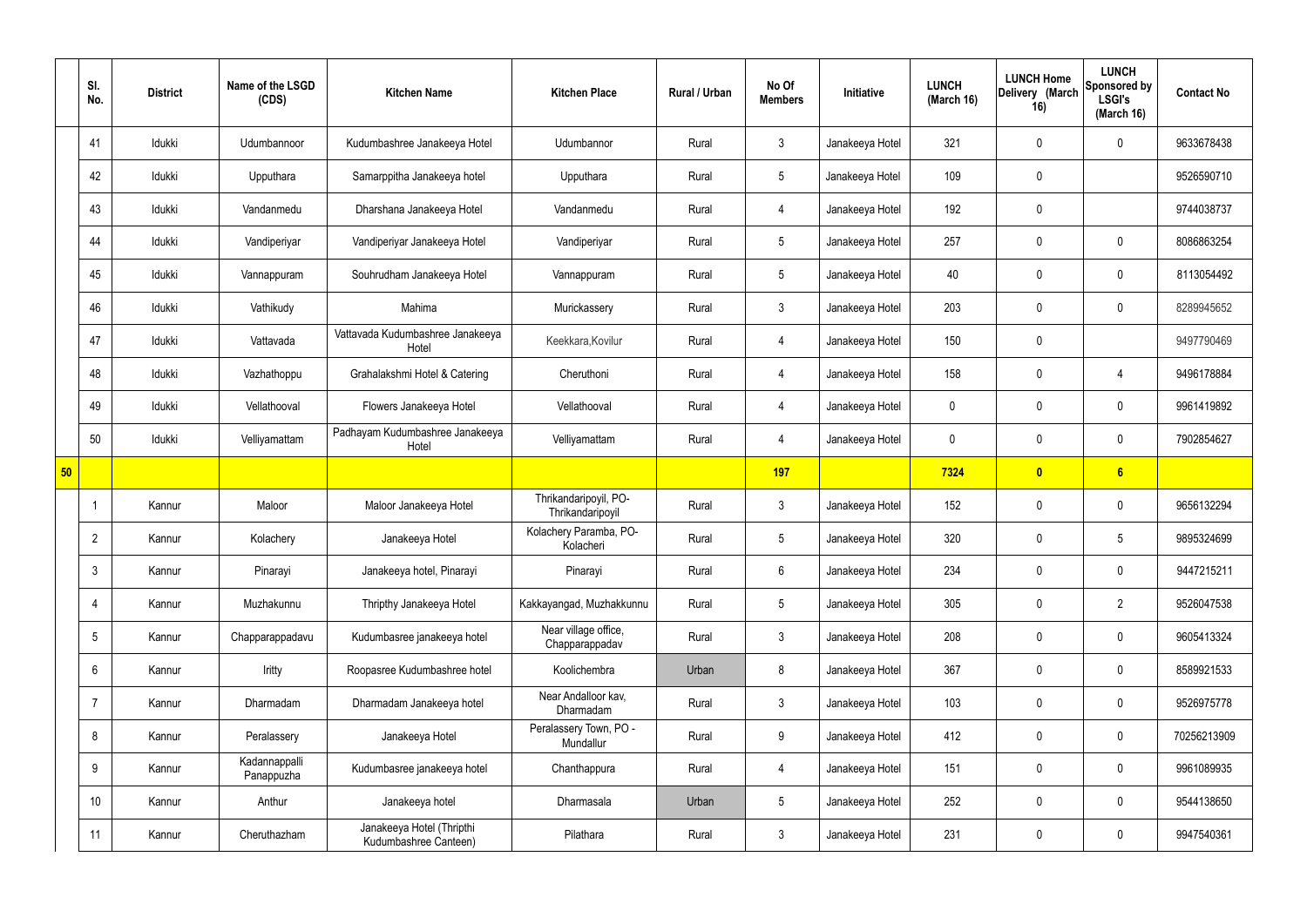| | Sl. No. | District | Name of the LSGD (CDS) | Kitchen Name | Kitchen Place | Rural / Urban | No Of Members | Initiative | LUNCH (March 16) | LUNCH Home Delivery (March 16) | LUNCH Sponsored by LSGI's (March 16) | Contact No |
|---|---|---|---|---|---|---|---|---|---|---|---|---|
| | 41 | Idukki | Udumbannoor | Kudumbashree Janakeeya Hotel | Udumbannor | Rural | 3 | Janakeeya Hotel | 321 | 0 | 0 | 9633678438 |
| | 42 | Idukki | Upputhara | Samarppitha Janakeeya hotel | Upputhara | Rural | 5 | Janakeeya Hotel | 109 | 0 | | 9526590710 |
| | 43 | Idukki | Vandanmedu | Dharshana Janakeeya Hotel | Vandanmedu | Rural | 4 | Janakeeya Hotel | 192 | 0 | | 9744038737 |
| | 44 | Idukki | Vandiperiyar | Vandiperiyar Janakeeya Hotel | Vandiperiyar | Rural | 5 | Janakeeya Hotel | 257 | 0 | 0 | 8086863254 |
| | 45 | Idukki | Vannappuram | Souhrudham Janakeeya Hotel | Vannappuram | Rural | 5 | Janakeeya Hotel | 40 | 0 | 0 | 8113054492 |
| | 46 | Idukki | Vathikudy | Mahima | Murickassery | Rural | 3 | Janakeeya Hotel | 203 | 0 | 0 | 8289945652 |
| | 47 | Idukki | Vattavada | Vattavada Kudumbashree Janakeeya Hotel | Keekkara,Kovilur | Rural | 4 | Janakeeya Hotel | 150 | 0 | | 9497790469 |
| | 48 | Idukki | Vazhathoppu | Grahalakshmi Hotel & Catering | Cheruthoni | Rural | 4 | Janakeeya Hotel | 158 | 0 | 4 | 9496178884 |
| | 49 | Idukki | Vellathooval | Flowers Janakeeya Hotel | Vellathooval | Rural | 4 | Janakeeya Hotel | 0 | 0 | 0 | 9961419892 |
| | 50 | Idukki | Velliyamattam | Padhayam Kudumbashree Janakeeya Hotel | Velliyamattam | Rural | 4 | Janakeeya Hotel | 0 | 0 | 0 | 7902854627 |
| **50** | | | | | | | **197** | | **7324** | **0** | **6** | |
| | 1 | Kannur | Maloor | Maloor Janakeeya Hotel | Thrikandaripoyil, PO-Thrikandaripoyil | Rural | 3 | Janakeeya Hotel | 152 | 0 | 0 | 9656132294 |
| | 2 | Kannur | Kolachery | Janakeeya Hotel | Kolachery Paramba, PO-Kolacheri | Rural | 5 | Janakeeya Hotel | 320 | 0 | 5 | 9895324699 |
| | 3 | Kannur | Pinarayi | Janakeeya hotel, Pinarayi | Pinarayi | Rural | 6 | Janakeeya Hotel | 234 | 0 | 0 | 9447215211 |
| | 4 | Kannur | Muzhakunnu | Thripthy Janakeeya Hotel | Kakkayangad, Muzhakkunnu | Rural | 5 | Janakeeya Hotel | 305 | 0 | 2 | 9526047538 |
| | 5 | Kannur | Chapparappadavu | Kudumbasree janakeeya hotel | Near village office, Chapparappadav | Rural | 3 | Janakeeya Hotel | 208 | 0 | 0 | 9605413324 |
| | 6 | Kannur | Iritty | Roopasree Kudumbashree hotel | Koolichembra | Urban | 8 | Janakeeya Hotel | 367 | 0 | 0 | 8589921533 |
| | 7 | Kannur | Dharmadam | Dharmadam Janakeeya hotel | Near Andalloor kav, Dharmadam | Rural | 3 | Janakeeya Hotel | 103 | 0 | 0 | 9526975778 |
| | 8 | Kannur | Peralassery | Janakeeya Hotel | Peralassery Town, PO - Mundallur | Rural | 9 | Janakeeya Hotel | 412 | 0 | 0 | 70256213909 |
| | 9 | Kannur | Kadannappalli Panappuzha | Kudumbasree janakeeya hotel | Chanthappura | Rural | 4 | Janakeeya Hotel | 151 | 0 | 0 | 9961089935 |
| | 10 | Kannur | Anthur | Janakeeya hotel | Dharmasala | Urban | 5 | Janakeeya Hotel | 252 | 0 | 0 | 9544138650 |
| | 11 | Kannur | Cheruthazham | Janakeeya Hotel (Thripthi Kudumbashree Canteen) | Pilathara | Rural | 3 | Janakeeya Hotel | 231 | 0 | 0 | 9947540361 |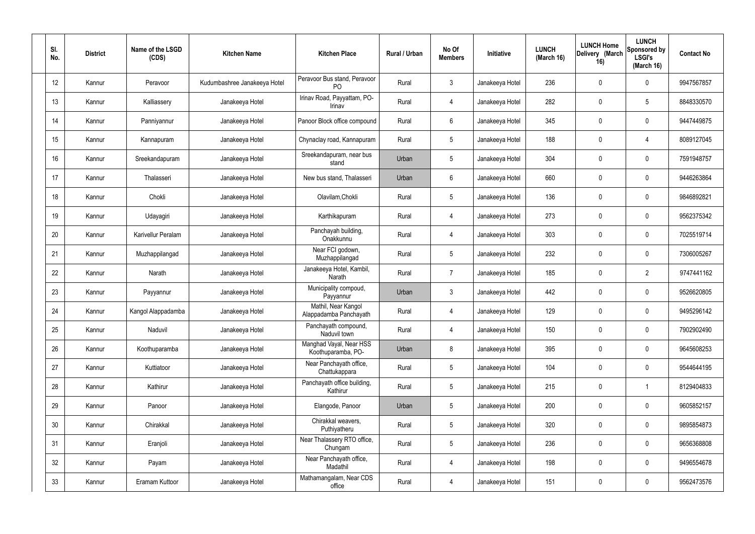| Sl. No. | District | Name of the LSGD (CDS) | Kitchen Name | Kitchen Place | Rural / Urban | No Of Members | Initiative | LUNCH (March 16) | LUNCH Home Delivery (March 16) | LUNCH Sponsored by LSGI's (March 16) | Contact No |
|---|---|---|---|---|---|---|---|---|---|---|---|
| 12 | Kannur | Peravoor | Kudumbashree Janakeeya Hotel | Peravoor Bus stand, Peravoor PO | Rural | 3 | Janakeeya Hotel | 236 | 0 | 0 | 9947567857 |
| 13 | Kannur | Kalliassery | Janakeeya Hotel | Irinav Road, Payyattam, PO-Irinav | Rural | 4 | Janakeeya Hotel | 282 | 0 | 5 | 8848330570 |
| 14 | Kannur | Panniyannur | Janakeeya Hotel | Panoor Block office compound | Rural | 6 | Janakeeya Hotel | 345 | 0 | 0 | 9447449875 |
| 15 | Kannur | Kannapuram | Janakeeya Hotel | Chynaclay road, Kannapuram | Rural | 5 | Janakeeya Hotel | 188 | 0 | 4 | 8089127045 |
| 16 | Kannur | Sreekandapuram | Janakeeya Hotel | Sreekandapuram, near bus stand | Urban | 5 | Janakeeya Hotel | 304 | 0 | 0 | 7591948757 |
| 17 | Kannur | Thalasseri | Janakeeya Hotel | New bus stand, Thalasseri | Urban | 6 | Janakeeya Hotel | 660 | 0 | 0 | 9446263864 |
| 18 | Kannur | Chokli | Janakeeya Hotel | Olavilam,Chokli | Rural | 5 | Janakeeya Hotel | 136 | 0 | 0 | 9846892821 |
| 19 | Kannur | Udayagiri | Janakeeya Hotel | Karthikapuram | Rural | 4 | Janakeeya Hotel | 273 | 0 | 0 | 9562375342 |
| 20 | Kannur | Karivellur Peralam | Janakeeya Hotel | Panchayah building, Onakkunnu | Rural | 4 | Janakeeya Hotel | 303 | 0 | 0 | 7025519714 |
| 21 | Kannur | Muzhappilangad | Janakeeya Hotel | Near FCI godown, Muzhappilangad | Rural | 5 | Janakeeya Hotel | 232 | 0 | 0 | 7306005267 |
| 22 | Kannur | Narath | Janakeeya Hotel | Janakeeya Hotel, Kambil, Narath | Rural | 7 | Janakeeya Hotel | 185 | 0 | 2 | 9747441162 |
| 23 | Kannur | Payyannur | Janakeeya Hotel | Municipality compoud, Payyannur | Urban | 3 | Janakeeya Hotel | 442 | 0 | 0 | 9526620805 |
| 24 | Kannur | Kangol Alappadamba | Janakeeya Hotel | Mathil, Near Kangol Alappadamba Panchayath | Rural | 4 | Janakeeya Hotel | 129 | 0 | 0 | 9495296142 |
| 25 | Kannur | Naduvil | Janakeeya Hotel | Panchayath compound, Naduvil town | Rural | 4 | Janakeeya Hotel | 150 | 0 | 0 | 7902902490 |
| 26 | Kannur | Koothuparamba | Janakeeya Hotel | Manghad Vayal, Near HSS Koothuparamba, PO- | Urban | 8 | Janakeeya Hotel | 395 | 0 | 0 | 9645608253 |
| 27 | Kannur | Kuttiatoor | Janakeeya Hotel | Near Panchayath office, Chattukappara | Rural | 5 | Janakeeya Hotel | 104 | 0 | 0 | 9544644195 |
| 28 | Kannur | Kathirur | Janakeeya Hotel | Panchayath office building, Kathirur | Rural | 5 | Janakeeya Hotel | 215 | 0 | 1 | 8129404833 |
| 29 | Kannur | Panoor | Janakeeya Hotel | Elangode, Panoor | Urban | 5 | Janakeeya Hotel | 200 | 0 | 0 | 9605852157 |
| 30 | Kannur | Chirakkal | Janakeeya Hotel | Chirakkal weavers, Puthiyatheru | Rural | 5 | Janakeeya Hotel | 320 | 0 | 0 | 9895854873 |
| 31 | Kannur | Eranjoli | Janakeeya Hotel | Near Thalassery RTO office, Chungam | Rural | 5 | Janakeeya Hotel | 236 | 0 | 0 | 9656368808 |
| 32 | Kannur | Payam | Janakeeya Hotel | Near Panchayath office, Madathil | Rural | 4 | Janakeeya Hotel | 198 | 0 | 0 | 9496554678 |
| 33 | Kannur | Eramam Kuttoor | Janakeeya Hotel | Mathamangalam, Near CDS office | Rural | 4 | Janakeeya Hotel | 151 | 0 | 0 | 9562473576 |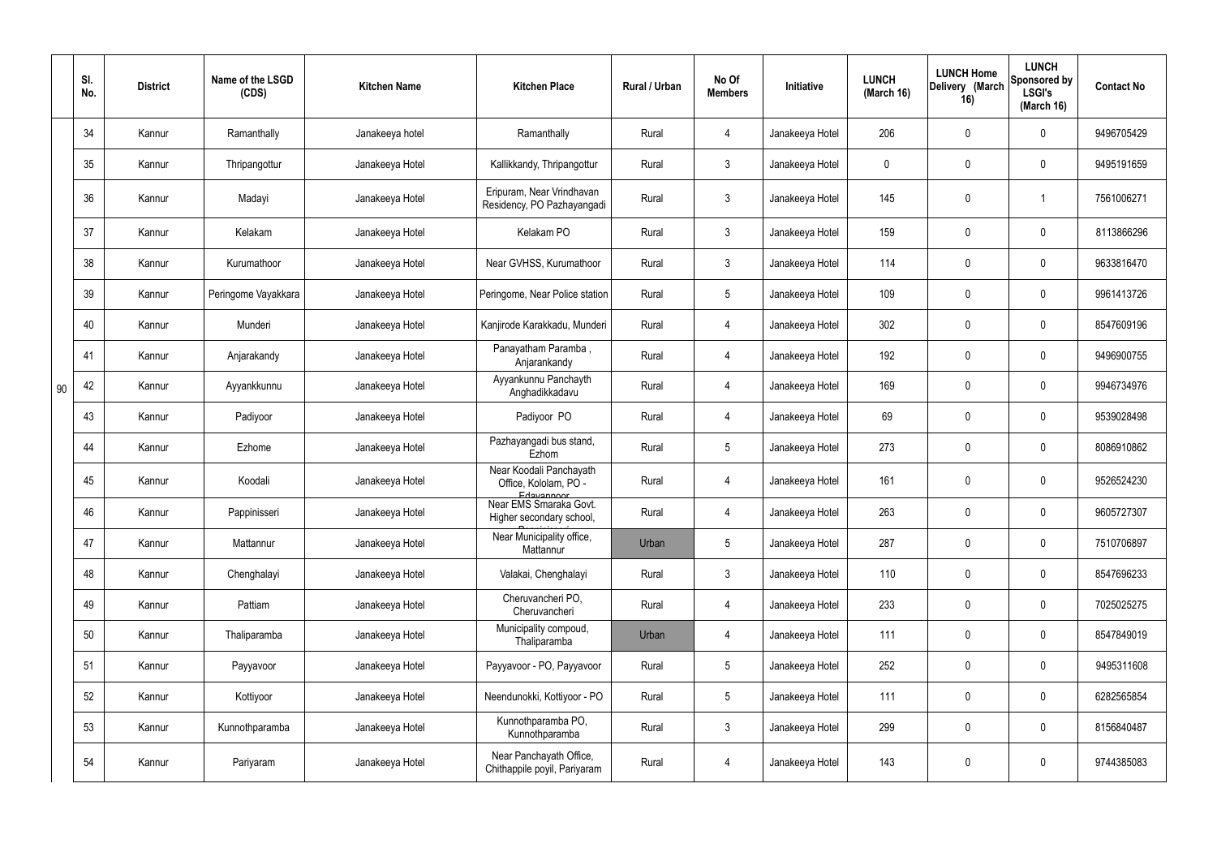|  | Sl. No. | District | Name of the LSGD (CDS) | Kitchen Name | Kitchen Place | Rural / Urban | No Of Members | Initiative | LUNCH (March 16) | LUNCH Home Delivery (March 16) | LUNCH Sponsored by LSGI's (March 16) | Contact No |
|---|---|---|---|---|---|---|---|---|---|---|---|---|
| 90 | 34 | Kannur | Ramanthally | Janakeeya hotel | Ramanthally | Rural | 4 | Janakeeya Hotel | 206 | 0 | 0 | 9496705429 |
|  | 35 | Kannur | Thripangottur | Janakeeya Hotel | Kallikkandy, Thripangottur | Rural | 3 | Janakeeya Hotel | 0 | 0 | 0 | 9495191659 |
|  | 36 | Kannur | Madayi | Janakeeya Hotel | Eripuram, Near Vrindhavan Residency, PO Pazhayangadi | Rural | 3 | Janakeeya Hotel | 145 | 0 | 1 | 7561006271 |
|  | 37 | Kannur | Kelakam | Janakeeya Hotel | Kelakam PO | Rural | 3 | Janakeeya Hotel | 159 | 0 | 0 | 8113866296 |
|  | 38 | Kannur | Kurumathoor | Janakeeya Hotel | Near GVHSS, Kurumathoor | Rural | 3 | Janakeeya Hotel | 114 | 0 | 0 | 9633816470 |
|  | 39 | Kannur | Peringome Vayakkara | Janakeeya Hotel | Peringome, Near Police station | Rural | 5 | Janakeeya Hotel | 109 | 0 | 0 | 9961413726 |
|  | 40 | Kannur | Munderi | Janakeeya Hotel | Kanjirode Karakkadu, Munderi | Rural | 4 | Janakeeya Hotel | 302 | 0 | 0 | 8547609196 |
|  | 41 | Kannur | Anjarakandy | Janakeeya Hotel | Panayatham Paramba , Anjarankandy | Rural | 4 | Janakeeya Hotel | 192 | 0 | 0 | 9496900755 |
|  | 42 | Kannur | Ayyankkunnu | Janakeeya Hotel | Ayyankunnu Panchayth Anghadikkadavu | Rural | 4 | Janakeeya Hotel | 169 | 0 | 0 | 9946734976 |
|  | 43 | Kannur | Padiyoor | Janakeeya Hotel | Padiyoor PO | Rural | 4 | Janakeeya Hotel | 69 | 0 | 0 | 9539028498 |
|  | 44 | Kannur | Ezhome | Janakeeya Hotel | Pazhayangadi bus stand, Ezhom | Rural | 5 | Janakeeya Hotel | 273 | 0 | 0 | 8086910862 |
|  | 45 | Kannur | Koodali | Janakeeya Hotel | Near Koodali Panchayath Office, Kololam, PO - Edavannoor | Rural | 4 | Janakeeya Hotel | 161 | 0 | 0 | 9526524230 |
|  | 46 | Kannur | Pappinisseri | Janakeeya Hotel | Near EMS Smaraka Govt. Higher secondary school, Pappinisseri | Rural | 4 | Janakeeya Hotel | 263 | 0 | 0 | 9605727307 |
|  | 47 | Kannur | Mattannur | Janakeeya Hotel | Near Municipality office, Mattannur | Urban | 5 | Janakeeya Hotel | 287 | 0 | 0 | 7510706897 |
|  | 48 | Kannur | Chenghalayi | Janakeeya Hotel | Valakai, Chenghalayi | Rural | 3 | Janakeeya Hotel | 110 | 0 | 0 | 8547696233 |
|  | 49 | Kannur | Pattiam | Janakeeya Hotel | Cheruvancheri PO, Cheruvancheri | Rural | 4 | Janakeeya Hotel | 233 | 0 | 0 | 7025025275 |
|  | 50 | Kannur | Thaliparamba | Janakeeya Hotel | Municipality compoud, Thaliparamba | Urban | 4 | Janakeeya Hotel | 111 | 0 | 0 | 8547849019 |
|  | 51 | Kannur | Payyavoor | Janakeeya Hotel | Payyavoor - PO, Payyavoor | Rural | 5 | Janakeeya Hotel | 252 | 0 | 0 | 9495311608 |
|  | 52 | Kannur | Kottiyoor | Janakeeya Hotel | Neendunokki, Kottiyoor - PO | Rural | 5 | Janakeeya Hotel | 111 | 0 | 0 | 6282565854 |
|  | 53 | Kannur | Kunnothparamba | Janakeeya Hotel | Kunnothparamba PO, Kunnothparamba | Rural | 3 | Janakeeya Hotel | 299 | 0 | 0 | 8156840487 |
|  | 54 | Kannur | Pariyaram | Janakeeya Hotel | Near Panchayath Office, Chithappile poyil, Pariyaram | Rural | 4 | Janakeeya Hotel | 143 | 0 | 0 | 9744385083 |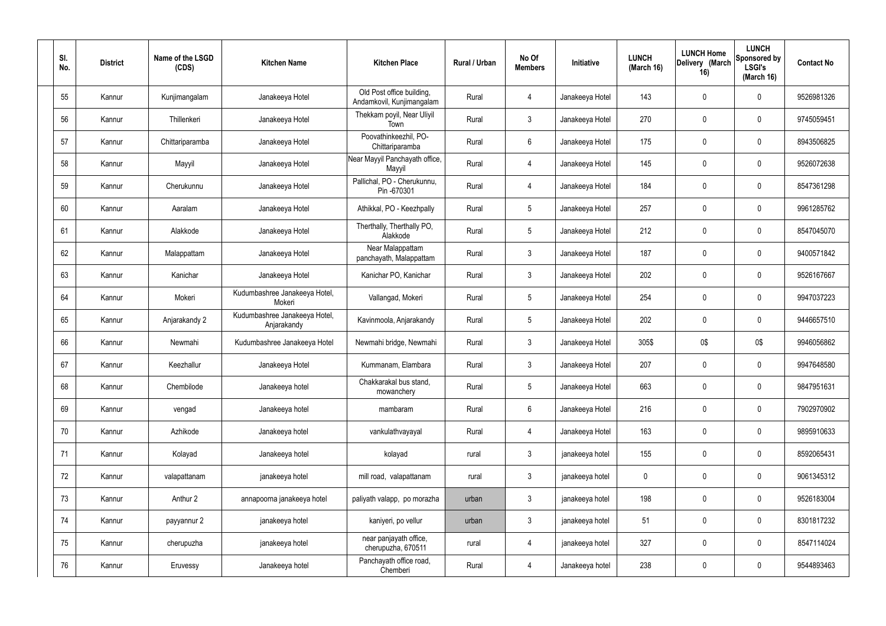| Sl. No. | District | Name of the LSGD (CDS) | Kitchen Name | Kitchen Place | Rural / Urban | No Of Members | Initiative | LUNCH (March 16) | LUNCH Home Delivery (March 16) | LUNCH Sponsored by LSGI's (March 16) | Contact No |
|---|---|---|---|---|---|---|---|---|---|---|---|
| 55 | Kannur | Kunjimangalam | Janakeeya Hotel | Old Post office building, Andamkovil, Kunjimangalam | Rural | 4 | Janakeeya Hotel | 143 | 0 | 0 | 9526981326 |
| 56 | Kannur | Thillenkeri | Janakeeya Hotel | Thekkam poyil, Near Uliyil Town | Rural | 3 | Janakeeya Hotel | 270 | 0 | 0 | 9745059451 |
| 57 | Kannur | Chittariparamba | Janakeeya Hotel | Poovathinkeezhil, PO-Chittariparamba | Rural | 6 | Janakeeya Hotel | 175 | 0 | 0 | 8943506825 |
| 58 | Kannur | Mayyil | Janakeeya Hotel | Near Mayyil Panchayath office, Mayyil | Rural | 4 | Janakeeya Hotel | 145 | 0 | 0 | 9526072638 |
| 59 | Kannur | Cherukunnu | Janakeeya Hotel | Pallichal, PO - Cherukunnu, Pin -670301 | Rural | 4 | Janakeeya Hotel | 184 | 0 | 0 | 8547361298 |
| 60 | Kannur | Aaralam | Janakeeya Hotel | Athikkal, PO - Keezhpally | Rural | 5 | Janakeeya Hotel | 257 | 0 | 0 | 9961285762 |
| 61 | Kannur | Alakkode | Janakeeya Hotel | Therthally, Therthally PO, Alakkode | Rural | 5 | Janakeeya Hotel | 212 | 0 | 0 | 8547045070 |
| 62 | Kannur | Malappattam | Janakeeya Hotel | Near Malappattam panchayath, Malappattam | Rural | 3 | Janakeeya Hotel | 187 | 0 | 0 | 9400571842 |
| 63 | Kannur | Kanichar | Janakeeya Hotel | Kanichar PO, Kanichar | Rural | 3 | Janakeeya Hotel | 202 | 0 | 0 | 9526167667 |
| 64 | Kannur | Mokeri | Kudumbashree Janakeeya Hotel, Mokeri | Vallangad, Mokeri | Rural | 5 | Janakeeya Hotel | 254 | 0 | 0 | 9947037223 |
| 65 | Kannur | Anjarakandy 2 | Kudumbashree Janakeeya Hotel, Anjarakandy | Kavinmoola, Anjarakandy | Rural | 5 | Janakeeya Hotel | 202 | 0 | 0 | 9446657510 |
| 66 | Kannur | Newmahi | Kudumbashree Janakeeya Hotel | Newmahi bridge, Newmahi | Rural | 3 | Janakeeya Hotel | 305$ | 0$ | 0$ | 9946056862 |
| 67 | Kannur | Keezhallur | Janakeeya Hotel | Kummanam, Elambara | Rural | 3 | Janakeeya Hotel | 207 | 0 | 0 | 9947648580 |
| 68 | Kannur | Chembilode | Janakeeya hotel | Chakkarakal bus stand, mowanchery | Rural | 5 | Janakeeya Hotel | 663 | 0 | 0 | 9847951631 |
| 69 | Kannur | vengad | Janakeeya hotel | mambaram | Rural | 6 | Janakeeya Hotel | 216 | 0 | 0 | 7902970902 |
| 70 | Kannur | Azhikode | Janakeeya hotel | vankulathvayayal | Rural | 4 | Janakeeya Hotel | 163 | 0 | 0 | 9895910633 |
| 71 | Kannur | Kolayad | Janakeeya hotel | kolayad | rural | 3 | janakeeya hotel | 155 | 0 | 0 | 8592065431 |
| 72 | Kannur | valapattanam | janakeeya hotel | mill road, valapattanam | rural | 3 | janakeeya hotel | 0 | 0 | 0 | 9061345312 |
| 73 | Kannur | Anthur 2 | annapoorna janakeeya hotel | paliyath valapp, po morazha | urban | 3 | janakeeya hotel | 198 | 0 | 0 | 9526183004 |
| 74 | Kannur | payyannur 2 | janakeeya hotel | kaniyeri, po vellur | urban | 3 | janakeeya hotel | 51 | 0 | 0 | 8301817232 |
| 75 | Kannur | cherupuzha | janakeeya hotel | near panjayath office, cherupuzha, 670511 | rural | 4 | janakeeya hotel | 327 | 0 | 0 | 8547114024 |
| 76 | Kannur | Eruvessy | Janakeeya hotel | Panchayath office road, Chemberi | Rural | 4 | Janakeeya hotel | 238 | 0 | 0 | 9544893463 |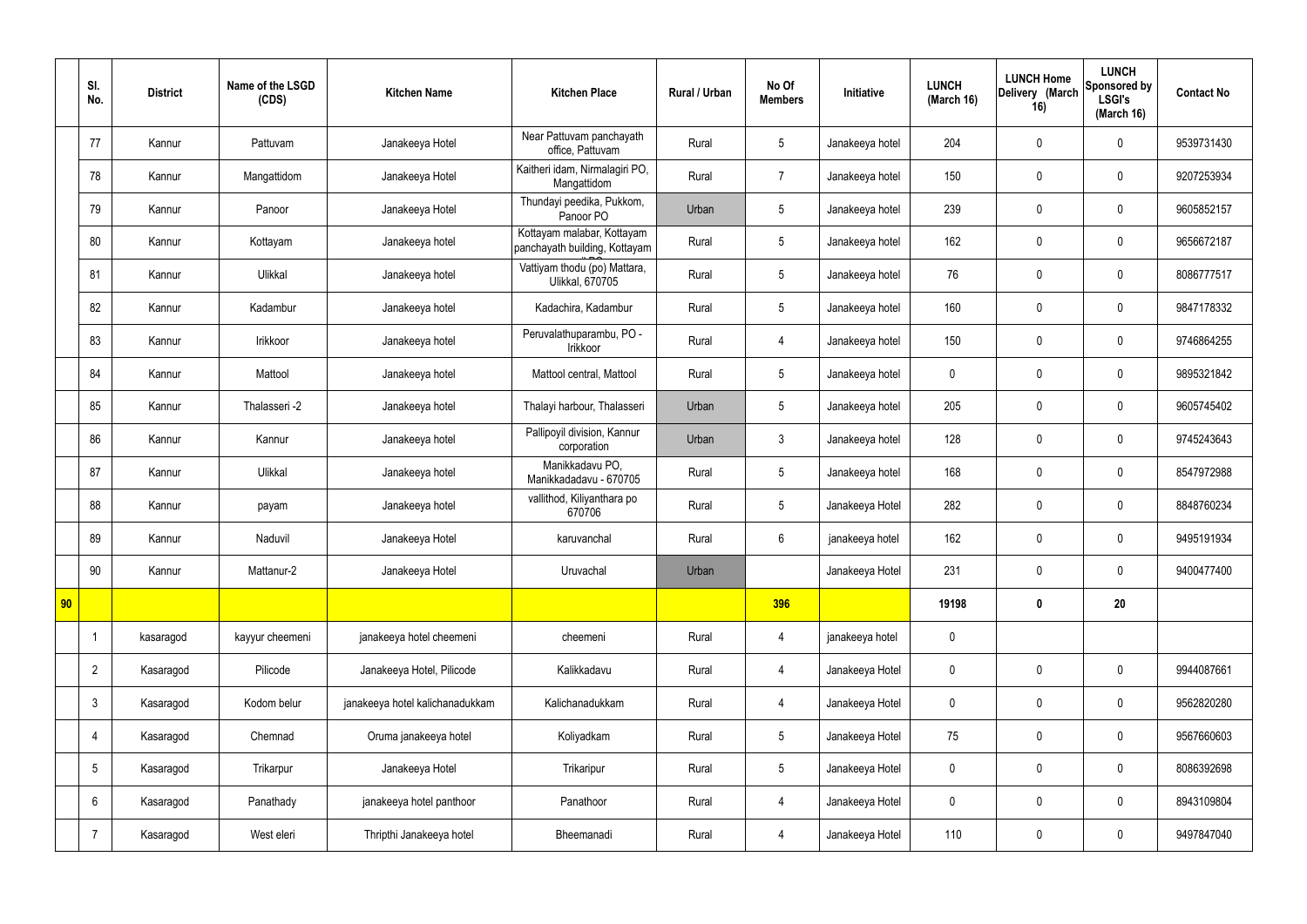|  | Sl. No. | District | Name of the LSGD (CDS) | Kitchen Name | Kitchen Place | Rural / Urban | No Of Members | Initiative | LUNCH (March 16) | LUNCH Home Delivery (March 16) | LUNCH Sponsored by LSGI's (March 16) | Contact No |
|---|---|---|---|---|---|---|---|---|---|---|---|---|
|  | 77 | Kannur | Pattuvam | Janakeeya Hotel | Near Pattuvam panchayath office, Pattuvam | Rural | 5 | Janakeeya hotel | 204 | 0 | 0 | 9539731430 |
|  | 78 | Kannur | Mangattidom | Janakeeya Hotel | Kaitheri idam, Nirmalagiri PO, Mangattidom | Rural | 7 | Janakeeya hotel | 150 | 0 | 0 | 9207253934 |
|  | 79 | Kannur | Panoor | Janakeeya Hotel | Thundayi peedika, Pukkom, Panoor PO | Urban | 5 | Janakeeya hotel | 239 | 0 | 0 | 9605852157 |
|  | 80 | Kannur | Kottayam | Janakeeya hotel | Kottayam malabar, Kottayam panchayath building, Kottayam | Rural | 5 | Janakeeya hotel | 162 | 0 | 0 | 9656672187 |
|  | 81 | Kannur | Ulikkal | Janakeeya hotel | Vattiyam thodu (po) Mattara, Ulikkal, 670705 | Rural | 5 | Janakeeya hotel | 76 | 0 | 0 | 8086777517 |
|  | 82 | Kannur | Kadambur | Janakeeya hotel | Kadachira, Kadambur | Rural | 5 | Janakeeya hotel | 160 | 0 | 0 | 9847178332 |
|  | 83 | Kannur | Irikkoor | Janakeeya hotel | Peruvalathuparambu, PO - Irikkoor | Rural | 4 | Janakeeya hotel | 150 | 0 | 0 | 9746864255 |
|  | 84 | Kannur | Mattool | Janakeeya hotel | Mattool central, Mattool | Rural | 5 | Janakeeya hotel | 0 | 0 | 0 | 9895321842 |
|  | 85 | Kannur | Thalasseri -2 | Janakeeya hotel | Thalayi harbour, Thalasseri | Urban | 5 | Janakeeya hotel | 205 | 0 | 0 | 9605745402 |
|  | 86 | Kannur | Kannur | Janakeeya hotel | Pallipoyil division, Kannur corporation | Urban | 3 | Janakeeya hotel | 128 | 0 | 0 | 9745243643 |
|  | 87 | Kannur | Ulikkal | Janakeeya hotel | Manikkadavu PO, Manikkadadavu - 670705 | Rural | 5 | Janakeeya hotel | 168 | 0 | 0 | 8547972988 |
|  | 88 | Kannur | payam | Janakeeya hotel | vallithod, Kiliyanthara po 670706 | Rural | 5 | Janakeeya Hotel | 282 | 0 | 0 | 8848760234 |
|  | 89 | Kannur | Naduvil | Janakeeya Hotel | karuvanchal | Rural | 6 | janakeeya hotel | 162 | 0 | 0 | 9495191934 |
|  | 90 | Kannur | Mattanur-2 | Janakeeya Hotel | Uruvachal | Urban |  | Janakeeya Hotel | 231 | 0 | 0 | 9400477400 |
| **90** |  |  |  |  |  |  | **396** |  | **19198** | **0** | **20** |  |
|  | 1 | kasaragod | kayyur cheemeni | janakeeya hotel cheemeni | cheemeni | Rural | 4 | janakeeya hotel | 0 |  |  |  |
|  | 2 | Kasaragod | Pilicode | Janakeeya Hotel, Pilicode | Kalikkadavu | Rural | 4 | Janakeeya Hotel | 0 | 0 | 0 | 9944087661 |
|  | 3 | Kasaragod | Kodom belur | janakeeya hotel kalichanadukkam | Kalichanadukkam | Rural | 4 | Janakeeya Hotel | 0 | 0 | 0 | 9562820280 |
|  | 4 | Kasaragod | Chemnad | Oruma janakeeya hotel | Koliyadkam | Rural | 5 | Janakeeya Hotel | 75 | 0 | 0 | 9567660603 |
|  | 5 | Kasaragod | Trikarpur | Janakeeya Hotel | Trikaripur | Rural | 5 | Janakeeya Hotel | 0 | 0 | 0 | 8086392698 |
|  | 6 | Kasaragod | Panathady | janakeeya hotel panthoor | Panathoor | Rural | 4 | Janakeeya Hotel | 0 | 0 | 0 | 8943109804 |
|  | 7 | Kasaragod | West eleri | Thripthi Janakeeya hotel | Bheemanadi | Rural | 4 | Janakeeya Hotel | 110 | 0 | 0 | 9497847040 |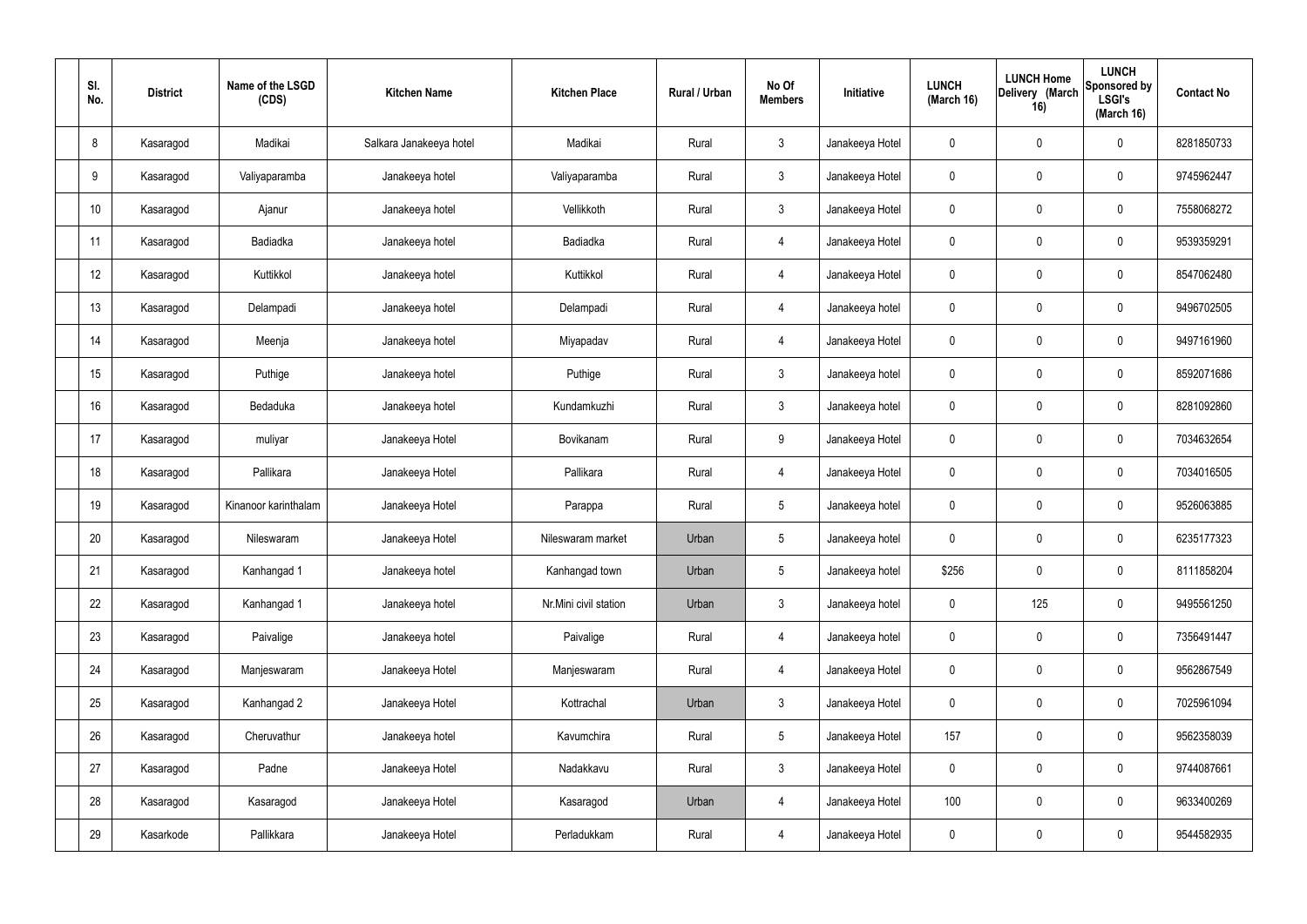| Sl. No. | District | Name of the LSGD (CDS) | Kitchen Name | Kitchen Place | Rural / Urban | No Of Members | Initiative | LUNCH (March 16) | LUNCH Home Delivery (March 16) | LUNCH Sponsored by LSGI's (March 16) | Contact No |
|---|---|---|---|---|---|---|---|---|---|---|---|
| 8 | Kasaragod | Madikai | Salkara Janakeeya hotel | Madikai | Rural | 3 | Janakeeya Hotel | 0 | 0 | 0 | 8281850733 |
| 9 | Kasaragod | Valiyaparamba | Janakeeya hotel | Valiyaparamba | Rural | 3 | Janakeeya Hotel | 0 | 0 | 0 | 9745962447 |
| 10 | Kasaragod | Ajanur | Janakeeya hotel | Vellikkoth | Rural | 3 | Janakeeya Hotel | 0 | 0 | 0 | 7558068272 |
| 11 | Kasaragod | Badiadka | Janakeeya hotel | Badiadka | Rural | 4 | Janakeeya Hotel | 0 | 0 | 0 | 9539359291 |
| 12 | Kasaragod | Kuttikkol | Janakeeya hotel | Kuttikkol | Rural | 4 | Janakeeya Hotel | 0 | 0 | 0 | 8547062480 |
| 13 | Kasaragod | Delampadi | Janakeeya hotel | Delampadi | Rural | 4 | Janakeeya hotel | 0 | 0 | 0 | 9496702505 |
| 14 | Kasaragod | Meenja | Janakeeya hotel | Miyapadav | Rural | 4 | Janakeeya Hotel | 0 | 0 | 0 | 9497161960 |
| 15 | Kasaragod | Puthige | Janakeeya hotel | Puthige | Rural | 3 | Janakeeya hotel | 0 | 0 | 0 | 8592071686 |
| 16 | Kasaragod | Bedaduka | Janakeeya hotel | Kundamkuzhi | Rural | 3 | Janakeeya hotel | 0 | 0 | 0 | 8281092860 |
| 17 | Kasaragod | muliyar | Janakeeya Hotel | Bovikanam | Rural | 9 | Janakeeya Hotel | 0 | 0 | 0 | 7034632654 |
| 18 | Kasaragod | Pallikara | Janakeeya Hotel | Pallikara | Rural | 4 | Janakeeya Hotel | 0 | 0 | 0 | 7034016505 |
| 19 | Kasaragod | Kinanoor karinthalam | Janakeeya Hotel | Parappa | Rural | 5 | Janakeeya hotel | 0 | 0 | 0 | 9526063885 |
| 20 | Kasaragod | Nileswaram | Janakeeya Hotel | Nileswaram market | Urban | 5 | Janakeeya hotel | 0 | 0 | 0 | 6235177323 |
| 21 | Kasaragod | Kanhangad 1 | Janakeeya hotel | Kanhangad town | Urban | 5 | Janakeeya hotel | $256 | 0 | 0 | 8111858204 |
| 22 | Kasaragod | Kanhangad 1 | Janakeeya hotel | Nr.Mini civil station | Urban | 3 | Janakeeya hotel | 0 | 125 | 0 | 9495561250 |
| 23 | Kasaragod | Paivalige | Janakeeya hotel | Paivalige | Rural | 4 | Janakeeya hotel | 0 | 0 | 0 | 7356491447 |
| 24 | Kasaragod | Manjeswaram | Janakeeya Hotel | Manjeswaram | Rural | 4 | Janakeeya Hotel | 0 | 0 | 0 | 9562867549 |
| 25 | Kasaragod | Kanhangad 2 | Janakeeya Hotel | Kottrachal | Urban | 3 | Janakeeya Hotel | 0 | 0 | 0 | 7025961094 |
| 26 | Kasaragod | Cheruvathur | Janakeeya hotel | Kavumchira | Rural | 5 | Janakeeya Hotel | 157 | 0 | 0 | 9562358039 |
| 27 | Kasaragod | Padne | Janakeeya Hotel | Nadakkavu | Rural | 3 | Janakeeya Hotel | 0 | 0 | 0 | 9744087661 |
| 28 | Kasaragod | Kasaragod | Janakeeya Hotel | Kasaragod | Urban | 4 | Janakeeya Hotel | 100 | 0 | 0 | 9633400269 |
| 29 | Kasarkode | Pallikkara | Janakeeya Hotel | Perladukkam | Rural | 4 | Janakeeya Hotel | 0 | 0 | 0 | 9544582935 |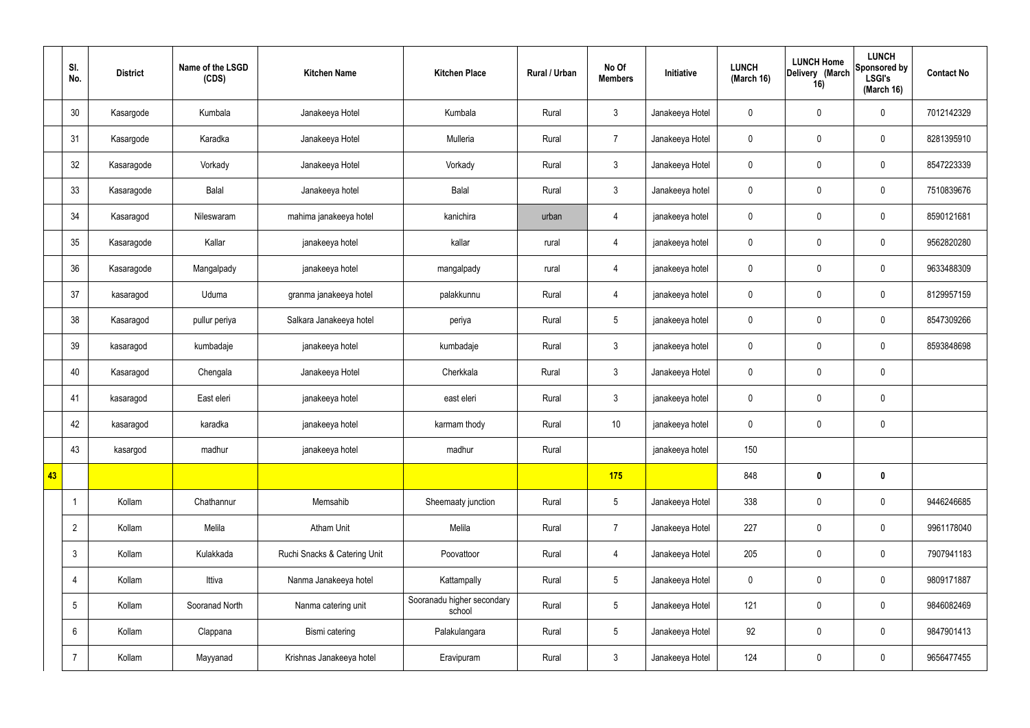|  | Sl. No. | District | Name of the LSGD (CDS) | Kitchen Name | Kitchen Place | Rural / Urban | No Of Members | Initiative | LUNCH (March 16) | LUNCH Home Delivery (March 16) | LUNCH Sponsored by LSGI's (March 16) | Contact No |
|---|---|---|---|---|---|---|---|---|---|---|---|---|
|  | 30 | Kasargode | Kumbala | Janakeeya Hotel | Kumbala | Rural | 3 | Janakeeya Hotel | 0 | 0 | 0 | 7012142329 |
|  | 31 | Kasargode | Karadka | Janakeeya Hotel | Mulleria | Rural | 7 | Janakeeya Hotel | 0 | 0 | 0 | 8281395910 |
|  | 32 | Kasaragode | Vorkady | Janakeeya Hotel | Vorkady | Rural | 3 | Janakeeya Hotel | 0 | 0 | 0 | 8547223339 |
|  | 33 | Kasaragode | Balal | Janakeeya hotel | Balal | Rural | 3 | Janakeeya hotel | 0 | 0 | 0 | 7510839676 |
|  | 34 | Kasaragod | Nileswaram | mahima janakeeya hotel | kanichira | urban | 4 | janakeeya hotel | 0 | 0 | 0 | 8590121681 |
|  | 35 | Kasaragode | Kallar | janakeeya hotel | kallar | rural | 4 | janakeeya hotel | 0 | 0 | 0 | 9562820280 |
|  | 36 | Kasaragode | Mangalpady | janakeeya hotel | mangalpady | rural | 4 | janakeeya hotel | 0 | 0 | 0 | 9633488309 |
|  | 37 | kasaragod | Uduma | granma janakeeya hotel | palakkunnu | Rural | 4 | janakeeya hotel | 0 | 0 | 0 | 8129957159 |
|  | 38 | Kasaragod | pullur periya | Salkara Janakeeya hotel | periya | Rural | 5 | janakeeya hotel | 0 | 0 | 0 | 8547309266 |
|  | 39 | kasaragod | kumbadaje | janakeeya hotel | kumbadaje | Rural | 3 | janakeeya hotel | 0 | 0 | 0 | 8593848698 |
|  | 40 | Kasaragod | Chengala | Janakeeya Hotel | Cherkkala | Rural | 3 | Janakeeya Hotel | 0 | 0 | 0 |  |
|  | 41 | kasaragod | East eleri | janakeeya hotel | east eleri | Rural | 3 | janakeeya hotel | 0 | 0 | 0 |  |
|  | 42 | kasaragod | karadka | janakeeya hotel | karmam thody | Rural | 10 | janakeeya hotel | 0 | 0 | 0 |  |
|  | 43 | kasargod | madhur | janakeeya hotel | madhur | Rural |  | janakeeya hotel | 150 |  |  |  |
| **43** |  |  |  |  |  |  | **175** |  | 848 | **0** | **0** |  |
|  | 1 | Kollam | Chathannur | Memsahib | Sheemaaty junction | Rural | 5 | Janakeeya Hotel | 338 | 0 | 0 | 9446246685 |
|  | 2 | Kollam | Melila | Atham Unit | Melila | Rural | 7 | Janakeeya Hotel | 227 | 0 | 0 | 9961178040 |
|  | 3 | Kollam | Kulakkada | Ruchi Snacks & Catering Unit | Poovattoor | Rural | 4 | Janakeeya Hotel | 205 | 0 | 0 | 7907941183 |
|  | 4 | Kollam | Ittiva | Nanma Janakeeya hotel | Kattampally | Rural | 5 | Janakeeya Hotel | 0 | 0 | 0 | 9809171887 |
|  | 5 | Kollam | Sooranad North | Nanma catering unit | Sooranadu higher secondary school | Rural | 5 | Janakeeya Hotel | 121 | 0 | 0 | 9846082469 |
|  | 6 | Kollam | Clappana | Bismi catering | Palakulangara | Rural | 5 | Janakeeya Hotel | 92 | 0 | 0 | 9847901413 |
|  | 7 | Kollam | Mayyanad | Krishnas Janakeeya hotel | Eravipuram | Rural | 3 | Janakeeya Hotel | 124 | 0 | 0 | 9656477455 |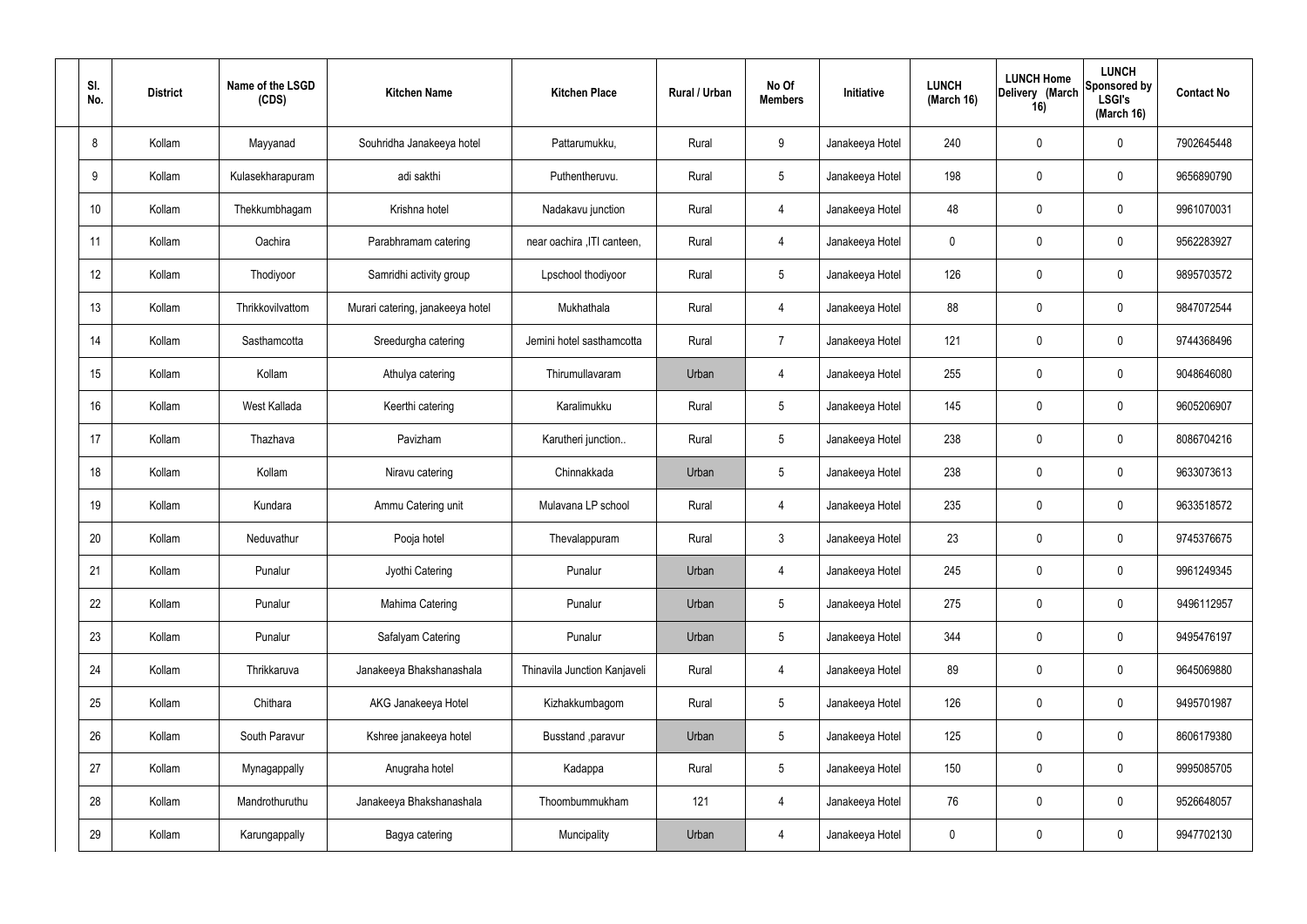| Sl. No. | District | Name of the LSGD (CDS) | Kitchen Name | Kitchen Place | Rural / Urban | No Of Members | Initiative | LUNCH (March 16) | LUNCH Home Delivery (March 16) | LUNCH Sponsored by LSGI's (March 16) | Contact No |
|---|---|---|---|---|---|---|---|---|---|---|---|
| 8 | Kollam | Mayyanad | Souhridha Janakeeya hotel | Pattarumukku, | Rural | 9 | Janakeeya Hotel | 240 | 0 | 0 | 7902645448 |
| 9 | Kollam | Kulasekharapuram | adi sakthi | Puthentheruvu. | Rural | 5 | Janakeeya Hotel | 198 | 0 | 0 | 9656890790 |
| 10 | Kollam | Thekkumbhagam | Krishna hotel | Nadakavu junction | Rural | 4 | Janakeeya Hotel | 48 | 0 | 0 | 9961070031 |
| 11 | Kollam | Oachira | Parabhramam catering | near oachira ,ITI canteen, | Rural | 4 | Janakeeya Hotel | 0 | 0 | 0 | 9562283927 |
| 12 | Kollam | Thodiyoor | Samridhi activity group | Lpschool thodiyoor | Rural | 5 | Janakeeya Hotel | 126 | 0 | 0 | 9895703572 |
| 13 | Kollam | Thrikkovilvattom | Murari catering, janakeeya hotel | Mukhathala | Rural | 4 | Janakeeya Hotel | 88 | 0 | 0 | 9847072544 |
| 14 | Kollam | Sasthamcotta | Sreedurgha catering | Jemini hotel sasthamcotta | Rural | 7 | Janakeeya Hotel | 121 | 0 | 0 | 9744368496 |
| 15 | Kollam | Kollam | Athulya catering | Thirumullavaram | Urban | 4 | Janakeeya Hotel | 255 | 0 | 0 | 9048646080 |
| 16 | Kollam | West Kallada | Keerthi catering | Karalimukku | Rural | 5 | Janakeeya Hotel | 145 | 0 | 0 | 9605206907 |
| 17 | Kollam | Thazhava | Pavizham | Karutheri junction.. | Rural | 5 | Janakeeya Hotel | 238 | 0 | 0 | 8086704216 |
| 18 | Kollam | Kollam | Niravu catering | Chinnakkada | Urban | 5 | Janakeeya Hotel | 238 | 0 | 0 | 9633073613 |
| 19 | Kollam | Kundara | Ammu Catering unit | Mulavana LP school | Rural | 4 | Janakeeya Hotel | 235 | 0 | 0 | 9633518572 |
| 20 | Kollam | Neduvathur | Pooja hotel | Thevalappuram | Rural | 3 | Janakeeya Hotel | 23 | 0 | 0 | 9745376675 |
| 21 | Kollam | Punalur | Jyothi Catering | Punalur | Urban | 4 | Janakeeya Hotel | 245 | 0 | 0 | 9961249345 |
| 22 | Kollam | Punalur | Mahima Catering | Punalur | Urban | 5 | Janakeeya Hotel | 275 | 0 | 0 | 9496112957 |
| 23 | Kollam | Punalur | Safalyam Catering | Punalur | Urban | 5 | Janakeeya Hotel | 344 | 0 | 0 | 9495476197 |
| 24 | Kollam | Thrikkaruva | Janakeeya Bhakshanashala | Thinavila Junction Kanjaveli | Rural | 4 | Janakeeya Hotel | 89 | 0 | 0 | 9645069880 |
| 25 | Kollam | Chithara | AKG Janakeeya Hotel | Kizhakkumbagom | Rural | 5 | Janakeeya Hotel | 126 | 0 | 0 | 9495701987 |
| 26 | Kollam | South Paravur | Kshree janakeeya hotel | Busstand ,paravur | Urban | 5 | Janakeeya Hotel | 125 | 0 | 0 | 8606179380 |
| 27 | Kollam | Mynagappally | Anugraha hotel | Kadappa | Rural | 5 | Janakeeya Hotel | 150 | 0 | 0 | 9995085705 |
| 28 | Kollam | Mandrothuruthu | Janakeeya Bhakshanashala | Thoombummukham | 121 | 4 | Janakeeya Hotel | 76 | 0 | 0 | 9526648057 |
| 29 | Kollam | Karungappally | Bagya catering | Muncipality | Urban | 4 | Janakeeya Hotel | 0 | 0 | 0 | 9947702130 |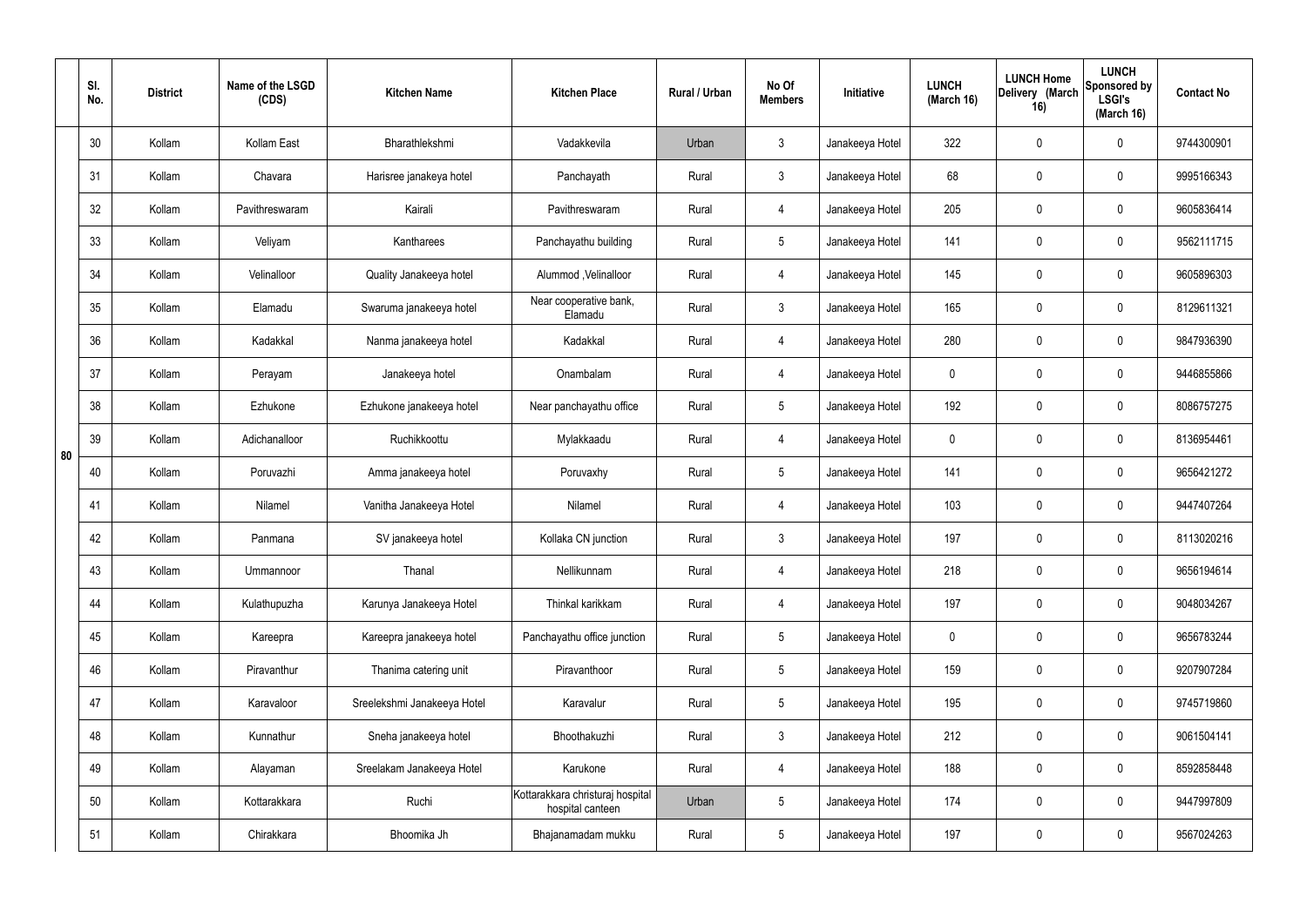| | Sl. No. | District | Name of the LSGD (CDS) | Kitchen Name | Kitchen Place | Rural / Urban | No Of Members | Initiative | LUNCH (March 16) | LUNCH Home Delivery (March 16) | LUNCH Sponsored by LSGI's (March 16) | Contact No |
|---|---|---|---|---|---|---|---|---|---|---|---|---|
| 80 | 30 | Kollam | Kollam East | Bharathlekshmi | Vadakkevila | Urban | 3 | Janakeeya Hotel | 322 | 0 | 0 | 9744300901 |
| | 31 | Kollam | Chavara | Harisree janakeya hotel | Panchayath | Rural | 3 | Janakeeya Hotel | 68 | 0 | 0 | 9995166343 |
| | 32 | Kollam | Pavithreswaram | Kairali | Pavithreswaram | Rural | 4 | Janakeeya Hotel | 205 | 0 | 0 | 9605836414 |
| | 33 | Kollam | Veliyam | Kantharees | Panchayathu building | Rural | 5 | Janakeeya Hotel | 141 | 0 | 0 | 9562111715 |
| | 34 | Kollam | Velinalloor | Quality Janakeeya hotel | Alummod ,Velinalloor | Rural | 4 | Janakeeya Hotel | 145 | 0 | 0 | 9605896303 |
| | 35 | Kollam | Elamadu | Swaruma janakeeya hotel | Near cooperative bank, Elamadu | Rural | 3 | Janakeeya Hotel | 165 | 0 | 0 | 8129611321 |
| | 36 | Kollam | Kadakkal | Nanma janakeeya hotel | Kadakkal | Rural | 4 | Janakeeya Hotel | 280 | 0 | 0 | 9847936390 |
| | 37 | Kollam | Perayam | Janakeeya hotel | Onambalam | Rural | 4 | Janakeeya Hotel | 0 | 0 | 0 | 9446855866 |
| | 38 | Kollam | Ezhukone | Ezhukone janakeeya hotel | Near panchayathu office | Rural | 5 | Janakeeya Hotel | 192 | 0 | 0 | 8086757275 |
| | 39 | Kollam | Adichanalloor | Ruchikkoottu | Mylakkaadu | Rural | 4 | Janakeeya Hotel | 0 | 0 | 0 | 8136954461 |
| | 40 | Kollam | Poruvazhi | Amma janakeeya hotel | Poruvaxhy | Rural | 5 | Janakeeya Hotel | 141 | 0 | 0 | 9656421272 |
| | 41 | Kollam | Nilamel | Vanitha Janakeeya Hotel | Nilamel | Rural | 4 | Janakeeya Hotel | 103 | 0 | 0 | 9447407264 |
| | 42 | Kollam | Panmana | SV janakeeya hotel | Kollaka CN junction | Rural | 3 | Janakeeya Hotel | 197 | 0 | 0 | 8113020216 |
| | 43 | Kollam | Ummannoor | Thanal | Nellikunnam | Rural | 4 | Janakeeya Hotel | 218 | 0 | 0 | 9656194614 |
| | 44 | Kollam | Kulathupuzha | Karunya Janakeeya Hotel | Thinkal karikkam | Rural | 4 | Janakeeya Hotel | 197 | 0 | 0 | 9048034267 |
| | 45 | Kollam | Kareepra | Kareepra janakeeya hotel | Panchayathu office junction | Rural | 5 | Janakeeya Hotel | 0 | 0 | 0 | 9656783244 |
| | 46 | Kollam | Piravanthur | Thanima catering unit | Piravanthoor | Rural | 5 | Janakeeya Hotel | 159 | 0 | 0 | 9207907284 |
| | 47 | Kollam | Karavaloor | Sreelekshmi Janakeeya Hotel | Karavalur | Rural | 5 | Janakeeya Hotel | 195 | 0 | 0 | 9745719860 |
| | 48 | Kollam | Kunnathur | Sneha janakeeya hotel | Bhoothakuzhi | Rural | 3 | Janakeeya Hotel | 212 | 0 | 0 | 9061504141 |
| | 49 | Kollam | Alayaman | Sreelakam Janakeeya Hotel | Karukone | Rural | 4 | Janakeeya Hotel | 188 | 0 | 0 | 8592858448 |
| | 50 | Kollam | Kottarakkara | Ruchi | Kottarakkara christuraj hospital hospital canteen | Urban | 5 | Janakeeya Hotel | 174 | 0 | 0 | 9447997809 |
| | 51 | Kollam | Chirakkara | Bhoomika Jh | Bhajanamadam mukku | Rural | 5 | Janakeeya Hotel | 197 | 0 | 0 | 9567024263 |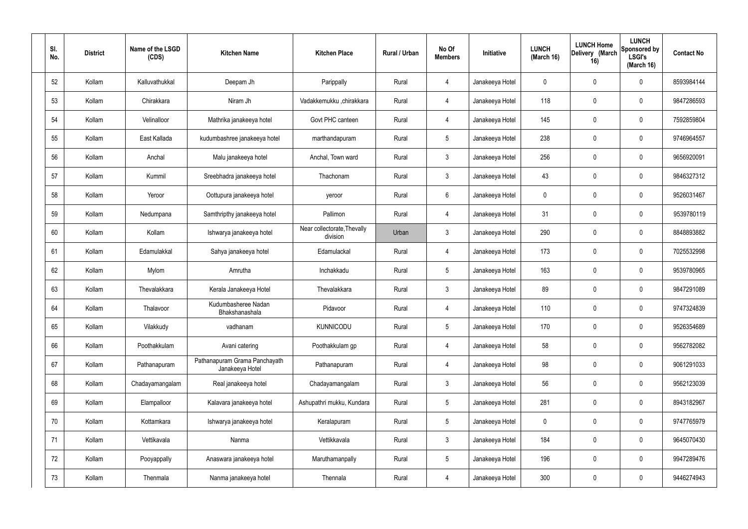| Sl. No. | District | Name of the LSGD (CDS) | Kitchen Name | Kitchen Place | Rural / Urban | No Of Members | Initiative | LUNCH (March 16) | LUNCH Home Delivery (March 16) | LUNCH Sponsored by LSGI's (March 16) | Contact No |
|---|---|---|---|---|---|---|---|---|---|---|---|
| 52 | Kollam | Kalluvathukkal | Deepam Jh | Parippally | Rural | 4 | Janakeeya Hotel | 0 | 0 | 0 | 8593984144 |
| 53 | Kollam | Chirakkara | Niram Jh | Vadakkemukku ,chirakkara | Rural | 4 | Janakeeya Hotel | 118 | 0 | 0 | 9847286593 |
| 54 | Kollam | Velinalloor | Mathrika janakeeya hotel | Govt PHC canteen | Rural | 4 | Janakeeya Hotel | 145 | 0 | 0 | 7592859804 |
| 55 | Kollam | East Kallada | kudumbashree janakeeya hotel | marthandapuram | Rural | 5 | Janakeeya Hotel | 238 | 0 | 0 | 9746964557 |
| 56 | Kollam | Anchal | Malu janakeeya hotel | Anchal, Town ward | Rural | 3 | Janakeeya Hotel | 256 | 0 | 0 | 9656920091 |
| 57 | Kollam | Kummil | Sreebhadra janakeeya hotel | Thachonam | Rural | 3 | Janakeeya Hotel | 43 | 0 | 0 | 9846327312 |
| 58 | Kollam | Yeroor | Oottupura janakeeya hotel | yeroor | Rural | 6 | Janakeeya Hotel | 0 | 0 | 0 | 9526031467 |
| 59 | Kollam | Nedumpana | Samthripthy janakeeya hotel | Pallimon | Rural | 4 | Janakeeya Hotel | 31 | 0 | 0 | 9539780119 |
| 60 | Kollam | Kollam | Ishwarya janakeeya hotel | Near collectorate,Thevally division | Urban | 3 | Janakeeya Hotel | 290 | 0 | 0 | 8848893882 |
| 61 | Kollam | Edamulakkal | Sahya janakeeya hotel | Edamulackal | Rural | 4 | Janakeeya Hotel | 173 | 0 | 0 | 7025532998 |
| 62 | Kollam | Mylom | Amrutha | Inchakkadu | Rural | 5 | Janakeeya Hotel | 163 | 0 | 0 | 9539780965 |
| 63 | Kollam | Thevalakkara | Kerala Janakeeya Hotel | Thevalakkara | Rural | 3 | Janakeeya Hotel | 89 | 0 | 0 | 9847291089 |
| 64 | Kollam | Thalavoor | Kudumbasheree Nadan Bhakshanashala | Pidavoor | Rural | 4 | Janakeeya Hotel | 110 | 0 | 0 | 9747324839 |
| 65 | Kollam | Vilakkudy | vadhanam | KUNNICODU | Rural | 5 | Janakeeya Hotel | 170 | 0 | 0 | 9526354689 |
| 66 | Kollam | Poothakkulam | Avani catering | Poothakkulam gp | Rural | 4 | Janakeeya Hotel | 58 | 0 | 0 | 9562782082 |
| 67 | Kollam | Pathanapuram | Pathanapuram Grama Panchayath Janakeeya Hotel | Pathanapuram | Rural | 4 | Janakeeya Hotel | 98 | 0 | 0 | 9061291033 |
| 68 | Kollam | Chadayamangalam | Real janakeeya hotel | Chadayamangalam | Rural | 3 | Janakeeya Hotel | 56 | 0 | 0 | 9562123039 |
| 69 | Kollam | Elampalloor | Kalavara janakeeya hotel | Ashupathri mukku, Kundara | Rural | 5 | Janakeeya Hotel | 281 | 0 | 0 | 8943182967 |
| 70 | Kollam | Kottamkara | Ishwarya janakeeya hotel | Keralapuram | Rural | 5 | Janakeeya Hotel | 0 | 0 | 0 | 9747765979 |
| 71 | Kollam | Vettikavala | Nanma | Vettikkavala | Rural | 3 | Janakeeya Hotel | 184 | 0 | 0 | 9645070430 |
| 72 | Kollam | Pooyappally | Anaswara janakeeya hotel | Maruthamanpally | Rural | 5 | Janakeeya Hotel | 196 | 0 | 0 | 9947289476 |
| 73 | Kollam | Thenmala | Nanma janakeeya hotel | Thennala | Rural | 4 | Janakeeya Hotel | 300 | 0 | 0 | 9446274943 |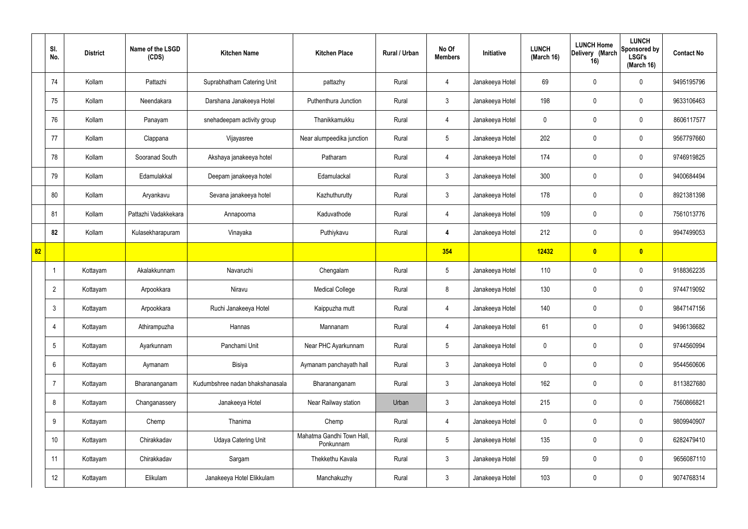| | Sl. No. | District | Name of the LSGD (CDS) | Kitchen Name | Kitchen Place | Rural / Urban | No Of Members | Initiative | LUNCH (March 16) | LUNCH Home Delivery (March 16) | LUNCH Sponsored by LSGI's (March 16) | Contact No |
|---|---|---|---|---|---|---|---|---|---|---|---|---|
| | 74 | Kollam | Pattazhi | Suprabhatham Catering Unit | pattazhy | Rural | 4 | Janakeeya Hotel | 69 | 0 | 0 | 9495195796 |
| | 75 | Kollam | Neendakara | Darshana Janakeeya Hotel | Puthenthura Junction | Rural | 3 | Janakeeya Hotel | 198 | 0 | 0 | 9633106463 |
| | 76 | Kollam | Panayam | snehadeepam activity group | Thanikkamukku | Rural | 4 | Janakeeya Hotel | 0 | 0 | 0 | 8606117577 |
| | 77 | Kollam | Clappana | Vijayasree | Near alumpeedika junction | Rural | 5 | Janakeeya Hotel | 202 | 0 | 0 | 9567797660 |
| | 78 | Kollam | Sooranad South | Akshaya janakeeya hotel | Patharam | Rural | 4 | Janakeeya Hotel | 174 | 0 | 0 | 9746919825 |
| | 79 | Kollam | Edamulakkal | Deepam janakeeya hotel | Edamulackal | Rural | 3 | Janakeeya Hotel | 300 | 0 | 0 | 9400684494 |
| | 80 | Kollam | Aryankavu | Sevana janakeeya hotel | Kazhuthurutty | Rural | 3 | Janakeeya Hotel | 178 | 0 | 0 | 8921381398 |
| | 81 | Kollam | Pattazhi Vadakkekara | Annapoorna | Kaduvathode | Rural | 4 | Janakeeya Hotel | 109 | 0 | 0 | 7561013776 |
| | **82** | Kollam | Kulasekharapuram | Vinayaka | Puthiykavu | Rural | **4** | Janakeeya Hotel | 212 | 0 | 0 | 9947499053 |
| **82** | | | | | | | **354** | | **12432** | **0** | **0** | |
| | 1 | Kottayam | Akalakkunnam | Navaruchi | Chengalam | Rural | 5 | Janakeeya Hotel | 110 | 0 | 0 | 9188362235 |
| | 2 | Kottayam | Arpookkara | Niravu | Medical College | Rural | 8 | Janakeeya Hotel | 130 | 0 | 0 | 9744719092 |
| | 3 | Kottayam | Arpookkara | Ruchi Janakeeya Hotel | Kaippuzha mutt | Rural | 4 | Janakeeya Hotel | 140 | 0 | 0 | 9847147156 |
| | 4 | Kottayam | Athirampuzha | Hannas | Mannanam | Rural | 4 | Janakeeya Hotel | 61 | 0 | 0 | 9496136682 |
| | 5 | Kottayam | Ayarkunnam | Panchami Unit | Near PHC Ayarkunnam | Rural | 5 | Janakeeya Hotel | 0 | 0 | 0 | 9744560994 |
| | 6 | Kottayam | Aymanam | Bisiya | Aymanam panchayath hall | Rural | 3 | Janakeeya Hotel | 0 | 0 | 0 | 9544560606 |
| | 7 | Kottayam | Bharananganam | Kudumbshree nadan bhakshanasala | Bharananganam | Rural | 3 | Janakeeya Hotel | 162 | 0 | 0 | 8113827680 |
| | 8 | Kottayam | Changanassery | Janakeeya Hotel | Near Railway station | Urban | 3 | Janakeeya Hotel | 215 | 0 | 0 | 7560866821 |
| | 9 | Kottayam | Chemp | Thanima | Chemp | Rural | 4 | Janakeeya Hotel | 0 | 0 | 0 | 9809940907 |
| | 10 | Kottayam | Chirakkadav | Udaya Catering Unit | Mahatma Gandhi Town Hall, Ponkunnam | Rural | 5 | Janakeeya Hotel | 135 | 0 | 0 | 6282479410 |
| | 11 | Kottayam | Chirakkadav | Sargam | Thekkethu Kavala | Rural | 3 | Janakeeya Hotel | 59 | 0 | 0 | 9656087110 |
| | 12 | Kottayam | Elikulam | Janakeeya Hotel Elikkulam | Manchakuzhy | Rural | 3 | Janakeeya Hotel | 103 | 0 | 0 | 9074768314 |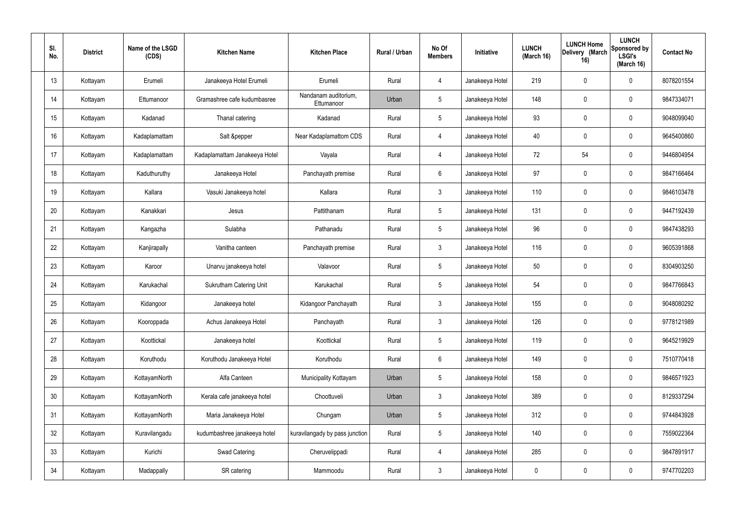| Sl. No. | District | Name of the LSGD (CDS) | Kitchen Name | Kitchen Place | Rural / Urban | No Of Members | Initiative | LUNCH (March 16) | LUNCH Home Delivery (March 16) | LUNCH Sponsored by LSGI's (March 16) | Contact No |
|---|---|---|---|---|---|---|---|---|---|---|---|
| 13 | Kottayam | Erumeli | Janakeeya Hotel Erumeli | Erumeli | Rural | 4 | Janakeeya Hotel | 219 | 0 | 0 | 8078201554 |
| 14 | Kottayam | Ettumanoor | Gramashree cafe kudumbasree | Nandanam auditorium, Ettumanoor | Urban | 5 | Janakeeya Hotel | 148 | 0 | 0 | 9847334071 |
| 15 | Kottayam | Kadanad | Thanal catering | Kadanad | Rural | 5 | Janakeeya Hotel | 93 | 0 | 0 | 9048099040 |
| 16 | Kottayam | Kadaplamattam | Salt &pepper | Near Kadaplamattom CDS | Rural | 4 | Janakeeya Hotel | 40 | 0 | 0 | 9645400860 |
| 17 | Kottayam | Kadaplamattam | Kadaplamattam Janakeeya Hotel | Vayala | Rural | 4 | Janakeeya Hotel | 72 | 54 | 0 | 9446804954 |
| 18 | Kottayam | Kaduthuruthy | Janakeeya Hotel | Panchayath premise | Rural | 6 | Janakeeya Hotel | 97 | 0 | 0 | 9847166464 |
| 19 | Kottayam | Kallara | Vasuki Janakeeya hotel | Kallara | Rural | 3 | Janakeeya Hotel | 110 | 0 | 0 | 9846103478 |
| 20 | Kottayam | Kanakkari | Jesus | Pattithanam | Rural | 5 | Janakeeya Hotel | 131 | 0 | 0 | 9447192439 |
| 21 | Kottayam | Kangazha | Sulabha | Pathanadu | Rural | 5 | Janakeeya Hotel | 96 | 0 | 0 | 9847438293 |
| 22 | Kottayam | Kanjirapally | Vanitha canteen | Panchayath premise | Rural | 3 | Janakeeya Hotel | 116 | 0 | 0 | 9605391868 |
| 23 | Kottayam | Karoor | Unarvu janakeeya hotel | Valavoor | Rural | 5 | Janakeeya Hotel | 50 | 0 | 0 | 8304903250 |
| 24 | Kottayam | Karukachal | Sukrutham Catering Unit | Karukachal | Rural | 5 | Janakeeya Hotel | 54 | 0 | 0 | 9847766843 |
| 25 | Kottayam | Kidangoor | Janakeeya hotel | Kidangoor Panchayath | Rural | 3 | Janakeeya Hotel | 155 | 0 | 0 | 9048080292 |
| 26 | Kottayam | Kooroppada | Achus Janakeeya Hotel | Panchayath | Rural | 3 | Janakeeya Hotel | 126 | 0 | 0 | 9778121989 |
| 27 | Kottayam | Koottickal | Janakeeya hotel | Koottickal | Rural | 5 | Janakeeya Hotel | 119 | 0 | 0 | 9645219929 |
| 28 | Kottayam | Koruthodu | Koruthodu Janakeeya Hotel | Koruthodu | Rural | 6 | Janakeeya Hotel | 149 | 0 | 0 | 7510770418 |
| 29 | Kottayam | KottayamNorth | Alfa Canteen | Municipality Kottayam | Urban | 5 | Janakeeya Hotel | 158 | 0 | 0 | 9846571923 |
| 30 | Kottayam | KottayamNorth | Kerala cafe janakeeya hotel | Choottuveli | Urban | 3 | Janakeeya Hotel | 389 | 0 | 0 | 8129337294 |
| 31 | Kottayam | KottayamNorth | Maria Janakeeya Hotel | Chungam | Urban | 5 | Janakeeya Hotel | 312 | 0 | 0 | 9744843928 |
| 32 | Kottayam | Kuravilangadu | kudumbashree janakeeya hotel | kuravilangady by pass junction | Rural | 5 | Janakeeya Hotel | 140 | 0 | 0 | 7559022364 |
| 33 | Kottayam | Kurichi | Swad Catering | Cheruvelippadi | Rural | 4 | Janakeeya Hotel | 285 | 0 | 0 | 9847891917 |
| 34 | Kottayam | Madappally | SR catering | Mammoodu | Rural | 3 | Janakeeya Hotel | 0 | 0 | 0 | 9747702203 |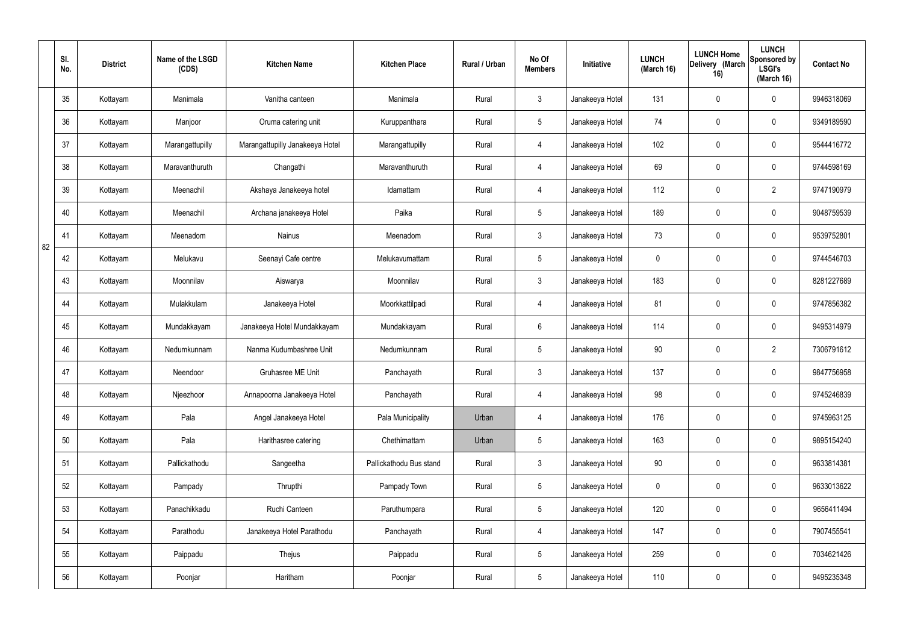| | Sl. No. | District | Name of the LSGD (CDS) | Kitchen Name | Kitchen Place | Rural / Urban | No Of Members | Initiative | LUNCH (March 16) | LUNCH Home Delivery (March 16) | LUNCH Sponsored by LSGI's (March 16) | Contact No |
|---|---|---|---|---|---|---|---|---|---|---|---|---|
| 82 | 35 | Kottayam | Manimala | Vanitha canteen | Manimala | Rural | 3 | Janakeeya Hotel | 131 | 0 | 0 | 9946318069 |
| | 36 | Kottayam | Manjoor | Oruma catering unit | Kuruppanthara | Rural | 5 | Janakeeya Hotel | 74 | 0 | 0 | 9349189590 |
| | 37 | Kottayam | Marangattupilly | Marangattupilly Janakeeya Hotel | Marangattupilly | Rural | 4 | Janakeeya Hotel | 102 | 0 | 0 | 9544416772 |
| | 38 | Kottayam | Maravanthuruth | Changathi | Maravanthuruth | Rural | 4 | Janakeeya Hotel | 69 | 0 | 0 | 9744598169 |
| | 39 | Kottayam | Meenachil | Akshaya Janakeeya hotel | Idamattam | Rural | 4 | Janakeeya Hotel | 112 | 0 | 2 | 9747190979 |
| | 40 | Kottayam | Meenachil | Archana janakeeya Hotel | Paika | Rural | 5 | Janakeeya Hotel | 189 | 0 | 0 | 9048759539 |
| | 41 | Kottayam | Meenadom | Nainus | Meenadom | Rural | 3 | Janakeeya Hotel | 73 | 0 | 0 | 9539752801 |
| | 42 | Kottayam | Melukavu | Seenayi Cafe centre | Melukavumattam | Rural | 5 | Janakeeya Hotel | 0 | 0 | 0 | 9744546703 |
| | 43 | Kottayam | Moonnilav | Aiswarya | Moonnilav | Rural | 3 | Janakeeya Hotel | 183 | 0 | 0 | 8281227689 |
| | 44 | Kottayam | Mulakkulam | Janakeeya Hotel | Moorkkattilpadi | Rural | 4 | Janakeeya Hotel | 81 | 0 | 0 | 9747856382 |
| | 45 | Kottayam | Mundakkayam | Janakeeya Hotel Mundakkayam | Mundakkayam | Rural | 6 | Janakeeya Hotel | 114 | 0 | 0 | 9495314979 |
| | 46 | Kottayam | Nedumkunnam | Nanma Kudumbashree Unit | Nedumkunnam | Rural | 5 | Janakeeya Hotel | 90 | 0 | 2 | 7306791612 |
| | 47 | Kottayam | Neendoor | Gruhasree ME Unit | Panchayath | Rural | 3 | Janakeeya Hotel | 137 | 0 | 0 | 9847756958 |
| | 48 | Kottayam | Njeezhoor | Annapoorna Janakeeya Hotel | Panchayath | Rural | 4 | Janakeeya Hotel | 98 | 0 | 0 | 9745246839 |
| | 49 | Kottayam | Pala | Angel Janakeeya Hotel | Pala Municipality | Urban | 4 | Janakeeya Hotel | 176 | 0 | 0 | 9745963125 |
| | 50 | Kottayam | Pala | Harithasree catering | Chethimattam | Urban | 5 | Janakeeya Hotel | 163 | 0 | 0 | 9895154240 |
| | 51 | Kottayam | Pallickathodu | Sangeetha | Pallickathodu Bus stand | Rural | 3 | Janakeeya Hotel | 90 | 0 | 0 | 9633814381 |
| | 52 | Kottayam | Pampady | Thrupthi | Pampady Town | Rural | 5 | Janakeeya Hotel | 0 | 0 | 0 | 9633013622 |
| | 53 | Kottayam | Panachikkadu | Ruchi Canteen | Paruthumpara | Rural | 5 | Janakeeya Hotel | 120 | 0 | 0 | 9656411494 |
| | 54 | Kottayam | Parathodu | Janakeeya Hotel Parathodu | Panchayath | Rural | 4 | Janakeeya Hotel | 147 | 0 | 0 | 7907455541 |
| | 55 | Kottayam | Paippadu | Thejus | Paippadu | Rural | 5 | Janakeeya Hotel | 259 | 0 | 0 | 7034621426 |
| | 56 | Kottayam | Poonjar | Haritham | Poonjar | Rural | 5 | Janakeeya Hotel | 110 | 0 | 0 | 9495235348 |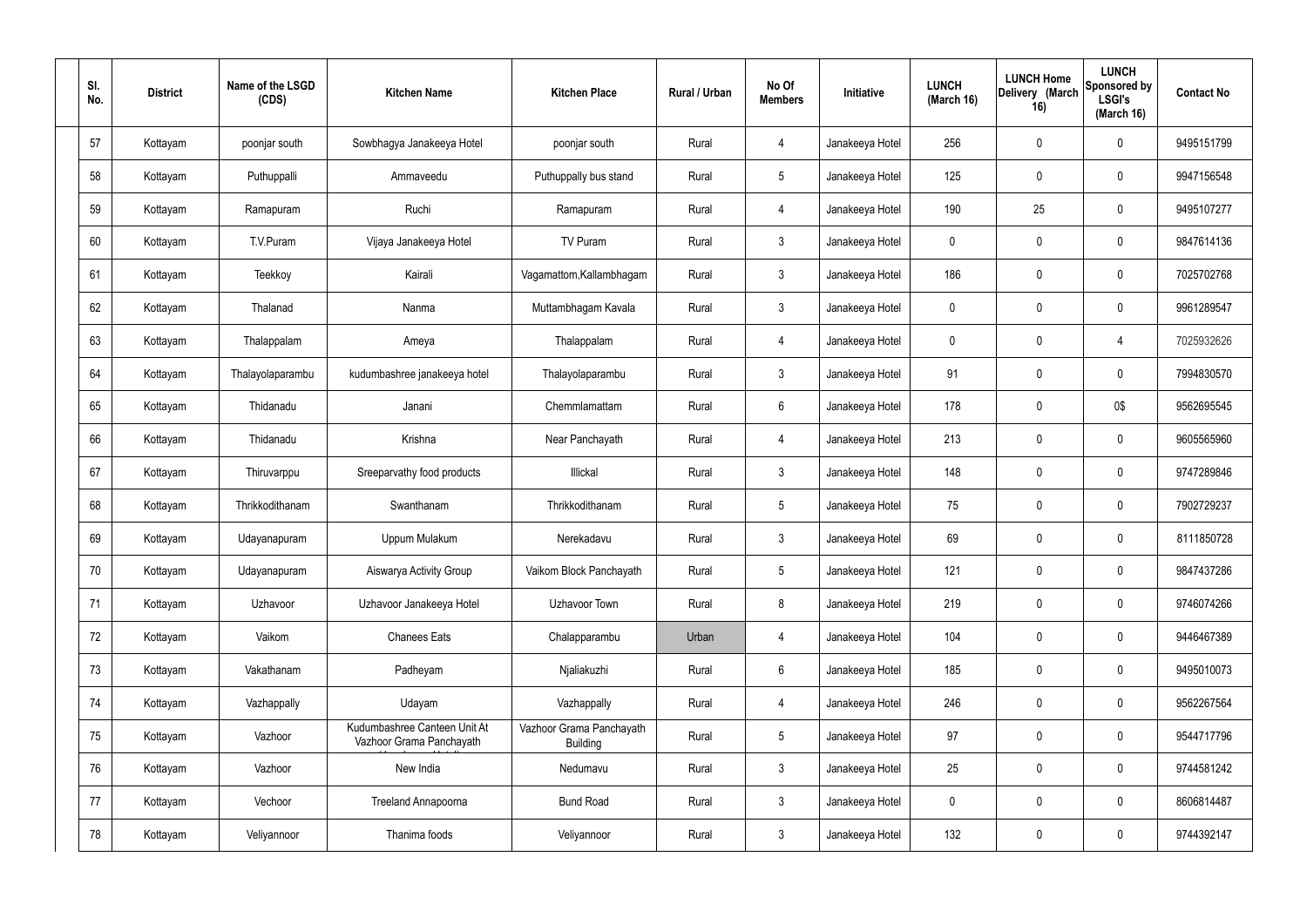| Sl. No. | District | Name of the LSGD (CDS) | Kitchen Name | Kitchen Place | Rural / Urban | No Of Members | Initiative | LUNCH (March 16) | LUNCH Home Delivery (March 16) | LUNCH Sponsored by LSGI's (March 16) | Contact No |
|---|---|---|---|---|---|---|---|---|---|---|---|
| 57 | Kottayam | poonjar south | Sowbhagya Janakeeya Hotel | poonjar south | Rural | 4 | Janakeeya Hotel | 256 | 0 | 0 | 9495151799 |
| 58 | Kottayam | Puthuppalli | Ammaveedu | Puthuppally bus stand | Rural | 5 | Janakeeya Hotel | 125 | 0 | 0 | 9947156548 |
| 59 | Kottayam | Ramapuram | Ruchi | Ramapuram | Rural | 4 | Janakeeya Hotel | 190 | 25 | 0 | 9495107277 |
| 60 | Kottayam | T.V.Puram | Vijaya Janakeeya Hotel | TV Puram | Rural | 3 | Janakeeya Hotel | 0 | 0 | 0 | 9847614136 |
| 61 | Kottayam | Teekkoy | Kairali | Vagamattom,Kallambhagam | Rural | 3 | Janakeeya Hotel | 186 | 0 | 0 | 7025702768 |
| 62 | Kottayam | Thalanad | Nanma | Muttambhagam Kavala | Rural | 3 | Janakeeya Hotel | 0 | 0 | 0 | 9961289547 |
| 63 | Kottayam | Thalappalam | Ameya | Thalappalam | Rural | 4 | Janakeeya Hotel | 0 | 0 | 4 | 7025932626 |
| 64 | Kottayam | Thalayolaparambu | kudumbashree janakeeya hotel | Thalayolaparambu | Rural | 3 | Janakeeya Hotel | 91 | 0 | 0 | 7994830570 |
| 65 | Kottayam | Thidanadu | Janani | Chemmlamattam | Rural | 6 | Janakeeya Hotel | 178 | 0 | 0$ | 9562695545 |
| 66 | Kottayam | Thidanadu | Krishna | Near Panchayath | Rural | 4 | Janakeeya Hotel | 213 | 0 | 0 | 9605565960 |
| 67 | Kottayam | Thiruvarppu | Sreeparvathy food products | Illickal | Rural | 3 | Janakeeya Hotel | 148 | 0 | 0 | 9747289846 |
| 68 | Kottayam | Thrikkodithanam | Swanthanam | Thrikkodithanam | Rural | 5 | Janakeeya Hotel | 75 | 0 | 0 | 7902729237 |
| 69 | Kottayam | Udayanapuram | Uppum Mulakum | Nerekadavu | Rural | 3 | Janakeeya Hotel | 69 | 0 | 0 | 8111850728 |
| 70 | Kottayam | Udayanapuram | Aiswarya Activity Group | Vaikom Block Panchayath | Rural | 5 | Janakeeya Hotel | 121 | 0 | 0 | 9847437286 |
| 71 | Kottayam | Uzhavoor | Uzhavoor Janakeeya Hotel | Uzhavoor Town | Rural | 8 | Janakeeya Hotel | 219 | 0 | 0 | 9746074266 |
| 72 | Kottayam | Vaikom | Chanees Eats | Chalapparambu | Urban | 4 | Janakeeya Hotel | 104 | 0 | 0 | 9446467389 |
| 73 | Kottayam | Vakathanam | Padheyam | Njaliakuzhi | Rural | 6 | Janakeeya Hotel | 185 | 0 | 0 | 9495010073 |
| 74 | Kottayam | Vazhappally | Udayam | Vazhappally | Rural | 4 | Janakeeya Hotel | 246 | 0 | 0 | 9562267564 |
| 75 | Kottayam | Vazhoor | Kudumbashree Canteen Unit At Vazhoor Grama Panchayath | Vazhoor Grama Panchayath Building | Rural | 5 | Janakeeya Hotel | 97 | 0 | 0 | 9544717796 |
| 76 | Kottayam | Vazhoor | New India | Nedumavu | Rural | 3 | Janakeeya Hotel | 25 | 0 | 0 | 9744581242 |
| 77 | Kottayam | Vechoor | Treeland Annapoorna | Bund Road | Rural | 3 | Janakeeya Hotel | 0 | 0 | 0 | 8606814487 |
| 78 | Kottayam | Veliyannoor | Thanima foods | Veliyannoor | Rural | 3 | Janakeeya Hotel | 132 | 0 | 0 | 9744392147 |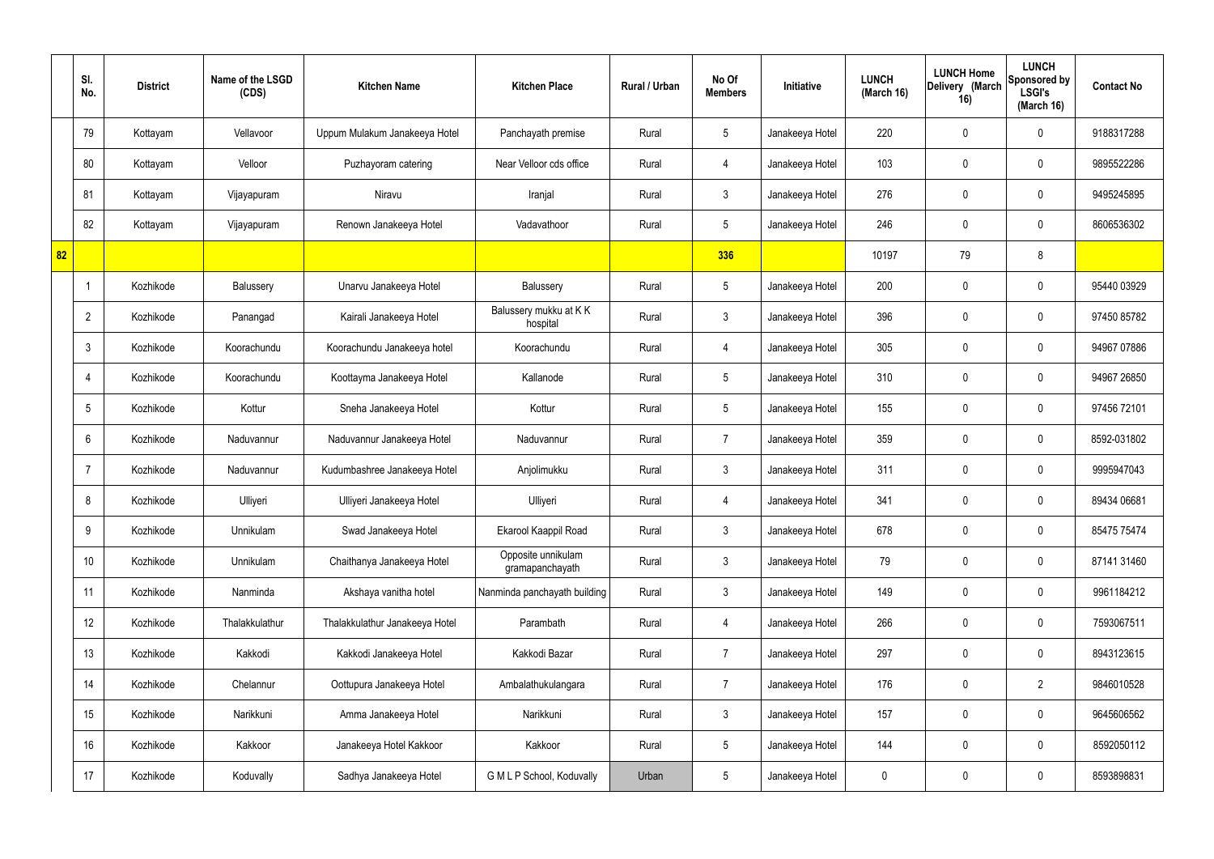| | Sl. No. | District | Name of the LSGD (CDS) | Kitchen Name | Kitchen Place | Rural / Urban | No Of Members | Initiative | LUNCH (March 16) | LUNCH Home Delivery (March 16) | LUNCH Sponsored by LSGI's (March 16) | Contact No |
|---|---|---|---|---|---|---|---|---|---|---|---|---|
| | 79 | Kottayam | Vellavoor | Uppum Mulakum Janakeeya Hotel | Panchayath premise | Rural | 5 | Janakeeya Hotel | 220 | 0 | 0 | 9188317288 |
| | 80 | Kottayam | Velloor | Puzhayoram catering | Near Velloor cds office | Rural | 4 | Janakeeya Hotel | 103 | 0 | 0 | 9895522286 |
| | 81 | Kottayam | Vijayapuram | Niravu | Iranjal | Rural | 3 | Janakeeya Hotel | 276 | 0 | 0 | 9495245895 |
| | 82 | Kottayam | Vijayapuram | Renown Janakeeya Hotel | Vadavathoor | Rural | 5 | Janakeeya Hotel | 246 | 0 | 0 | 8606536302 |
| 82 | | | | | | | 336 | | 10197 | 79 | 8 | |
| | 1 | Kozhikode | Balussery | Unarvu Janakeeya Hotel | Balussery | Rural | 5 | Janakeeya Hotel | 200 | 0 | 0 | 95440 03929 |
| | 2 | Kozhikode | Panangad | Kairali Janakeeya Hotel | Balussery mukku at K K hospital | Rural | 3 | Janakeeya Hotel | 396 | 0 | 0 | 97450 85782 |
| | 3 | Kozhikode | Koorachundu | Koorachundu Janakeeya hotel | Koorachundu | Rural | 4 | Janakeeya Hotel | 305 | 0 | 0 | 94967 07886 |
| | 4 | Kozhikode | Koorachundu | Koottayma Janakeeya Hotel | Kallanode | Rural | 5 | Janakeeya Hotel | 310 | 0 | 0 | 94967 26850 |
| | 5 | Kozhikode | Kottur | Sneha Janakeeya Hotel | Kottur | Rural | 5 | Janakeeya Hotel | 155 | 0 | 0 | 97456 72101 |
| | 6 | Kozhikode | Naduvannur | Naduvannur Janakeeya Hotel | Naduvannur | Rural | 7 | Janakeeya Hotel | 359 | 0 | 0 | 8592-031802 |
| | 7 | Kozhikode | Naduvannur | Kudumbashree Janakeeya Hotel | Anjolimukku | Rural | 3 | Janakeeya Hotel | 311 | 0 | 0 | 9995947043 |
| | 8 | Kozhikode | Ulliyeri | Ulliyeri Janakeeya Hotel | Ulliyeri | Rural | 4 | Janakeeya Hotel | 341 | 0 | 0 | 89434 06681 |
| | 9 | Kozhikode | Unnikulam | Swad Janakeeya Hotel | Ekarool Kaappil Road | Rural | 3 | Janakeeya Hotel | 678 | 0 | 0 | 85475 75474 |
| | 10 | Kozhikode | Unnikulam | Chaithanya Janakeeya Hotel | Opposite unnikulam gramapanchayath | Rural | 3 | Janakeeya Hotel | 79 | 0 | 0 | 87141 31460 |
| | 11 | Kozhikode | Nanminda | Akshaya vanitha hotel | Nanminda panchayath building | Rural | 3 | Janakeeya Hotel | 149 | 0 | 0 | 9961184212 |
| | 12 | Kozhikode | Thalakkulathur | Thalakkulathur Janakeeya Hotel | Parambath | Rural | 4 | Janakeeya Hotel | 266 | 0 | 0 | 7593067511 |
| | 13 | Kozhikode | Kakkodi | Kakkodi Janakeeya Hotel | Kakkodi Bazar | Rural | 7 | Janakeeya Hotel | 297 | 0 | 0 | 8943123615 |
| | 14 | Kozhikode | Chelannur | Oottupura Janakeeya Hotel | Ambalathukulangara | Rural | 7 | Janakeeya Hotel | 176 | 0 | 2 | 9846010528 |
| | 15 | Kozhikode | Narikkuni | Amma Janakeeya Hotel | Narikkuni | Rural | 3 | Janakeeya Hotel | 157 | 0 | 0 | 9645606562 |
| | 16 | Kozhikode | Kakkoor | Janakeeya Hotel Kakkoor | Kakkoor | Rural | 5 | Janakeeya Hotel | 144 | 0 | 0 | 8592050112 |
| | 17 | Kozhikode | Koduvally | Sadhya Janakeeya Hotel | G M L P School, Koduvally | Urban | 5 | Janakeeya Hotel | 0 | 0 | 0 | 8593898831 |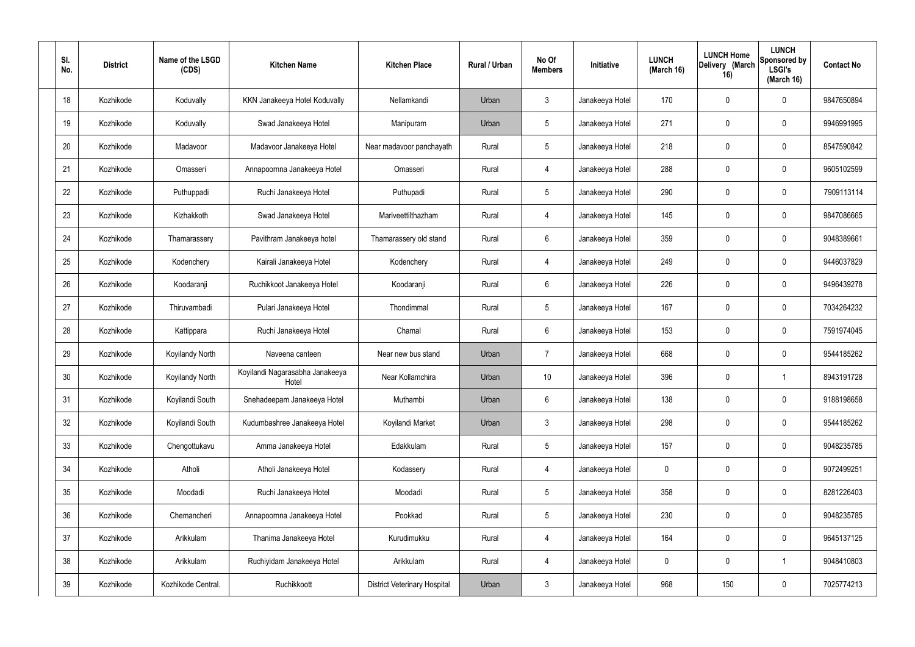| Sl. No. | District | Name of the LSGD (CDS) | Kitchen Name | Kitchen Place | Rural / Urban | No Of Members | Initiative | LUNCH (March 16) | LUNCH Home Delivery (March 16) | LUNCH Sponsored by LSGI's (March 16) | Contact No |
|---|---|---|---|---|---|---|---|---|---|---|---|
| 18 | Kozhikode | Koduvally | KKN Janakeeya Hotel Koduvally | Nellamkandi | Urban | 3 | Janakeeya Hotel | 170 | 0 | 0 | 9847650894 |
| 19 | Kozhikode | Koduvally | Swad Janakeeya Hotel | Manipuram | Urban | 5 | Janakeeya Hotel | 271 | 0 | 0 | 9946991995 |
| 20 | Kozhikode | Madavoor | Madavoor Janakeeya Hotel | Near madavoor panchayath | Rural | 5 | Janakeeya Hotel | 218 | 0 | 0 | 8547590842 |
| 21 | Kozhikode | Omasseri | Annapoornna Janakeeya Hotel | Omasseri | Rural | 4 | Janakeeya Hotel | 288 | 0 | 0 | 9605102599 |
| 22 | Kozhikode | Puthuppadi | Ruchi Janakeeya Hotel | Puthupadi | Rural | 5 | Janakeeya Hotel | 290 | 0 | 0 | 7909113114 |
| 23 | Kozhikode | Kizhakkoth | Swad Janakeeya Hotel | Mariveettilthazham | Rural | 4 | Janakeeya Hotel | 145 | 0 | 0 | 9847086665 |
| 24 | Kozhikode | Thamarassery | Pavithram Janakeeya hotel | Thamarassery old stand | Rural | 6 | Janakeeya Hotel | 359 | 0 | 0 | 9048389661 |
| 25 | Kozhikode | Kodenchery | Kairali Janakeeya Hotel | Kodenchery | Rural | 4 | Janakeeya Hotel | 249 | 0 | 0 | 9446037829 |
| 26 | Kozhikode | Koodaranji | Ruchikkoot Janakeeya Hotel | Koodaranji | Rural | 6 | Janakeeya Hotel | 226 | 0 | 0 | 9496439278 |
| 27 | Kozhikode | Thiruvambadi | Pulari Janakeeya Hotel | Thondimmal | Rural | 5 | Janakeeya Hotel | 167 | 0 | 0 | 7034264232 |
| 28 | Kozhikode | Kattippara | Ruchi Janakeeya Hotel | Chamal | Rural | 6 | Janakeeya Hotel | 153 | 0 | 0 | 7591974045 |
| 29 | Kozhikode | Koyilandy North | Naveena canteen | Near new bus stand | Urban | 7 | Janakeeya Hotel | 668 | 0 | 0 | 9544185262 |
| 30 | Kozhikode | Koyilandy North | Koyilandi Nagarasabha Janakeeya Hotel | Near Kollamchira | Urban | 10 | Janakeeya Hotel | 396 | 0 | 1 | 8943191728 |
| 31 | Kozhikode | Koyilandi South | Snehadeepam Janakeeya Hotel | Muthambi | Urban | 6 | Janakeeya Hotel | 138 | 0 | 0 | 9188198658 |
| 32 | Kozhikode | Koyilandi South | Kudumbashree Janakeeya Hotel | Koyilandi Market | Urban | 3 | Janakeeya Hotel | 298 | 0 | 0 | 9544185262 |
| 33 | Kozhikode | Chengottukavu | Amma Janakeeya Hotel | Edakkulam | Rural | 5 | Janakeeya Hotel | 157 | 0 | 0 | 9048235785 |
| 34 | Kozhikode | Atholi | Atholi Janakeeya Hotel | Kodassery | Rural | 4 | Janakeeya Hotel | 0 | 0 | 0 | 9072499251 |
| 35 | Kozhikode | Moodadi | Ruchi Janakeeya Hotel | Moodadi | Rural | 5 | Janakeeya Hotel | 358 | 0 | 0 | 8281226403 |
| 36 | Kozhikode | Chemancheri | Annapoornna Janakeeya Hotel | Pookkad | Rural | 5 | Janakeeya Hotel | 230 | 0 | 0 | 9048235785 |
| 37 | Kozhikode | Arikkulam | Thanima Janakeeya Hotel | Kurudimukku | Rural | 4 | Janakeeya Hotel | 164 | 0 | 0 | 9645137125 |
| 38 | Kozhikode | Arikkulam | Ruchiyidam Janakeeya Hotel | Arikkulam | Rural | 4 | Janakeeya Hotel | 0 | 0 | 1 | 9048410803 |
| 39 | Kozhikode | Kozhikode Central. | Ruchikkoott | District Veterinary Hospital | Urban | 3 | Janakeeya Hotel | 968 | 150 | 0 | 7025774213 |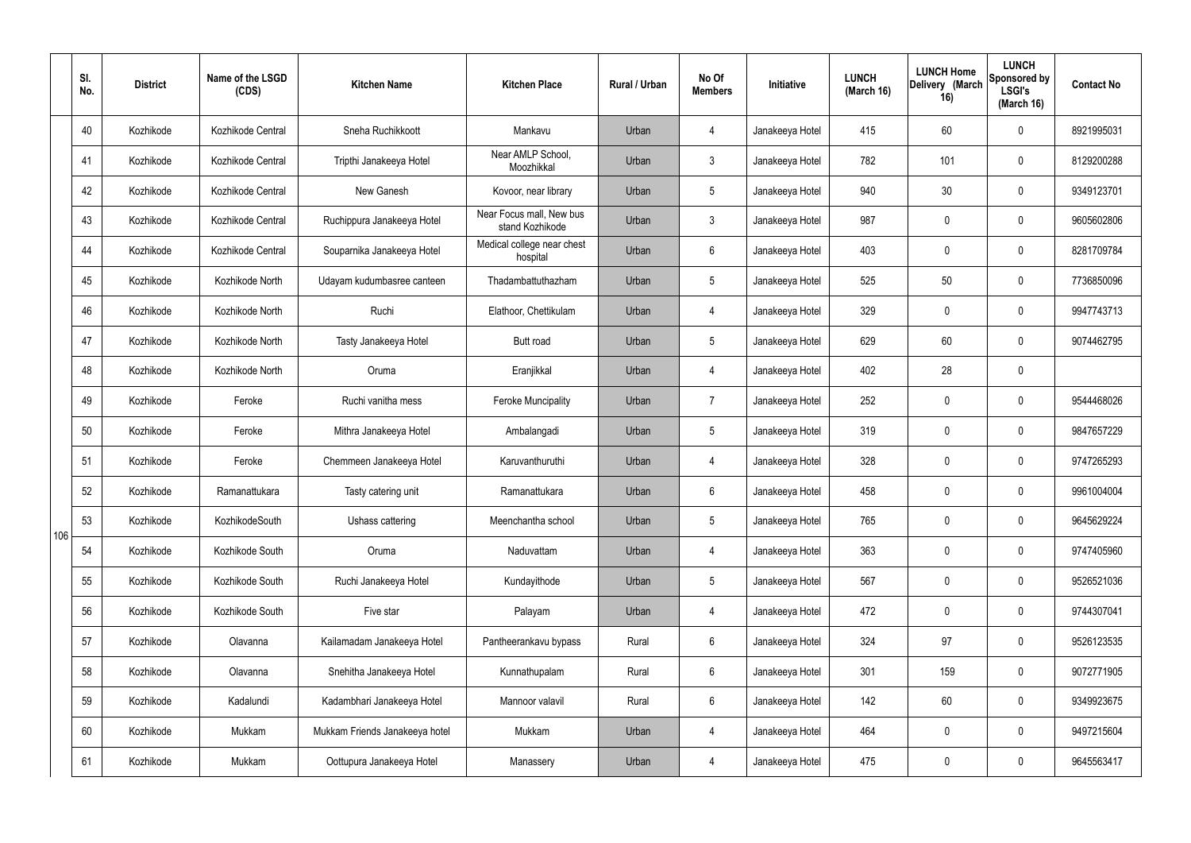|  | Sl. No. | District | Name of the LSGD (CDS) | Kitchen Name | Kitchen Place | Rural / Urban | No Of Members | Initiative | LUNCH (March 16) | LUNCH Home Delivery (March 16) | LUNCH Sponsored by LSGI's (March 16) | Contact No |
|---|---|---|---|---|---|---|---|---|---|---|---|---|
| 106 | 40 | Kozhikode | Kozhikode Central | Sneha Ruchikkoott | Mankavu | Urban | 4 | Janakeeya Hotel | 415 | 60 | 0 | 8921995031 |
|  | 41 | Kozhikode | Kozhikode Central | Tripthi Janakeeya Hotel | Near AMLP School, Moozhikkal | Urban | 3 | Janakeeya Hotel | 782 | 101 | 0 | 8129200288 |
|  | 42 | Kozhikode | Kozhikode Central | New Ganesh | Kovoor, near library | Urban | 5 | Janakeeya Hotel | 940 | 30 | 0 | 9349123701 |
|  | 43 | Kozhikode | Kozhikode Central | Ruchippura Janakeeya Hotel | Near Focus mall, New bus stand Kozhikode | Urban | 3 | Janakeeya Hotel | 987 | 0 | 0 | 9605602806 |
|  | 44 | Kozhikode | Kozhikode Central | Souparnika Janakeeya Hotel | Medical college near chest hospital | Urban | 6 | Janakeeya Hotel | 403 | 0 | 0 | 8281709784 |
|  | 45 | Kozhikode | Kozhikode North | Udayam kudumbasree canteen | Thadambattuthazham | Urban | 5 | Janakeeya Hotel | 525 | 50 | 0 | 7736850096 |
|  | 46 | Kozhikode | Kozhikode North | Ruchi | Elathoor, Chettikulam | Urban | 4 | Janakeeya Hotel | 329 | 0 | 0 | 9947743713 |
|  | 47 | Kozhikode | Kozhikode North | Tasty Janakeeya Hotel | Butt road | Urban | 5 | Janakeeya Hotel | 629 | 60 | 0 | 9074462795 |
|  | 48 | Kozhikode | Kozhikode North | Oruma | Eranjikkal | Urban | 4 | Janakeeya Hotel | 402 | 28 | 0 |  |
|  | 49 | Kozhikode | Feroke | Ruchi vanitha mess | Feroke Muncipality | Urban | 7 | Janakeeya Hotel | 252 | 0 | 0 | 9544468026 |
|  | 50 | Kozhikode | Feroke | Mithra Janakeeya Hotel | Ambalangadi | Urban | 5 | Janakeeya Hotel | 319 | 0 | 0 | 9847657229 |
|  | 51 | Kozhikode | Feroke | Chemmeen Janakeeya Hotel | Karuvanthuruthi | Urban | 4 | Janakeeya Hotel | 328 | 0 | 0 | 9747265293 |
|  | 52 | Kozhikode | Ramanattukara | Tasty catering unit | Ramanattukara | Urban | 6 | Janakeeya Hotel | 458 | 0 | 0 | 9961004004 |
|  | 53 | Kozhikode | KozhikodeSouth | Ushass cattering | Meenchantha school | Urban | 5 | Janakeeya Hotel | 765 | 0 | 0 | 9645629224 |
|  | 54 | Kozhikode | Kozhikode South | Oruma | Naduvattam | Urban | 4 | Janakeeya Hotel | 363 | 0 | 0 | 9747405960 |
|  | 55 | Kozhikode | Kozhikode South | Ruchi Janakeeya Hotel | Kundayithode | Urban | 5 | Janakeeya Hotel | 567 | 0 | 0 | 9526521036 |
|  | 56 | Kozhikode | Kozhikode South | Five star | Palayam | Urban | 4 | Janakeeya Hotel | 472 | 0 | 0 | 9744307041 |
|  | 57 | Kozhikode | Olavanna | Kailamadam Janakeeya Hotel | Pantheerankavu bypass | Rural | 6 | Janakeeya Hotel | 324 | 97 | 0 | 9526123535 |
|  | 58 | Kozhikode | Olavanna | Snehitha Janakeeya Hotel | Kunnathupalam | Rural | 6 | Janakeeya Hotel | 301 | 159 | 0 | 9072771905 |
|  | 59 | Kozhikode | Kadalundi | Kadambhari Janakeeya Hotel | Mannoor valavil | Rural | 6 | Janakeeya Hotel | 142 | 60 | 0 | 9349923675 |
|  | 60 | Kozhikode | Mukkam | Mukkam Friends Janakeeya hotel | Mukkam | Urban | 4 | Janakeeya Hotel | 464 | 0 | 0 | 9497215604 |
|  | 61 | Kozhikode | Mukkam | Oottupura Janakeeya Hotel | Manassery | Urban | 4 | Janakeeya Hotel | 475 | 0 | 0 | 9645563417 |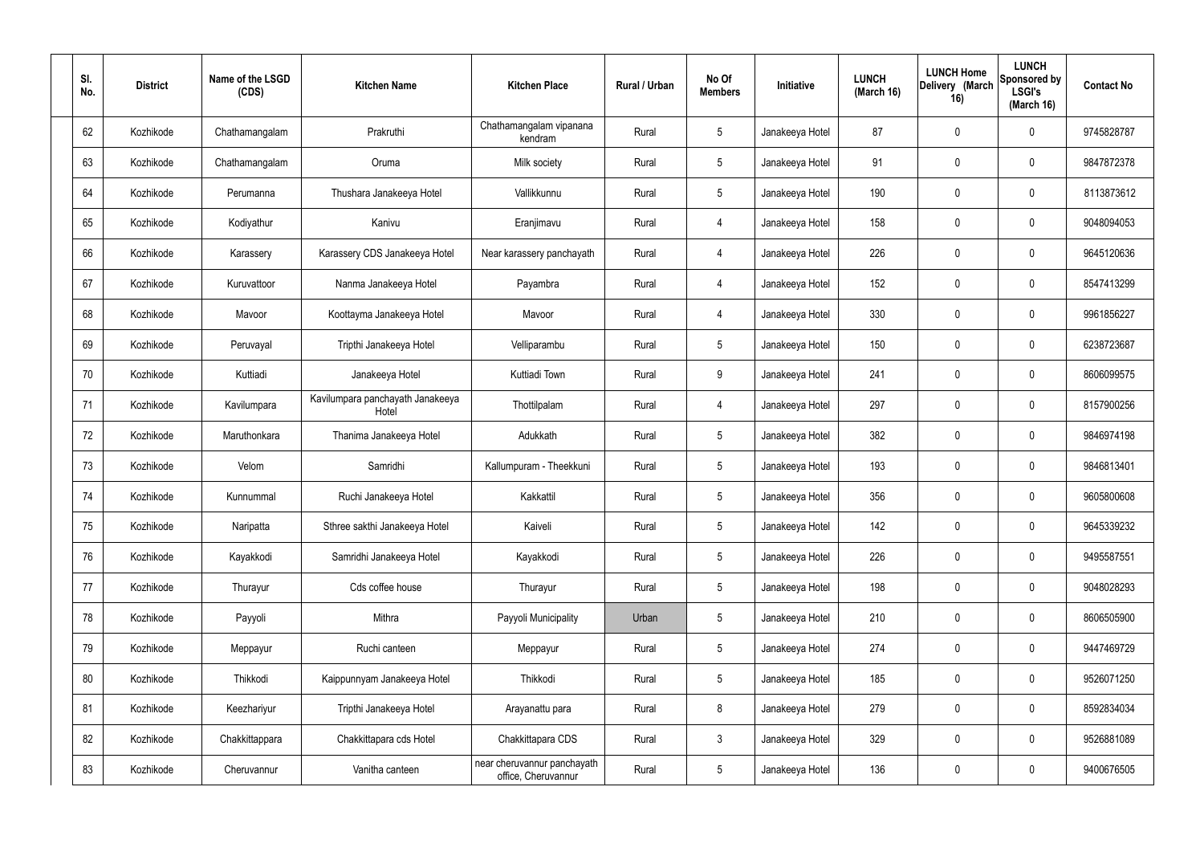| Sl. No. | District | Name of the LSGD (CDS) | Kitchen Name | Kitchen Place | Rural / Urban | No Of Members | Initiative | LUNCH (March 16) | LUNCH Home Delivery (March 16) | LUNCH Sponsored by LSGI's (March 16) | Contact No |
|---|---|---|---|---|---|---|---|---|---|---|---|
| 62 | Kozhikode | Chathamangalam | Prakruthi | Chathamangalam vipanana kendram | Rural | 5 | Janakeeya Hotel | 87 | 0 | 0 | 9745828787 |
| 63 | Kozhikode | Chathamangalam | Oruma | Milk society | Rural | 5 | Janakeeya Hotel | 91 | 0 | 0 | 9847872378 |
| 64 | Kozhikode | Perumanna | Thushara Janakeeya Hotel | Vallikkunnu | Rural | 5 | Janakeeya Hotel | 190 | 0 | 0 | 8113873612 |
| 65 | Kozhikode | Kodiyathur | Kanivu | Eranjimavu | Rural | 4 | Janakeeya Hotel | 158 | 0 | 0 | 9048094053 |
| 66 | Kozhikode | Karassery | Karassery CDS Janakeeya Hotel | Near karassery panchayath | Rural | 4 | Janakeeya Hotel | 226 | 0 | 0 | 9645120636 |
| 67 | Kozhikode | Kuruvattoor | Nanma Janakeeya Hotel | Payambra | Rural | 4 | Janakeeya Hotel | 152 | 0 | 0 | 8547413299 |
| 68 | Kozhikode | Mavoor | Koottayma Janakeeya Hotel | Mavoor | Rural | 4 | Janakeeya Hotel | 330 | 0 | 0 | 9961856227 |
| 69 | Kozhikode | Peruvayal | Tripthi Janakeeya Hotel | Velliparambu | Rural | 5 | Janakeeya Hotel | 150 | 0 | 0 | 6238723687 |
| 70 | Kozhikode | Kuttiadi | Janakeeya Hotel | Kuttiadi Town | Rural | 9 | Janakeeya Hotel | 241 | 0 | 0 | 8606099575 |
| 71 | Kozhikode | Kavilumpara | Kavilumpara panchayath Janakeeya Hotel | Thottilpalam | Rural | 4 | Janakeeya Hotel | 297 | 0 | 0 | 8157900256 |
| 72 | Kozhikode | Maruthonkara | Thanima Janakeeya Hotel | Adukkath | Rural | 5 | Janakeeya Hotel | 382 | 0 | 0 | 9846974198 |
| 73 | Kozhikode | Velom | Samridhi | Kallumpuram - Theekkuni | Rural | 5 | Janakeeya Hotel | 193 | 0 | 0 | 9846813401 |
| 74 | Kozhikode | Kunnummal | Ruchi Janakeeya Hotel | Kakkattil | Rural | 5 | Janakeeya Hotel | 356 | 0 | 0 | 9605800608 |
| 75 | Kozhikode | Naripatta | Sthree sakthi Janakeeya Hotel | Kaiveli | Rural | 5 | Janakeeya Hotel | 142 | 0 | 0 | 9645339232 |
| 76 | Kozhikode | Kayakkodi | Samridhi Janakeeya Hotel | Kayakkodi | Rural | 5 | Janakeeya Hotel | 226 | 0 | 0 | 9495587551 |
| 77 | Kozhikode | Thurayur | Cds coffee house | Thurayur | Rural | 5 | Janakeeya Hotel | 198 | 0 | 0 | 9048028293 |
| 78 | Kozhikode | Payyoli | Mithra | Payyoli Municipality | Urban | 5 | Janakeeya Hotel | 210 | 0 | 0 | 8606505900 |
| 79 | Kozhikode | Meppayur | Ruchi canteen | Meppayur | Rural | 5 | Janakeeya Hotel | 274 | 0 | 0 | 9447469729 |
| 80 | Kozhikode | Thikkodi | Kaippunnyam Janakeeya Hotel | Thikkodi | Rural | 5 | Janakeeya Hotel | 185 | 0 | 0 | 9526071250 |
| 81 | Kozhikode | Keezhariyur | Tripthi Janakeeya Hotel | Arayanattu para | Rural | 8 | Janakeeya Hotel | 279 | 0 | 0 | 8592834034 |
| 82 | Kozhikode | Chakkittappara | Chakkittapara cds Hotel | Chakkittapara CDS | Rural | 3 | Janakeeya Hotel | 329 | 0 | 0 | 9526881089 |
| 83 | Kozhikode | Cheruvannur | Vanitha canteen | near cheruvannur panchayath office, Cheruvannur | Rural | 5 | Janakeeya Hotel | 136 | 0 | 0 | 9400676505 |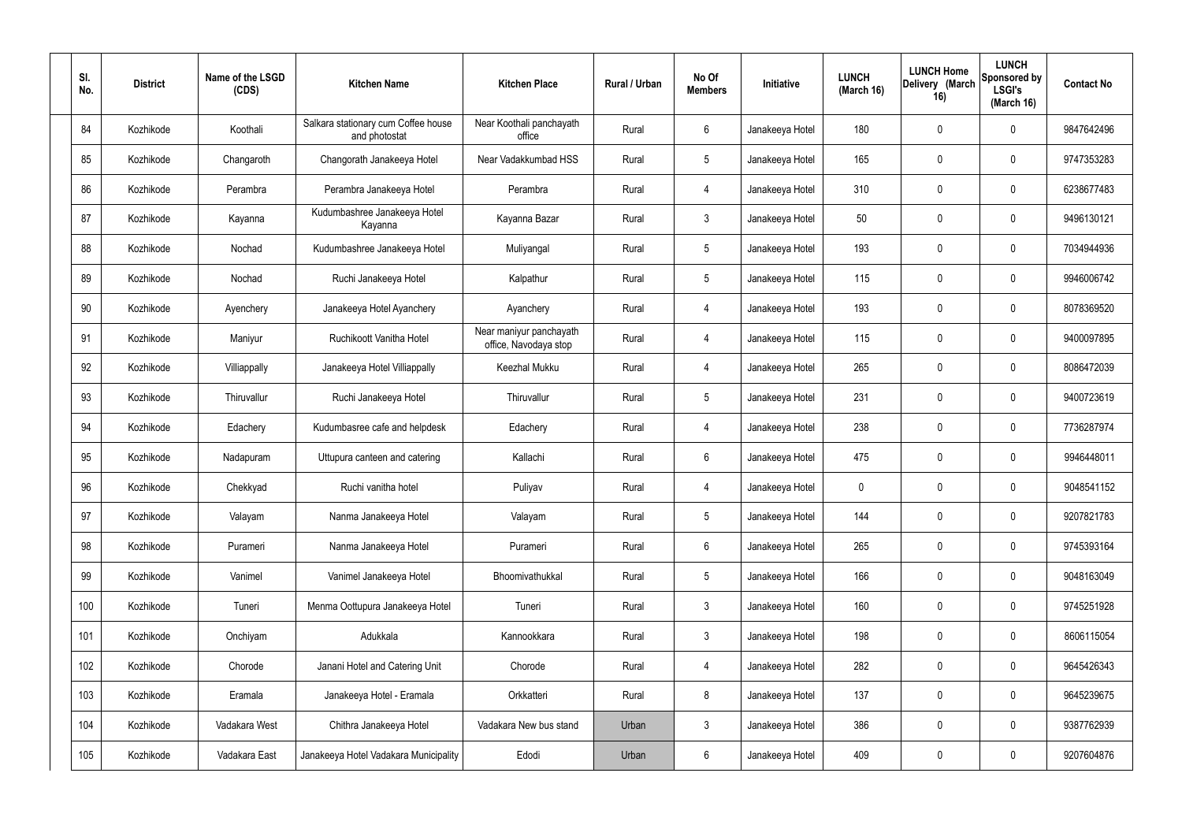| Sl. No. | District | Name of the LSGD (CDS) | Kitchen Name | Kitchen Place | Rural / Urban | No Of Members | Initiative | LUNCH (March 16) | LUNCH Home Delivery (March 16) | LUNCH Sponsored by LSGI's (March 16) | Contact No |
|---|---|---|---|---|---|---|---|---|---|---|---|
| 84 | Kozhikode | Koothali | Salkara stationary cum Coffee house and photostat | Near Koothali panchayath office | Rural | 6 | Janakeeya Hotel | 180 | 0 | 0 | 9847642496 |
| 85 | Kozhikode | Changaroth | Changorath Janakeeya Hotel | Near Vadakkumbad HSS | Rural | 5 | Janakeeya Hotel | 165 | 0 | 0 | 9747353283 |
| 86 | Kozhikode | Perambra | Perambra Janakeeya Hotel | Perambra | Rural | 4 | Janakeeya Hotel | 310 | 0 | 0 | 6238677483 |
| 87 | Kozhikode | Kayanna | Kudumbashree Janakeeya Hotel Kayanna | Kayanna Bazar | Rural | 3 | Janakeeya Hotel | 50 | 0 | 0 | 9496130121 |
| 88 | Kozhikode | Nochad | Kudumbashree Janakeeya Hotel | Muliyangal | Rural | 5 | Janakeeya Hotel | 193 | 0 | 0 | 7034944936 |
| 89 | Kozhikode | Nochad | Ruchi Janakeeya Hotel | Kalpathur | Rural | 5 | Janakeeya Hotel | 115 | 0 | 0 | 9946006742 |
| 90 | Kozhikode | Ayenchery | Janakeeya Hotel Ayanchery | Ayanchery | Rural | 4 | Janakeeya Hotel | 193 | 0 | 0 | 8078369520 |
| 91 | Kozhikode | Maniyur | Ruchikoott Vanitha Hotel | Near maniyur panchayath office, Navodaya stop | Rural | 4 | Janakeeya Hotel | 115 | 0 | 0 | 9400097895 |
| 92 | Kozhikode | Villiappally | Janakeeya Hotel Villiappally | Keezhal Mukku | Rural | 4 | Janakeeya Hotel | 265 | 0 | 0 | 8086472039 |
| 93 | Kozhikode | Thiruvallur | Ruchi Janakeeya Hotel | Thiruvallur | Rural | 5 | Janakeeya Hotel | 231 | 0 | 0 | 9400723619 |
| 94 | Kozhikode | Edachery | Kudumbasree cafe and helpdesk | Edachery | Rural | 4 | Janakeeya Hotel | 238 | 0 | 0 | 7736287974 |
| 95 | Kozhikode | Nadapuram | Uttupura canteen and catering | Kallachi | Rural | 6 | Janakeeya Hotel | 475 | 0 | 0 | 9946448011 |
| 96 | Kozhikode | Chekkyad | Ruchi vanitha hotel | Puliyav | Rural | 4 | Janakeeya Hotel | 0 | 0 | 0 | 9048541152 |
| 97 | Kozhikode | Valayam | Nanma Janakeeya Hotel | Valayam | Rural | 5 | Janakeeya Hotel | 144 | 0 | 0 | 9207821783 |
| 98 | Kozhikode | Purameri | Nanma Janakeeya Hotel | Purameri | Rural | 6 | Janakeeya Hotel | 265 | 0 | 0 | 9745393164 |
| 99 | Kozhikode | Vanimel | Vanimel Janakeeya Hotel | Bhoomivathukkal | Rural | 5 | Janakeeya Hotel | 166 | 0 | 0 | 9048163049 |
| 100 | Kozhikode | Tuneri | Menma Oottupura Janakeeya Hotel | Tuneri | Rural | 3 | Janakeeya Hotel | 160 | 0 | 0 | 9745251928 |
| 101 | Kozhikode | Onchiyam | Adukkala | Kannookkara | Rural | 3 | Janakeeya Hotel | 198 | 0 | 0 | 8606115054 |
| 102 | Kozhikode | Chorode | Janani Hotel and Catering Unit | Chorode | Rural | 4 | Janakeeya Hotel | 282 | 0 | 0 | 9645426343 |
| 103 | Kozhikode | Eramala | Janakeeya Hotel - Eramala | Orkkatteri | Rural | 8 | Janakeeya Hotel | 137 | 0 | 0 | 9645239675 |
| 104 | Kozhikode | Vadakara West | Chithra Janakeeya Hotel | Vadakara New bus stand | Urban | 3 | Janakeeya Hotel | 386 | 0 | 0 | 9387762939 |
| 105 | Kozhikode | Vadakara East | Janakeeya Hotel Vadakara Municipality | Edodi | Urban | 6 | Janakeeya Hotel | 409 | 0 | 0 | 9207604876 |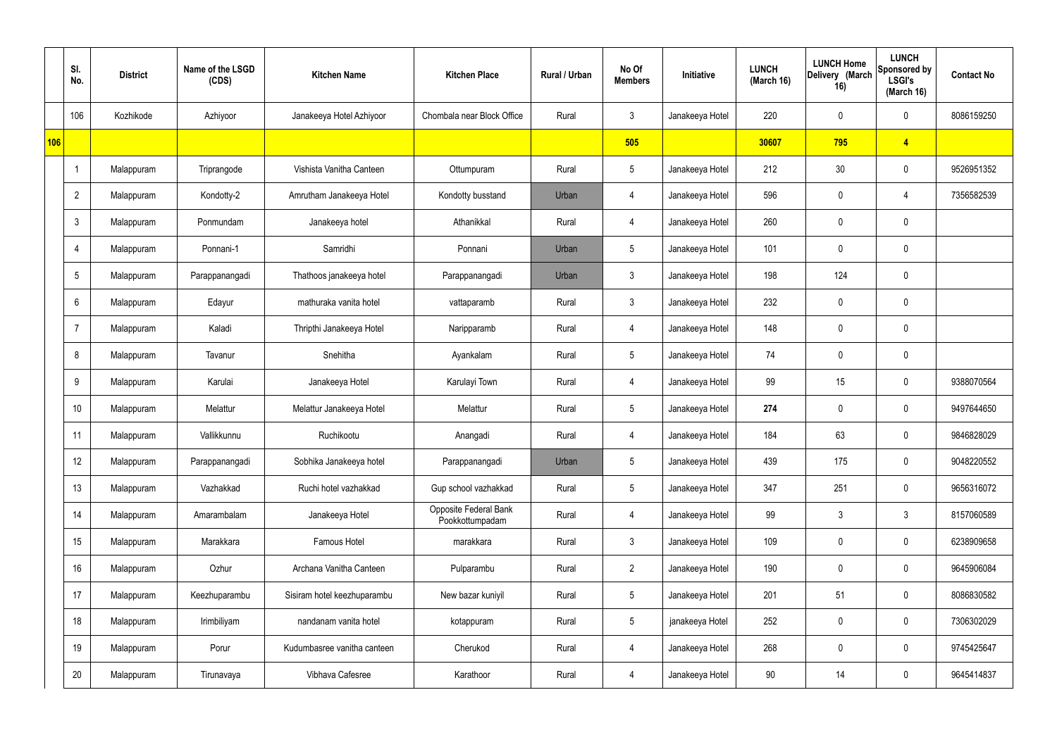|  | Sl. No. | District | Name of the LSGD (CDS) | Kitchen Name | Kitchen Place | Rural / Urban | No Of Members | Initiative | LUNCH (March 16) | LUNCH Home Delivery (March 16) | LUNCH Sponsored by LSGI's (March 16) | Contact No |
|---|---|---|---|---|---|---|---|---|---|---|---|---|
|  | 106 | Kozhikode | Azhiyoor | Janakeeya Hotel Azhiyoor | Chombala near Block Office | Rural | 3 | Janakeeya Hotel | 220 | 0 | 0 | 8086159250 |
| 106 |  |  |  |  |  |  | 505 |  | 30607 | 795 | 4 |  |
|  | 1 | Malappuram | Triprangode | Vishista Vanitha Canteen | Ottumpuram | Rural | 5 | Janakeeya Hotel | 212 | 30 | 0 | 9526951352 |
|  | 2 | Malappuram | Kondotty-2 | Amrutham Janakeeya Hotel | Kondotty busstand | Urban | 4 | Janakeeya Hotel | 596 | 0 | 4 | 7356582539 |
|  | 3 | Malappuram | Ponmundam | Janakeeya hotel | Athanikkal | Rural | 4 | Janakeeya Hotel | 260 | 0 | 0 |  |
|  | 4 | Malappuram | Ponnani-1 | Samridhi | Ponnani | Urban | 5 | Janakeeya Hotel | 101 | 0 | 0 |  |
|  | 5 | Malappuram | Parappanangadi | Thathoos janakeeya hotel | Parappanangadi | Urban | 3 | Janakeeya Hotel | 198 | 124 | 0 |  |
|  | 6 | Malappuram | Edayur | mathuraka vanita hotel | vattaparamb | Rural | 3 | Janakeeya Hotel | 232 | 0 | 0 |  |
|  | 7 | Malappuram | Kaladi | Thripthi Janakeeya Hotel | Naripparamb | Rural | 4 | Janakeeya Hotel | 148 | 0 | 0 |  |
|  | 8 | Malappuram | Tavanur | Snehitha | Ayankalam | Rural | 5 | Janakeeya Hotel | 74 | 0 | 0 |  |
|  | 9 | Malappuram | Karulai | Janakeeya Hotel | Karulayi Town | Rural | 4 | Janakeeya Hotel | 99 | 15 | 0 | 9388070564 |
|  | 10 | Malappuram | Melattur | Melattur Janakeeya Hotel | Melattur | Rural | 5 | Janakeeya Hotel | **274** | 0 | 0 | 9497644650 |
|  | 11 | Malappuram | Vallikkunnu | Ruchikootu | Anangadi | Rural | 4 | Janakeeya Hotel | 184 | 63 | 0 | 9846828029 |
|  | 12 | Malappuram | Parappanangadi | Sobhika Janakeeya hotel | Parappanangadi | Urban | 5 | Janakeeya Hotel | 439 | 175 | 0 | 9048220552 |
|  | 13 | Malappuram | Vazhakkad | Ruchi hotel vazhakkad | Gup school vazhakkad | Rural | 5 | Janakeeya Hotel | 347 | 251 | 0 | 9656316072 |
|  | 14 | Malappuram | Amarambalam | Janakeeya Hotel | Opposite Federal Bank Pookkottumpadam | Rural | 4 | Janakeeya Hotel | 99 | 3 | 3 | 8157060589 |
|  | 15 | Malappuram | Marakkara | Famous Hotel | marakkara | Rural | 3 | Janakeeya Hotel | 109 | 0 | 0 | 6238909658 |
|  | 16 | Malappuram | Ozhur | Archana Vanitha Canteen | Pulparambu | Rural | 2 | Janakeeya Hotel | 190 | 0 | 0 | 9645906084 |
|  | 17 | Malappuram | Keezhuparambu | Sisiram hotel keezhuparambu | New bazar kuniyil | Rural | 5 | Janakeeya Hotel | 201 | 51 | 0 | 8086830582 |
|  | 18 | Malappuram | Irimbiliyam | nandanam vanita hotel | kotappuram | Rural | 5 | janakeeya Hotel | 252 | 0 | 0 | 7306302029 |
|  | 19 | Malappuram | Porur | Kudumbasree vanitha canteen | Cherukod | Rural | 4 | Janakeeya Hotel | 268 | 0 | 0 | 9745425647 |
|  | 20 | Malappuram | Tirunavaya | Vibhava Cafesree | Karathoor | Rural | 4 | Janakeeya Hotel | 90 | 14 | 0 | 9645414837 |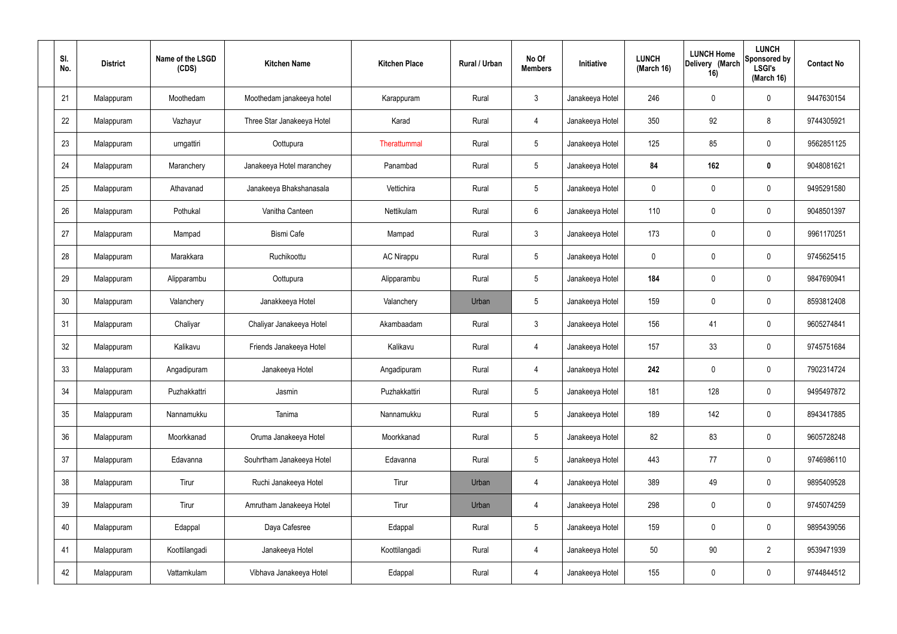| Sl. No. | District | Name of the LSGD (CDS) | Kitchen Name | Kitchen Place | Rural / Urban | No Of Members | Initiative | LUNCH (March 16) | LUNCH Home Delivery (March 16) | LUNCH Sponsored by LSGI's (March 16) | Contact No |
|---|---|---|---|---|---|---|---|---|---|---|---|
| 21 | Malappuram | Moothedam | Moothedam janakeeya hotel | Karappuram | Rural | 3 | Janakeeya Hotel | 246 | 0 | 0 | 9447630154 |
| 22 | Malappuram | Vazhayur | Three Star Janakeeya Hotel | Karad | Rural | 4 | Janakeeya Hotel | 350 | 92 | 8 | 9744305921 |
| 23 | Malappuram | urngattiri | Oottupura | Therattummal | Rural | 5 | Janakeeya Hotel | 125 | 85 | 0 | 9562851125 |
| 24 | Malappuram | Maranchery | Janakeeya Hotel maranchey | Panambad | Rural | 5 | Janakeeya Hotel | **84** | **162** | **0** | 9048081621 |
| 25 | Malappuram | Athavanad | Janakeeya Bhakshanasala | Vettichira | Rural | 5 | Janakeeya Hotel | 0 | 0 | 0 | 9495291580 |
| 26 | Malappuram | Pothukal | Vanitha Canteen | Nettikulam | Rural | 6 | Janakeeya Hotel | 110 | 0 | 0 | 9048501397 |
| 27 | Malappuram | Mampad | Bismi Cafe | Mampad | Rural | 3 | Janakeeya Hotel | 173 | 0 | 0 | 9961170251 |
| 28 | Malappuram | Marakkara | Ruchikoottu | AC Nirappu | Rural | 5 | Janakeeya Hotel | 0 | 0 | 0 | 9745625415 |
| 29 | Malappuram | Alipparambu | Oottupura | Alipparambu | Rural | 5 | Janakeeya Hotel | **184** | 0 | 0 | 9847690941 |
| 30 | Malappuram | Valanchery | Janakkeeya Hotel | Valanchery | Urban | 5 | Janakeeya Hotel | 159 | 0 | 0 | 8593812408 |
| 31 | Malappuram | Chaliyar | Chaliyar Janakeeya Hotel | Akambaadam | Rural | 3 | Janakeeya Hotel | 156 | 41 | 0 | 9605274841 |
| 32 | Malappuram | Kalikavu | Friends Janakeeya Hotel | Kalikavu | Rural | 4 | Janakeeya Hotel | 157 | 33 | 0 | 9745751684 |
| 33 | Malappuram | Angadipuram | Janakeeya Hotel | Angadipuram | Rural | 4 | Janakeeya Hotel | **242** | 0 | 0 | 7902314724 |
| 34 | Malappuram | Puzhakkattri | Jasmin | Puzhakkattiri | Rural | 5 | Janakeeya Hotel | 181 | 128 | 0 | 9495497872 |
| 35 | Malappuram | Nannamukku | Tanima | Nannamukku | Rural | 5 | Janakeeya Hotel | 189 | 142 | 0 | 8943417885 |
| 36 | Malappuram | Moorkkanad | Oruma Janakeeya Hotel | Moorkkanad | Rural | 5 | Janakeeya Hotel | 82 | 83 | 0 | 9605728248 |
| 37 | Malappuram | Edavanna | Souhrtham Janakeeya Hotel | Edavanna | Rural | 5 | Janakeeya Hotel | 443 | 77 | 0 | 9746986110 |
| 38 | Malappuram | Tirur | Ruchi Janakeeya Hotel | Tirur | Urban | 4 | Janakeeya Hotel | 389 | 49 | 0 | 9895409528 |
| 39 | Malappuram | Tirur | Amrutham Janakeeya Hotel | Tirur | Urban | 4 | Janakeeya Hotel | 298 | 0 | 0 | 9745074259 |
| 40 | Malappuram | Edappal | Daya Cafesree | Edappal | Rural | 5 | Janakeeya Hotel | 159 | 0 | 0 | 9895439056 |
| 41 | Malappuram | Koottilangadi | Janakeeya Hotel | Koottilangadi | Rural | 4 | Janakeeya Hotel | 50 | 90 | 2 | 9539471939 |
| 42 | Malappuram | Vattamkulam | Vibhava Janakeeya Hotel | Edappal | Rural | 4 | Janakeeya Hotel | 155 | 0 | 0 | 9744844512 |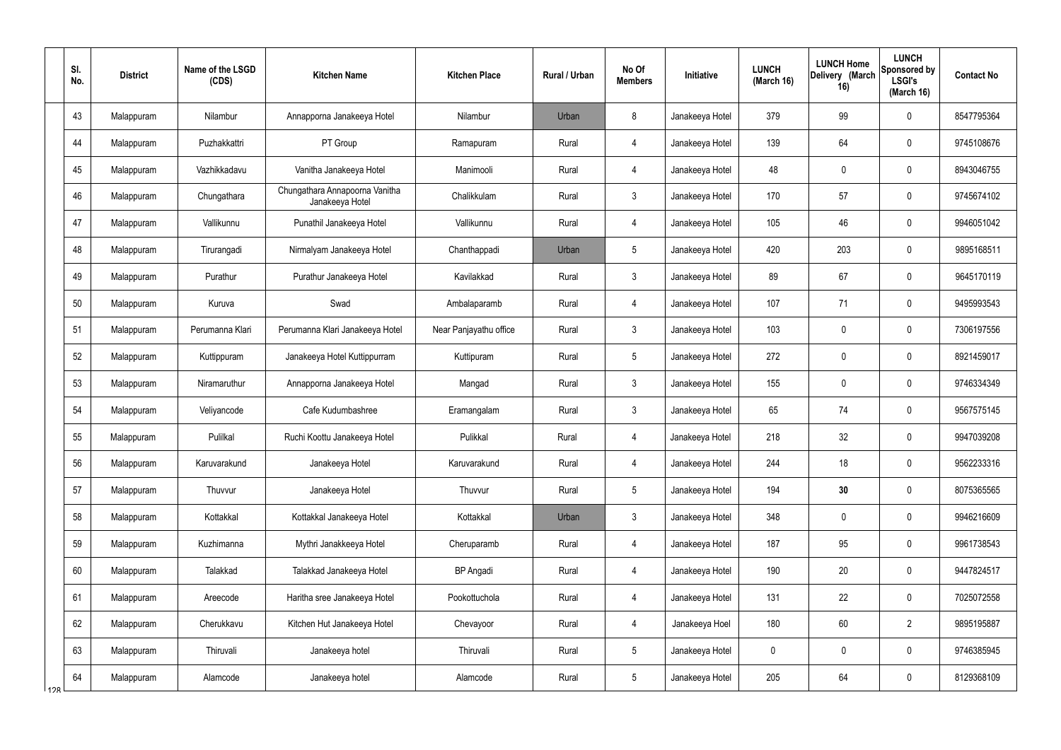| Sl. No. | District | Name of the LSGD (CDS) | Kitchen Name | Kitchen Place | Rural / Urban | No Of Members | Initiative | LUNCH (March 16) | LUNCH Home Delivery (March 16) | LUNCH Sponsored by LSGI's (March 16) | Contact No |
|---|---|---|---|---|---|---|---|---|---|---|---|
| 43 | Malappuram | Nilambur | Annapporna Janakeeya Hotel | Nilambur | Urban | 8 | Janakeeya Hotel | 379 | 99 | 0 | 8547795364 |
| 44 | Malappuram | Puzhakkattri | PT Group | Ramapuram | Rural | 4 | Janakeeya Hotel | 139 | 64 | 0 | 9745108676 |
| 45 | Malappuram | Vazhikkadavu | Vanitha Janakeeya Hotel | Manimooli | Rural | 4 | Janakeeya Hotel | 48 | 0 | 0 | 8943046755 |
| 46 | Malappuram | Chungathara | Chungathara Annapoorna Vanitha Janakeeya Hotel | Chalikkulam | Rural | 3 | Janakeeya Hotel | 170 | 57 | 0 | 9745674102 |
| 47 | Malappuram | Vallikunnu | Punathil Janakeeya Hotel | Vallikunnu | Rural | 4 | Janakeeya Hotel | 105 | 46 | 0 | 9946051042 |
| 48 | Malappuram | Tirurangadi | Nirmalyam Janakeeya Hotel | Chanthappadi | Urban | 5 | Janakeeya Hotel | 420 | 203 | 0 | 9895168511 |
| 49 | Malappuram | Purathur | Purathur Janakeeya Hotel | Kavilakkad | Rural | 3 | Janakeeya Hotel | 89 | 67 | 0 | 9645170119 |
| 50 | Malappuram | Kuruva | Swad | Ambalaparamb | Rural | 4 | Janakeeya Hotel | 107 | 71 | 0 | 9495993543 |
| 51 | Malappuram | Perumanna Klari | Perumanna Klari Janakeeya Hotel | Near Panjayathu office | Rural | 3 | Janakeeya Hotel | 103 | 0 | 0 | 7306197556 |
| 52 | Malappuram | Kuttippuram | Janakeeya Hotel Kuttippurram | Kuttipuram | Rural | 5 | Janakeeya Hotel | 272 | 0 | 0 | 8921459017 |
| 53 | Malappuram | Niramaruthur | Annapporna Janakeeya Hotel | Mangad | Rural | 3 | Janakeeya Hotel | 155 | 0 | 0 | 9746334349 |
| 54 | Malappuram | Veliyancode | Cafe Kudumbashree | Eramangalam | Rural | 3 | Janakeeya Hotel | 65 | 74 | 0 | 9567575145 |
| 55 | Malappuram | Pulilkal | Ruchi Koottu Janakeeya Hotel | Pulikkal | Rural | 4 | Janakeeya Hotel | 218 | 32 | 0 | 9947039208 |
| 56 | Malappuram | Karuvarakund | Janakeeya Hotel | Karuvarakund | Rural | 4 | Janakeeya Hotel | 244 | 18 | 0 | 9562233316 |
| 57 | Malappuram | Thuvvur | Janakeeya Hotel | Thuvvur | Rural | 5 | Janakeeya Hotel | 194 | **30** | 0 | 8075365565 |
| 58 | Malappuram | Kottakkal | Kottakkal Janakeeya Hotel | Kottakkal | Urban | 3 | Janakeeya Hotel | 348 | 0 | 0 | 9946216609 |
| 59 | Malappuram | Kuzhimanna | Mythri Janakkeeya Hotel | Cheruparamb | Rural | 4 | Janakeeya Hotel | 187 | 95 | 0 | 9961738543 |
| 60 | Malappuram | Talakkad | Talakkad Janakeeya Hotel | BP Angadi | Rural | 4 | Janakeeya Hotel | 190 | 20 | 0 | 9447824517 |
| 61 | Malappuram | Areecode | Haritha sree Janakeeya Hotel | Pookottuchola | Rural | 4 | Janakeeya Hotel | 131 | 22 | 0 | 7025072558 |
| 62 | Malappuram | Cherukkavu | Kitchen Hut Janakeeya Hotel | Chevayoor | Rural | 4 | Janakeeya Hoel | 180 | 60 | 2 | 9895195887 |
| 63 | Malappuram | Thiruvali | Janakeeya hotel | Thiruvali | Rural | 5 | Janakeeya Hotel | 0 | 0 | 0 | 9746385945 |
| 64 | Malappuram | Alamcode | Janakeeya hotel | Alamcode | Rural | 5 | Janakeeya Hotel | 205 | 64 | 0 | 8129368109 |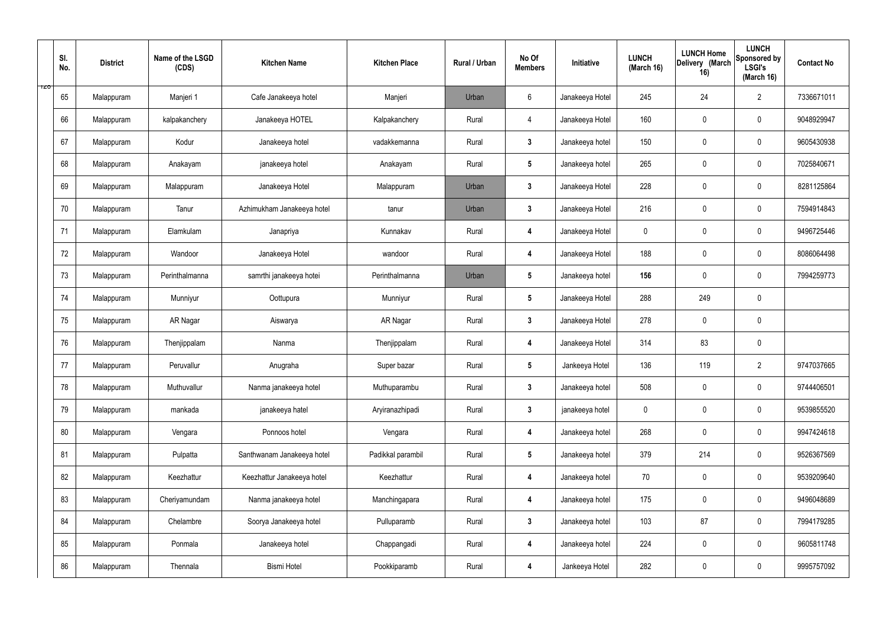| Sl. No. | District | Name of the LSGD (CDS) | Kitchen Name | Kitchen Place | Rural / Urban | No Of Members | Initiative | LUNCH (March 16) | LUNCH Home Delivery (March 16) | LUNCH Sponsored by LSGI's (March 16) | Contact No |
|---|---|---|---|---|---|---|---|---|---|---|---|
| 65 | Malappuram | Manjeri 1 | Cafe Janakeeya hotel | Manjeri | Urban | 6 | Janakeeya Hotel | 245 | 24 | 2 | 7336671011 |
| 66 | Malappuram | kalpakanchery | Janakeeya HOTEL | Kalpakanchery | Rural | 4 | Janakeeya Hotel | 160 | 0 | 0 | 9048929947 |
| 67 | Malappuram | Kodur | Janakeeya hotel | vadakkemanna | Rural | **3** | Janakeeya hotel | 150 | 0 | 0 | 9605430938 |
| 68 | Malappuram | Anakayam | janakeeya hotel | Anakayam | Rural | **5** | Janakeeya hotel | 265 | 0 | 0 | 7025840671 |
| 69 | Malappuram | Malappuram | Janakeeya Hotel | Malappuram | Urban | **3** | Janakeeya Hotel | 228 | 0 | 0 | 8281125864 |
| 70 | Malappuram | Tanur | Azhimukham Janakeeya hotel | tanur | Urban | **3** | Janakeeya Hotel | 216 | 0 | 0 | 7594914843 |
| 71 | Malappuram | Elamkulam | Janapriya | Kunnakav | Rural | **4** | Janakeeya Hotel | 0 | 0 | 0 | 9496725446 |
| 72 | Malappuram | Wandoor | Janakeeya Hotel | wandoor | Rural | **4** | Janakeeya Hotel | 188 | 0 | 0 | 8086064498 |
| 73 | Malappuram | Perinthalmanna | samrthi janakeeya hotei | Perinthalmanna | Urban | **5** | Janakeeya hotel | **156** | 0 | 0 | 7994259773 |
| 74 | Malappuram | Munniyur | Oottupura | Munniyur | Rural | **5** | Janakeeya Hotel | 288 | 249 | 0 | |
| 75 | Malappuram | AR Nagar | Aiswarya | AR Nagar | Rural | **3** | Janakeeya Hotel | 278 | 0 | 0 | |
| 76 | Malappuram | Thenjippalam | Nanma | Thenjippalam | Rural | **4** | Janakeeya Hotel | 314 | 83 | 0 | |
| 77 | Malappuram | Peruvallur | Anugraha | Super bazar | Rural | **5** | Jankeeya Hotel | 136 | 119 | 2 | 9747037665 |
| 78 | Malappuram | Muthuvallur | Nanma janakeeya hotel | Muthuparambu | Rural | **3** | Janakeeya hotel | 508 | 0 | 0 | 9744406501 |
| 79 | Malappuram | mankada | janakeeya hatel | Aryiranazhipadi | Rural | **3** | janakeeya hotel | 0 | 0 | 0 | 9539855520 |
| 80 | Malappuram | Vengara | Ponnoos hotel | Vengara | Rural | **4** | Janakeeya hotel | 268 | 0 | 0 | 9947424618 |
| 81 | Malappuram | Pulpatta | Santhwanam Janakeeya hotel | Padikkal parambil | Rural | **5** | Janakeeya hotel | 379 | 214 | 0 | 9526367569 |
| 82 | Malappuram | Keezhattur | Keezhattur Janakeeya hotel | Keezhattur | Rural | **4** | Janakeeya hotel | 70 | 0 | 0 | 9539209640 |
| 83 | Malappuram | Cheriyamundam | Nanma janakeeya hotel | Manchingapara | Rural | **4** | Janakeeya hotel | 175 | 0 | 0 | 9496048689 |
| 84 | Malappuram | Chelambre | Soorya Janakeeya hotel | Pulluparamb | Rural | **3** | Janakeeya hotel | 103 | 87 | 0 | 7994179285 |
| 85 | Malappuram | Ponmala | Janakeeya hotel | Chappangadi | Rural | **4** | Janakeeya hotel | 224 | 0 | 0 | 9605811748 |
| 86 | Malappuram | Thennala | Bismi Hotel | Pookkiparamb | Rural | **4** | Jankeeya Hotel | 282 | 0 | 0 | 9995757092 |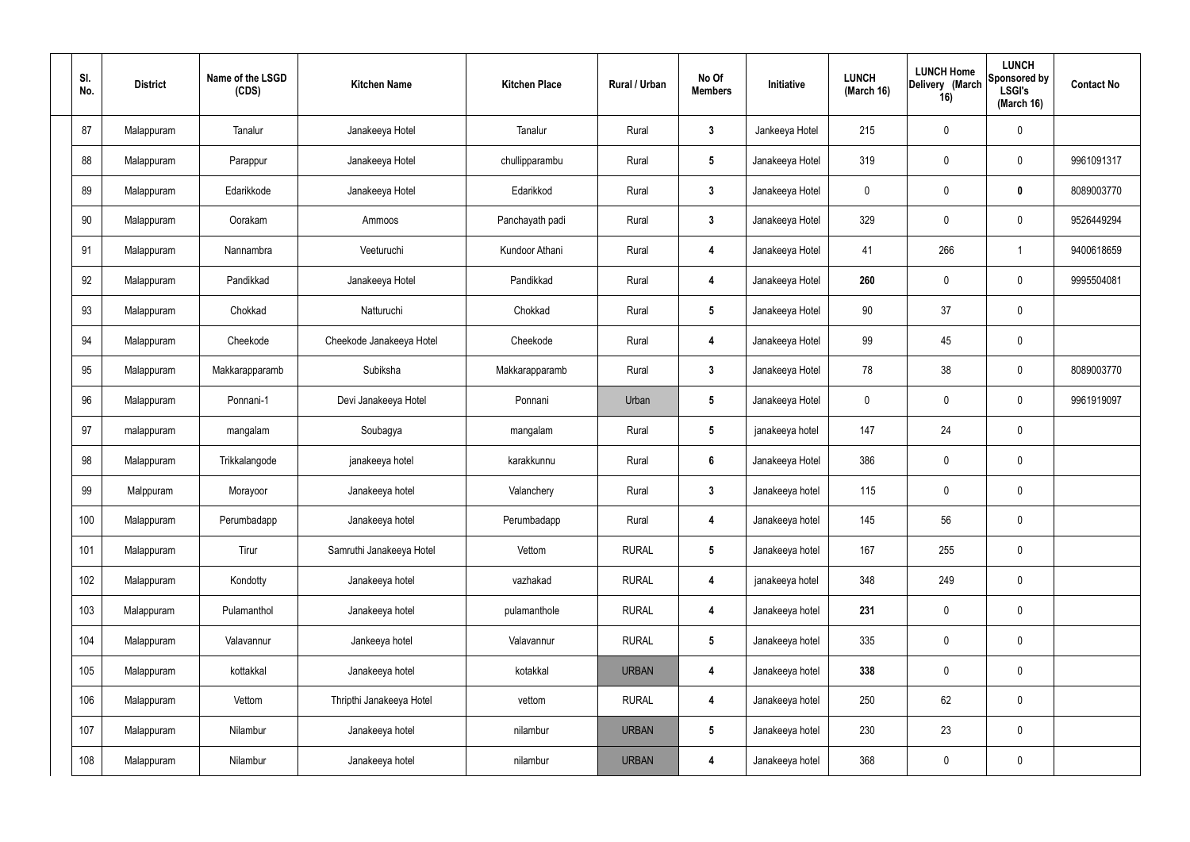| Sl. No. | District | Name of the LSGD (CDS) | Kitchen Name | Kitchen Place | Rural / Urban | No Of Members | Initiative | LUNCH (March 16) | LUNCH Home Delivery (March 16) | LUNCH Sponsored by LSGI's (March 16) | Contact No |
|---|---|---|---|---|---|---|---|---|---|---|---|
| 87 | Malappuram | Tanalur | Janakeeya Hotel | Tanalur | Rural | **3** | Jankeeya Hotel | 215 | 0 | 0 | |
| 88 | Malappuram | Parappur | Janakeeya Hotel | chullipparambu | Rural | **5** | Janakeeya Hotel | 319 | 0 | 0 | 9961091317 |
| 89 | Malappuram | Edarikkode | Janakeeya Hotel | Edarikkod | Rural | **3** | Janakeeya Hotel | 0 | 0 | **0** | 8089003770 |
| 90 | Malappuram | Oorakam | Ammoos | Panchayath padi | Rural | **3** | Janakeeya Hotel | 329 | 0 | 0 | 9526449294 |
| 91 | Malappuram | Nannambra | Veeturuchi | Kundoor Athani | Rural | **4** | Janakeeya Hotel | 41 | 266 | 1 | 9400618659 |
| 92 | Malappuram | Pandikkad | Janakeeya Hotel | Pandikkad | Rural | **4** | Janakeeya Hotel | **260** | 0 | 0 | 9995504081 |
| 93 | Malappuram | Chokkad | Natturuchi | Chokkad | Rural | **5** | Janakeeya Hotel | 90 | 37 | 0 | |
| 94 | Malappuram | Cheekode | Cheekode Janakeeya Hotel | Cheekode | Rural | **4** | Janakeeya Hotel | 99 | 45 | 0 | |
| 95 | Malappuram | Makkarapparamb | Subiksha | Makkarapparamb | Rural | **3** | Janakeeya Hotel | 78 | 38 | 0 | 8089003770 |
| 96 | Malappuram | Ponnani-1 | Devi Janakeeya Hotel | Ponnani | Urban | **5** | Janakeeya Hotel | 0 | 0 | 0 | 9961919097 |
| 97 | malappuram | mangalam | Soubagya | mangalam | Rural | **5** | janakeeya hotel | 147 | 24 | 0 | |
| 98 | Malappuram | Trikkalangode | janakeeya hotel | karakkunnu | Rural | **6** | Janakeeya Hotel | 386 | 0 | 0 | |
| 99 | Malppuram | Morayoor | Janakeeya hotel | Valanchery | Rural | **3** | Janakeeya hotel | 115 | 0 | 0 | |
| 100 | Malappuram | Perumbadapp | Janakeeya hotel | Perumbadapp | Rural | **4** | Janakeeya hotel | 145 | 56 | 0 | |
| 101 | Malappuram | Tirur | Samruthi Janakeeya Hotel | Vettom | RURAL | **5** | Janakeeya hotel | 167 | 255 | 0 | |
| 102 | Malappuram | Kondotty | Janakeeya hotel | vazhakad | RURAL | **4** | janakeeya hotel | 348 | 249 | 0 | |
| 103 | Malappuram | Pulamanthol | Janakeeya hotel | pulamanthole | RURAL | **4** | Janakeeya hotel | **231** | 0 | 0 | |
| 104 | Malappuram | Valavannur | Jankeeya hotel | Valavannur | RURAL | **5** | Janakeeya hotel | 335 | 0 | 0 | |
| 105 | Malappuram | kottakkal | Janakeeya hotel | kotakkal | URBAN | **4** | Janakeeya hotel | **338** | 0 | 0 | |
| 106 | Malappuram | Vettom | Thripthi Janakeeya Hotel | vettom | RURAL | **4** | Janakeeya hotel | 250 | 62 | 0 | |
| 107 | Malappuram | Nilambur | Janakeeya hotel | nilambur | URBAN | **5** | Janakeeya hotel | 230 | 23 | 0 | |
| 108 | Malappuram | Nilambur | Janakeeya hotel | nilambur | URBAN | **4** | Janakeeya hotel | 368 | 0 | 0 | |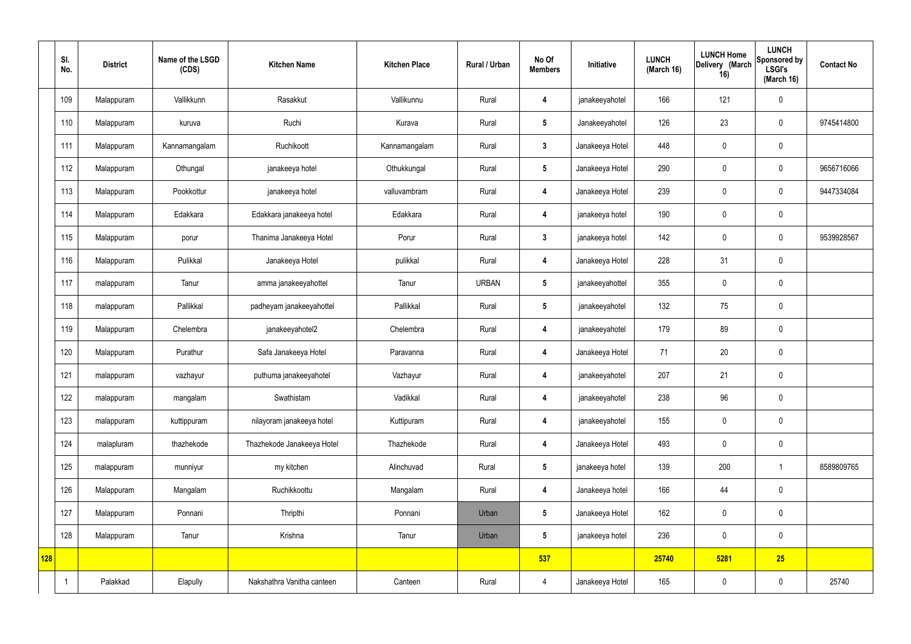| | Sl. No. | District | Name of the LSGD (CDS) | Kitchen Name | Kitchen Place | Rural / Urban | No Of Members | Initiative | LUNCH (March 16) | LUNCH Home Delivery (March 16) | LUNCH Sponsored by LSGI's (March 16) | Contact No |
|---|---|---|---|---|---|---|---|---|---|---|---|---|
| | 109 | Malappuram | Vallikkunn | Rasakkut | Vallikunnu | Rural | 4 | janakeeyahotel | 166 | 121 | 0 | |
| | 110 | Malappuram | kuruva | Ruchi | Kurava | Rural | 5 | Janakeeyahotel | 126 | 23 | 0 | 9745414800 |
| | 111 | Malappuram | Kannamangalam | Ruchikoott | Kannamangalam | Rural | 3 | Janakeeya Hotel | 448 | 0 | 0 | |
| | 112 | Malappuram | Othungal | janakeeya hotel | Othukkungal | Rural | 5 | Janakeeya Hotel | 290 | 0 | 0 | 9656716066 |
| | 113 | Malappuram | Pookkottur | janakeeya hotel | valluvambram | Rural | 4 | Janakeeya Hotel | 239 | 0 | 0 | 9447334084 |
| | 114 | Malappuram | Edakkara | Edakkara janakeeya hotel | Edakkara | Rural | 4 | janakeeya hotel | 190 | 0 | 0 | |
| | 115 | Malappuram | porur | Thanima Janakeeya Hotel | Porur | Rural | 3 | janakeeya hotel | 142 | 0 | 0 | 9539928567 |
| | 116 | Malappuram | Pulikkal | Janakeeya Hotel | pulikkal | Rural | 4 | Janakeeya Hotel | 228 | 31 | 0 | |
| | 117 | malappuram | Tanur | amma janakeeyahottel | Tanur | URBAN | 5 | janakeeyahottel | 355 | 0 | 0 | |
| | 118 | malappuram | Pallikkal | padheyam janakeeyahottel | Pallikkal | Rural | 5 | janakeeyahotel | 132 | 75 | 0 | |
| | 119 | Malappuram | Chelembra | janakeeyahotel2 | Chelembra | Rural | 4 | janakeeyahotel | 179 | 89 | 0 | |
| | 120 | Malappuram | Purathur | Safa Janakeeya Hotel | Paravanna | Rural | 4 | Janakeeya Hotel | 71 | 20 | 0 | |
| | 121 | malappuram | vazhayur | puthuma janakeeyahotel | Vazhayur | Rural | 4 | janakeeyahotel | 207 | 21 | 0 | |
| | 122 | malappuram | mangalam | Swathistam | Vadikkal | Rural | 4 | janakeeyahotel | 238 | 96 | 0 | |
| | 123 | malappuram | kuttippuram | nilayoram janakeeya hotel | Kuttipuram | Rural | 4 | janakeeyahotel | 155 | 0 | 0 | |
| | 124 | malaplurам | thazhekode | Thazhekode Janakeeya Hotel | Thazhekode | Rural | 4 | Janakeeya Hotel | 493 | 0 | 0 | |
| | 125 | malappuram | munniyur | my kitchen | Alinchuvad | Rural | 5 | janakeeya hotel | 139 | 200 | 1 | 8589809765 |
| | 126 | Malappuram | Mangalam | Ruchikkoottu | Mangalam | Rural | 4 | Janakeeya hotel | 166 | 44 | 0 | |
| | 127 | Malappuram | Ponnani | Thripthi | Ponnani | Urban | 5 | Janakeeya Hotel | 162 | 0 | 0 | |
| | 128 | Malappuram | Tanur | Krishna | Tanur | Urban | 5 | janakeeya hotel | 236 | 0 | 0 | |
| 128 | | | | | | | 537 | | 25740 | 5281 | 25 | |
| | 1 | Palakkad | Elapully | Nakshathra Vanitha canteen | Canteen | Rural | 4 | Janakeeya Hotel | 165 | 0 | 0 | 25740 |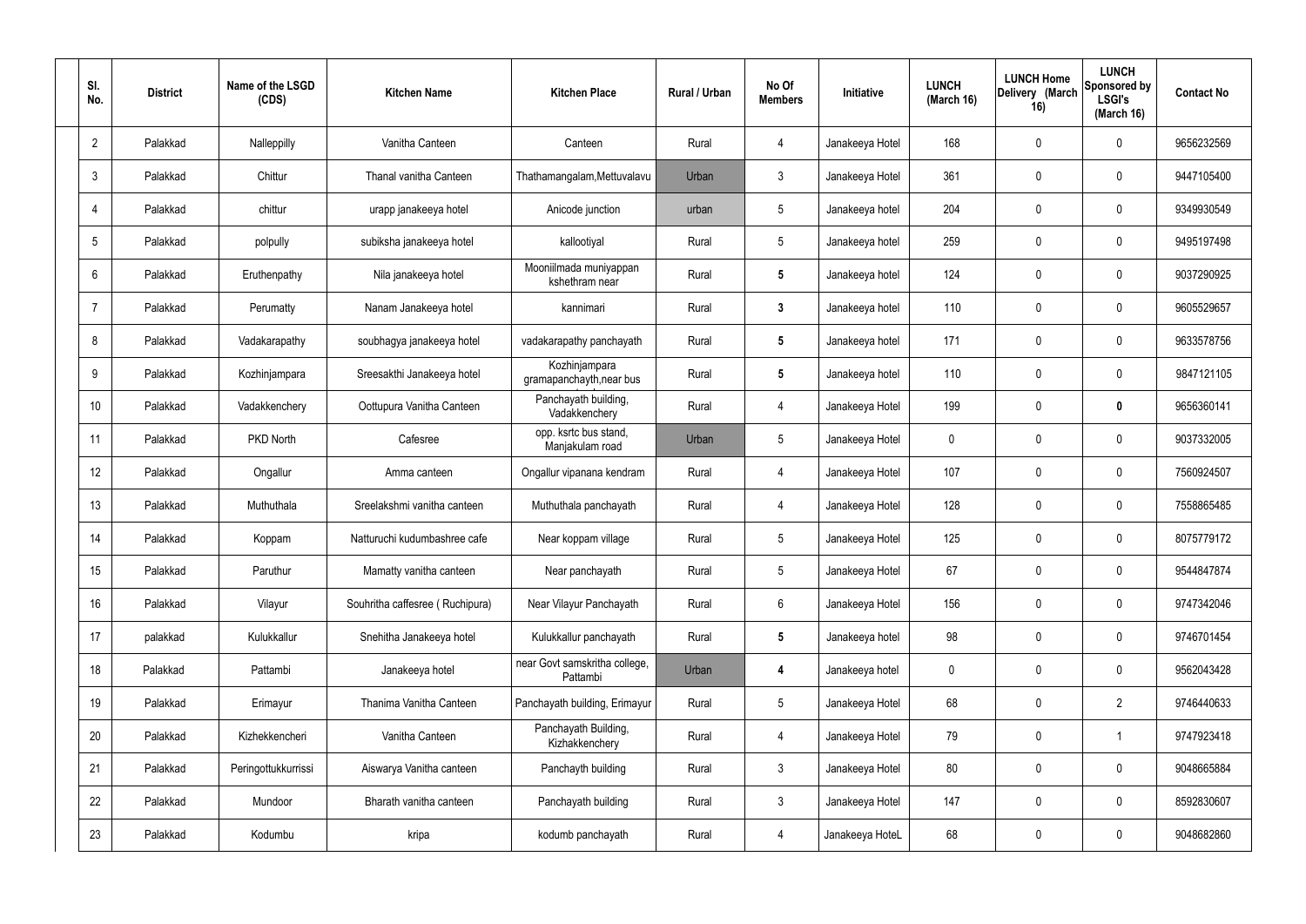| Sl. No. | District | Name of the LSGD (CDS) | Kitchen Name | Kitchen Place | Rural / Urban | No Of Members | Initiative | LUNCH (March 16) | LUNCH Home Delivery (March 16) | LUNCH Sponsored by LSGI's (March 16) | Contact No |
|---|---|---|---|---|---|---|---|---|---|---|---|
| 2 | Palakkad | Nalleppilly | Vanitha Canteen | Canteen | Rural | 4 | Janakeeya Hotel | 168 | 0 | 0 | 9656232569 |
| 3 | Palakkad | Chittur | Thanal vanitha Canteen | Thathamangalam,Mettuvalavu | Urban | 3 | Janakeeya Hotel | 361 | 0 | 0 | 9447105400 |
| 4 | Palakkad | chittur | urapp janakeeya hotel | Anicode junction | urban | 5 | Janakeeya hotel | 204 | 0 | 0 | 9349930549 |
| 5 | Palakkad | polpully | subiksha janakeeya hotel | kallootiyal | Rural | 5 | Janakeeya hotel | 259 | 0 | 0 | 9495197498 |
| 6 | Palakkad | Eruthenpathy | Nila janakeeya hotel | Mooniilmada muniyappan kshethram near | Rural | **5** | Janakeeya hotel | 124 | 0 | 0 | 9037290925 |
| 7 | Palakkad | Perumatty | Nanam Janakeeya hotel | kannimari | Rural | **3** | Janakeeya hotel | 110 | 0 | 0 | 9605529657 |
| 8 | Palakkad | Vadakarapathy | soubhagya janakeeya hotel | vadakarapathy panchayath | Rural | **5** | Janakeeya hotel | 171 | 0 | 0 | 9633578756 |
| 9 | Palakkad | Kozhinjampara | Sreesakthi Janakeeya hotel | Kozhinjampara gramapanchayth,near bus | Rural | **5** | Janakeeya hotel | 110 | 0 | 0 | 9847121105 |
| 10 | Palakkad | Vadakkenchery | Oottupura Vanitha Canteen | Panchayath building, Vadakkenchery | Rural | 4 | Janakeeya Hotel | 199 | 0 | **0** | 9656360141 |
| 11 | Palakkad | PKD North | Cafesree | opp. ksrtc bus stand, Manjakulam road | Urban | 5 | Janakeeya Hotel | 0 | 0 | 0 | 9037332005 |
| 12 | Palakkad | Ongallur | Amma canteen | Ongallur vipanana kendram | Rural | 4 | Janakeeya Hotel | 107 | 0 | 0 | 7560924507 |
| 13 | Palakkad | Muthuthala | Sreelakshmi vanitha canteen | Muthuthala panchayath | Rural | 4 | Janakeeya Hotel | 128 | 0 | 0 | 7558865485 |
| 14 | Palakkad | Koppam | Natturuchi kudumbashree cafe | Near koppam village | Rural | 5 | Janakeeya Hotel | 125 | 0 | 0 | 8075779172 |
| 15 | Palakkad | Paruthur | Mamatty vanitha canteen | Near panchayath | Rural | 5 | Janakeeya Hotel | 67 | 0 | 0 | 9544847874 |
| 16 | Palakkad | Vilayur | Souhritha caffesree ( Ruchipura) | Near Vilayur Panchayath | Rural | 6 | Janakeeya Hotel | 156 | 0 | 0 | 9747342046 |
| 17 | palakkad | Kulukkallur | Snehitha Janakeeya hotel | Kulukkallur panchayath | Rural | **5** | Janakeeya hotel | 98 | 0 | 0 | 9746701454 |
| 18 | Palakkad | Pattambi | Janakeeya hotel | near Govt samskritha college, Pattambi | Urban | **4** | Janakeeya hotel | 0 | 0 | 0 | 9562043428 |
| 19 | Palakkad | Erimayur | Thanima Vanitha Canteen | Panchayath building, Erimayur | Rural | 5 | Janakeeya Hotel | 68 | 0 | 2 | 9746440633 |
| 20 | Palakkad | Kizhekkencheri | Vanitha Canteen | Panchayath Building, Kizhakkenchery | Rural | 4 | Janakeeya Hotel | 79 | 0 | 1 | 9747923418 |
| 21 | Palakkad | Peringottukkurrissi | Aiswarya Vanitha canteen | Panchayth building | Rural | 3 | Janakeeya Hotel | 80 | 0 | 0 | 9048665884 |
| 22 | Palakkad | Mundoor | Bharath vanitha canteen | Panchayath building | Rural | 3 | Janakeeya Hotel | 147 | 0 | 0 | 8592830607 |
| 23 | Palakkad | Kodumbu | kripa | kodumb panchayath | Rural | 4 | Janakeeya HoteL | 68 | 0 | 0 | 9048682860 |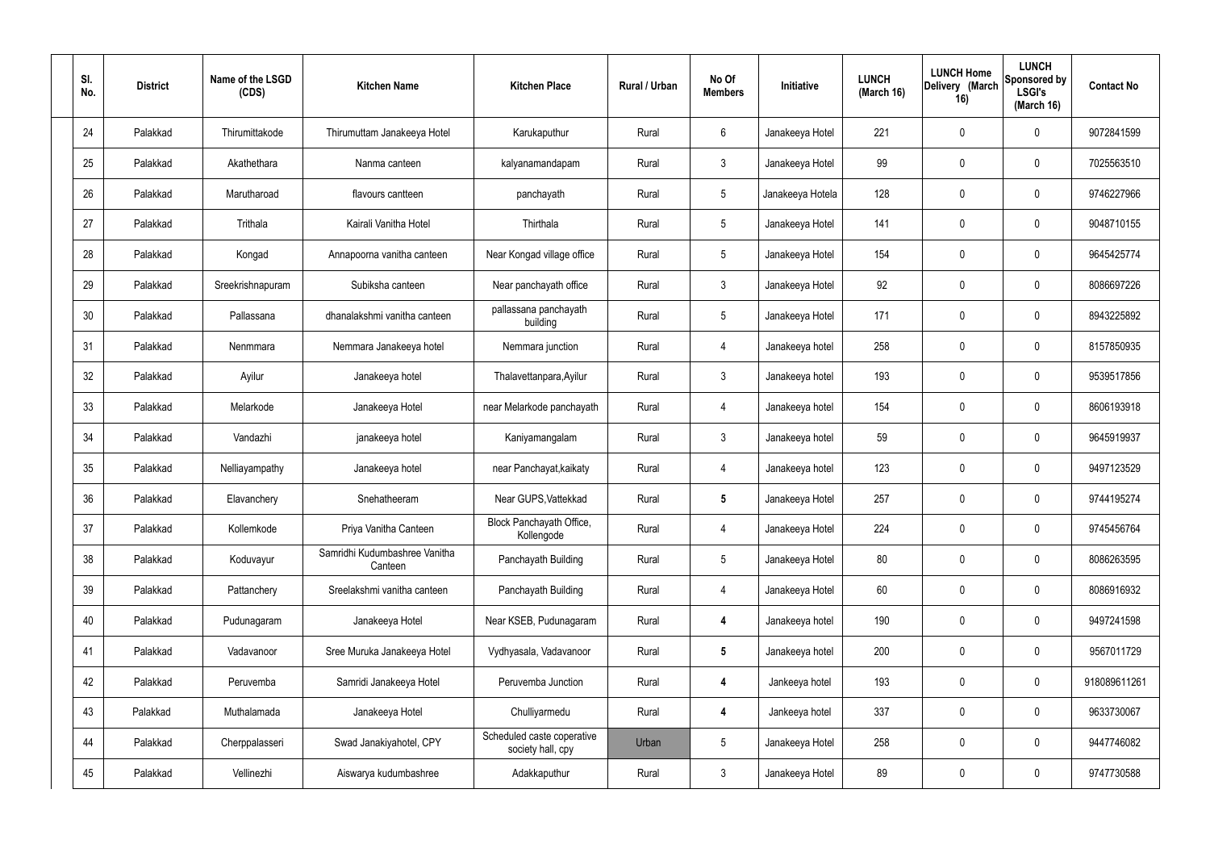| Sl. No. | District | Name of the LSGD (CDS) | Kitchen Name | Kitchen Place | Rural / Urban | No Of Members | Initiative | LUNCH (March 16) | LUNCH Home Delivery (March 16) | LUNCH Sponsored by LSGI's (March 16) | Contact No |
|---|---|---|---|---|---|---|---|---|---|---|---|
| 24 | Palakkad | Thirumittakode | Thirumuttam Janakeeya Hotel | Karukaputhur | Rural | 6 | Janakeeya Hotel | 221 | 0 | 0 | 9072841599 |
| 25 | Palakkad | Akathethara | Nanma canteen | kalyanamandapam | Rural | 3 | Janakeeya Hotel | 99 | 0 | 0 | 7025563510 |
| 26 | Palakkad | Marutharoad | flavours cantteen | panchayath | Rural | 5 | Janakeeya Hotela | 128 | 0 | 0 | 9746227966 |
| 27 | Palakkad | Trithala | Kairali Vanitha Hotel | Thirthala | Rural | 5 | Janakeeya Hotel | 141 | 0 | 0 | 9048710155 |
| 28 | Palakkad | Kongad | Annapoorna vanitha canteen | Near Kongad village office | Rural | 5 | Janakeeya Hotel | 154 | 0 | 0 | 9645425774 |
| 29 | Palakkad | Sreekrishnapuram | Subiksha canteen | Near panchayath office | Rural | 3 | Janakeeya Hotel | 92 | 0 | 0 | 8086697226 |
| 30 | Palakkad | Pallassana | dhanalakshmi vanitha canteen | pallassana panchayath building | Rural | 5 | Janakeeya Hotel | 171 | 0 | 0 | 8943225892 |
| 31 | Palakkad | Nenmmara | Nemmara Janakeeya hotel | Nemmara junction | Rural | 4 | Janakeeya hotel | 258 | 0 | 0 | 8157850935 |
| 32 | Palakkad | Ayilur | Janakeeya hotel | Thalavettanpara,Ayilur | Rural | 3 | Janakeeya hotel | 193 | 0 | 0 | 9539517856 |
| 33 | Palakkad | Melarkode | Janakeeya Hotel | near Melarkode panchayath | Rural | 4 | Janakeeya hotel | 154 | 0 | 0 | 8606193918 |
| 34 | Palakkad | Vandazhi | janakeeya hotel | Kaniyamangalam | Rural | 3 | Janakeeya hotel | 59 | 0 | 0 | 9645919937 |
| 35 | Palakkad | Nelliayampathy | Janakeeya hotel | near Panchayat,kaikaty | Rural | 4 | Janakeeya hotel | 123 | 0 | 0 | 9497123529 |
| 36 | Palakkad | Elavanchery | Snehatheeram | Near GUPS,Vattekkad | Rural | **5** | Janakeeya Hotel | 257 | 0 | 0 | 9744195274 |
| 37 | Palakkad | Kollemkode | Priya Vanitha Canteen | Block Panchayath Office, Kollengode | Rural | 4 | Janakeeya Hotel | 224 | 0 | 0 | 9745456764 |
| 38 | Palakkad | Koduvayur | Samridhi Kudumbashree Vanitha Canteen | Panchayath Building | Rural | 5 | Janakeeya Hotel | 80 | 0 | 0 | 8086263595 |
| 39 | Palakkad | Pattanchery | Sreelakshmi vanitha canteen | Panchayath Building | Rural | 4 | Janakeeya Hotel | 60 | 0 | 0 | 8086916932 |
| 40 | Palakkad | Pudunagaram | Janakeeya Hotel | Near KSEB, Pudunagaram | Rural | **4** | Janakeeya hotel | 190 | 0 | 0 | 9497241598 |
| 41 | Palakkad | Vadavanoor | Sree Muruka Janakeeya Hotel | Vydhyasala, Vadavanoor | Rural | **5** | Janakeeya hotel | 200 | 0 | 0 | 9567011729 |
| 42 | Palakkad | Peruvemba | Samridi Janakeeya Hotel | Peruvemba Junction | Rural | **4** | Jankeeya hotel | 193 | 0 | 0 | 918089611261 |
| 43 | Palakkad | Muthalamada | Janakeeya Hotel | Chulliyarmedu | Rural | **4** | Jankeeya hotel | 337 | 0 | 0 | 9633730067 |
| 44 | Palakkad | Cherppalasseri | Swad Janakiyahotel, CPY | Scheduled caste coperative society hall, cpy | Urban | 5 | Janakeeya Hotel | 258 | 0 | 0 | 9447746082 |
| 45 | Palakkad | Vellinezhi | Aiswarya kudumbashree | Adakkaputhur | Rural | 3 | Janakeeya Hotel | 89 | 0 | 0 | 9747730588 |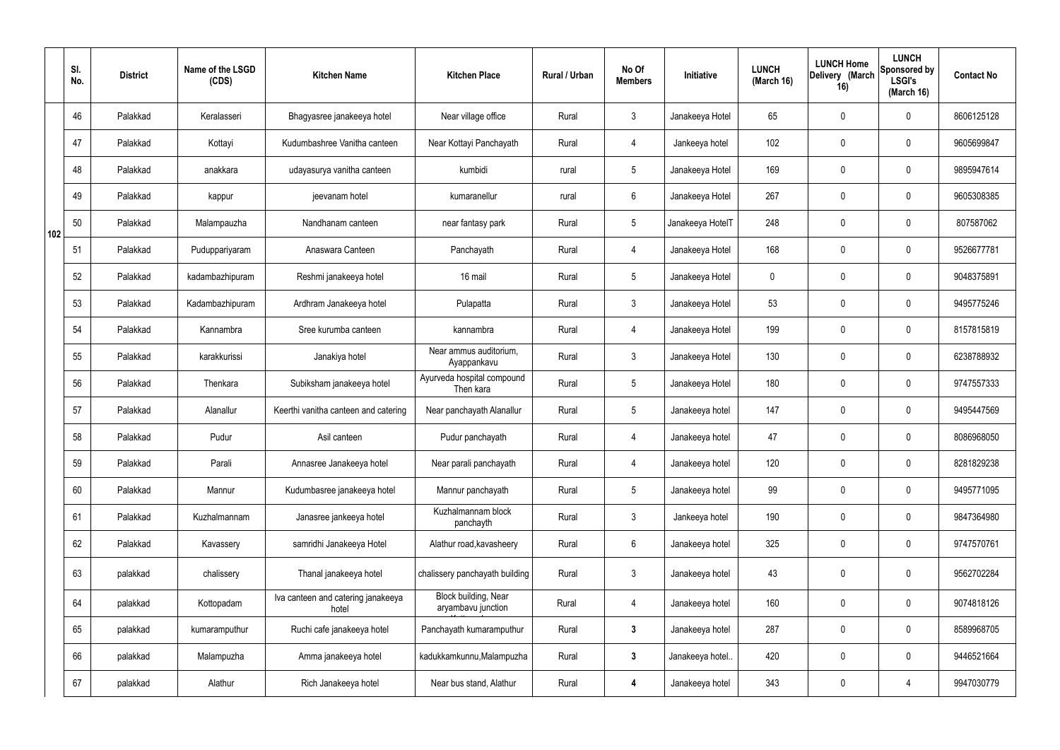| | Sl. No. | District | Name of the LSGD (CDS) | Kitchen Name | Kitchen Place | Rural / Urban | No Of Members | Initiative | LUNCH (March 16) | LUNCH Home Delivery (March 16) | LUNCH Sponsored by LSGI's (March 16) | Contact No |
|---|---|---|---|---|---|---|---|---|---|---|---|---|
| 102 | 46 | Palakkad | Keralasseri | Bhagyasree janakeeya hotel | Near village office | Rural | 3 | Janakeeya Hotel | 65 | 0 | 0 | 8606125128 |
| | 47 | Palakkad | Kottayi | Kudumbashree Vanitha canteen | Near Kottayi Panchayath | Rural | 4 | Jankeeya hotel | 102 | 0 | 0 | 9605699847 |
| | 48 | Palakkad | anakkara | udayasurya vanitha canteen | kumbidi | rural | 5 | Janakeeya Hotel | 169 | 0 | 0 | 9895947614 |
| | 49 | Palakkad | kappur | jeevanam hotel | kumaranellur | rural | 6 | Janakeeya Hotel | 267 | 0 | 0 | 9605308385 |
| | 50 | Palakkad | Malampauzha | Nandhanam canteen | near fantasy park | Rural | 5 | Janakeeya HotelT | 248 | 0 | 0 | 807587062 |
| | 51 | Palakkad | Puduppariyaram | Anaswara Canteen | Panchayath | Rural | 4 | Janakeeya Hotel | 168 | 0 | 0 | 9526677781 |
| | 52 | Palakkad | kadambazhipuram | Reshmi janakeeya hotel | 16 mail | Rural | 5 | Janakeeya Hotel | 0 | 0 | 0 | 9048375891 |
| | 53 | Palakkad | Kadambazhipuram | Ardhram Janakeeya hotel | Pulapatta | Rural | 3 | Janakeeya Hotel | 53 | 0 | 0 | 9495775246 |
| | 54 | Palakkad | Kannambra | Sree kurumba canteen | kannambra | Rural | 4 | Janakeeya Hotel | 199 | 0 | 0 | 8157815819 |
| | 55 | Palakkad | karakkurissi | Janakiya hotel | Near ammus auditorium, Ayappankavu | Rural | 3 | Janakeeya Hotel | 130 | 0 | 0 | 6238788932 |
| | 56 | Palakkad | Thenkara | Subiksham janakeeya hotel | Ayurveda hospital compound Then kara | Rural | 5 | Janakeeya Hotel | 180 | 0 | 0 | 9747557333 |
| | 57 | Palakkad | Alanallur | Keerthi vanitha canteen and catering | Near panchayath Alanallur | Rural | 5 | Janakeeya hotel | 147 | 0 | 0 | 9495447569 |
| | 58 | Palakkad | Pudur | Asil canteen | Pudur panchayath | Rural | 4 | Janakeeya hotel | 47 | 0 | 0 | 8086968050 |
| | 59 | Palakkad | Parali | Annasree Janakeeya hotel | Near parali panchayath | Rural | 4 | Janakeeya hotel | 120 | 0 | 0 | 8281829238 |
| | 60 | Palakkad | Mannur | Kudumbasree janakeeya hotel | Mannur panchayath | Rural | 5 | Janakeeya hotel | 99 | 0 | 0 | 9495771095 |
| | 61 | Palakkad | Kuzhalmannam | Janasree jankeeya hotel | Kuzhalmannam block panchayth | Rural | 3 | Jankeeya hotel | 190 | 0 | 0 | 9847364980 |
| | 62 | Palakkad | Kavassery | samridhi Janakeeya Hotel | Alathur road,kavasheery | Rural | 6 | Janakeeya hotel | 325 | 0 | 0 | 9747570761 |
| | 63 | palakkad | chalissery | Thanal janakeeya hotel | chalissery panchayath building | Rural | 3 | Janakeeya hotel | 43 | 0 | 0 | 9562702284 |
| | 64 | palakkad | Kottopadam | Iva canteen and catering janakeeya hotel | Block building, Near aryambavu junction | Rural | 4 | Janakeeya hotel | 160 | 0 | 0 | 9074818126 |
| | 65 | palakkad | kumaramputhur | Ruchi cafe janakeeya hotel | Panchayath kumaramputhur | Rural | **3** | Janakeeya hotel | 287 | 0 | 0 | 8589968705 |
| | 66 | palakkad | Malampuzha | Amma janakeeya hotel | kadukkamkunnu,Malampuzha | Rural | **3** | Janakeeya hotel.. | 420 | 0 | 0 | 9446521664 |
| | 67 | palakkad | Alathur | Rich Janakeeya hotel | Near bus stand, Alathur | Rural | **4** | Janakeeya hotel | 343 | 0 | 4 | 9947030779 |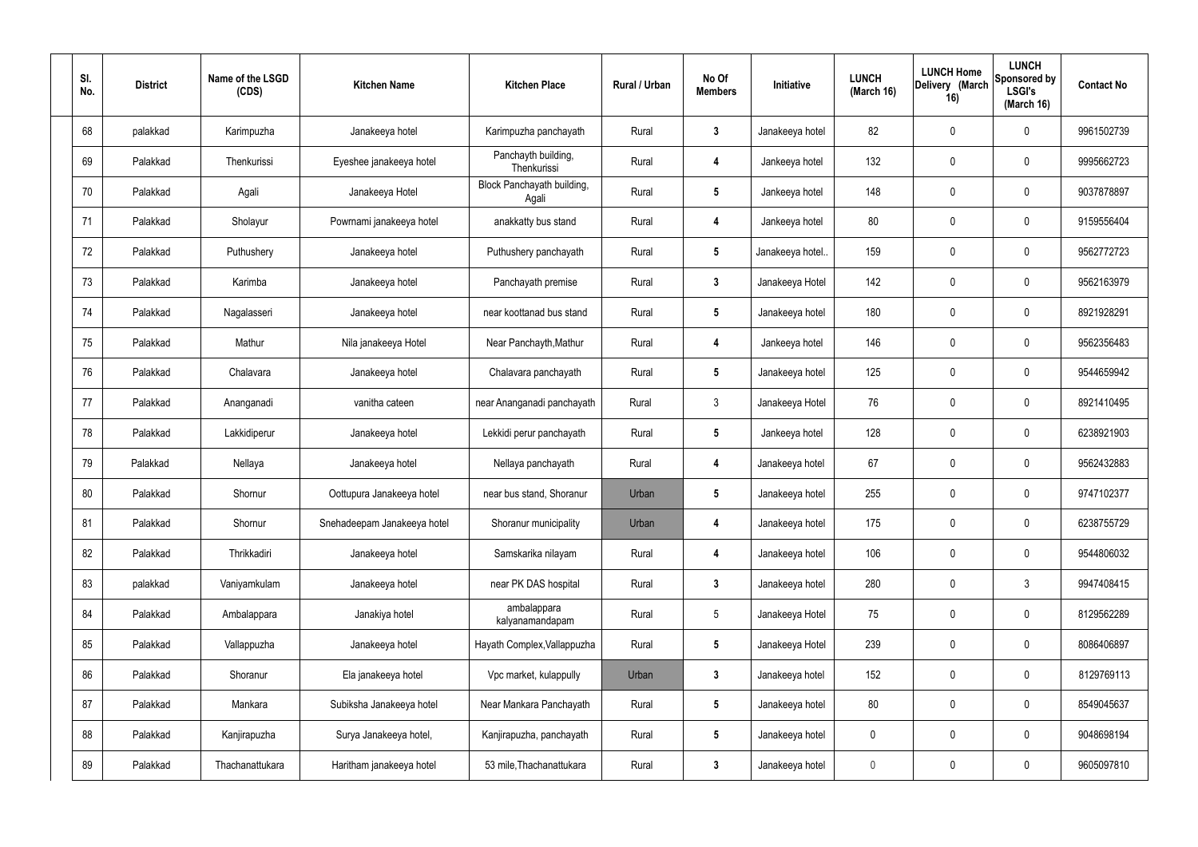| Sl. No. | District | Name of the LSGD (CDS) | Kitchen Name | Kitchen Place | Rural / Urban | No Of Members | Initiative | LUNCH (March 16) | LUNCH Home Delivery (March 16) | LUNCH Sponsored by LSGI's (March 16) | Contact No |
|---|---|---|---|---|---|---|---|---|---|---|---|
| 68 | palakkad | Karimpuzha | Janakeeya hotel | Karimpuzha panchayath | Rural | 3 | Janakeeya hotel | 82 | 0 | 0 | 9961502739 |
| 69 | Palakkad | Thenkurissi | Eyeshee janakeeya hotel | Panchyath building, Thenkurissi | Rural | 4 | Jankeeya hotel | 132 | 0 | 0 | 9995662723 |
| 70 | Palakkad | Agali | Janakeeya Hotel | Block Panchayath building, Agali | Rural | 5 | Jankeeya hotel | 148 | 0 | 0 | 9037878897 |
| 71 | Palakkad | Sholayur | Powrnami janakeeya hotel | anakkatty bus stand | Rural | 4 | Jankeeya hotel | 80 | 0 | 0 | 9159556404 |
| 72 | Palakkad | Puthushery | Janakeeya hotel | Puthushery panchayath | Rural | 5 | Janakeeya hotel.. | 159 | 0 | 0 | 9562772723 |
| 73 | Palakkad | Karimba | Janakeeya hotel | Panchayath premise | Rural | 3 | Janakeeya Hotel | 142 | 0 | 0 | 9562163979 |
| 74 | Palakkad | Nagalasseri | Janakeeya hotel | near koottanad bus stand | Rural | 5 | Janakeeya hotel | 180 | 0 | 0 | 8921928291 |
| 75 | Palakkad | Mathur | Nila janakeeya Hotel | Near Panchayth,Mathur | Rural | 4 | Jankeeya hotel | 146 | 0 | 0 | 9562356483 |
| 76 | Palakkad | Chalavara | Janakeeya hotel | Chalavara panchayath | Rural | 5 | Janakeeya hotel | 125 | 0 | 0 | 9544659942 |
| 77 | Palakkad | Ananganadi | vanitha cateen | near Ananganadi panchayath | Rural | 3 | Janakeeya Hotel | 76 | 0 | 0 | 8921410495 |
| 78 | Palakkad | Lakkidiperur | Janakeeya hotel | Lekkidi perur panchayath | Rural | 5 | Jankeeya hotel | 128 | 0 | 0 | 6238921903 |
| 79 | Palakkad | Nellaya | Janakeeya hotel | Nellaya panchayath | Rural | 4 | Janakeeya hotel | 67 | 0 | 0 | 9562432883 |
| 80 | Palakkad | Shornur | Oottupura Janakeeya hotel | near bus stand, Shoranur | Urban | 5 | Janakeeya hotel | 255 | 0 | 0 | 9747102377 |
| 81 | Palakkad | Shornur | Snehadeepam Janakeeya hotel | Shoranur municipality | Urban | 4 | Janakeeya hotel | 175 | 0 | 0 | 6238755729 |
| 82 | Palakkad | Thrikkadiri | Janakeeya hotel | Samskarika nilayam | Rural | 4 | Janakeeya hotel | 106 | 0 | 0 | 9544806032 |
| 83 | palakkad | Vaniyamkulam | Janakeeya hotel | near PK DAS hospital | Rural | 3 | Janakeeya hotel | 280 | 0 | 3 | 9947408415 |
| 84 | Palakkad | Ambalappara | Janakiya hotel | ambalappara kalyanamandapam | Rural | 5 | Janakeeya Hotel | 75 | 0 | 0 | 8129562289 |
| 85 | Palakkad | Vallappuzha | Janakeeya hotel | Hayath Complex,Vallappuzha | Rural | 5 | Janakeeya Hotel | 239 | 0 | 0 | 8086406897 |
| 86 | Palakkad | Shoranur | Ela janakeeya hotel | Vpc market, kulappully | Urban | 3 | Janakeeya hotel | 152 | 0 | 0 | 8129769113 |
| 87 | Palakkad | Mankara | Subiksha Janakeeya hotel | Near Mankara Panchayath | Rural | 5 | Janakeeya hotel | 80 | 0 | 0 | 8549045637 |
| 88 | Palakkad | Kanjirapuzha | Surya Janakeeya hotel, | Kanjirapuzha, panchayath | Rural | 5 | Janakeeya hotel | 0 | 0 | 0 | 9048698194 |
| 89 | Palakkad | Thachanattukara | Haritham janakeeya hotel | 53 mile,Thachanattukara | Rural | 3 | Janakeeya hotel | 0 | 0 | 0 | 9605097810 |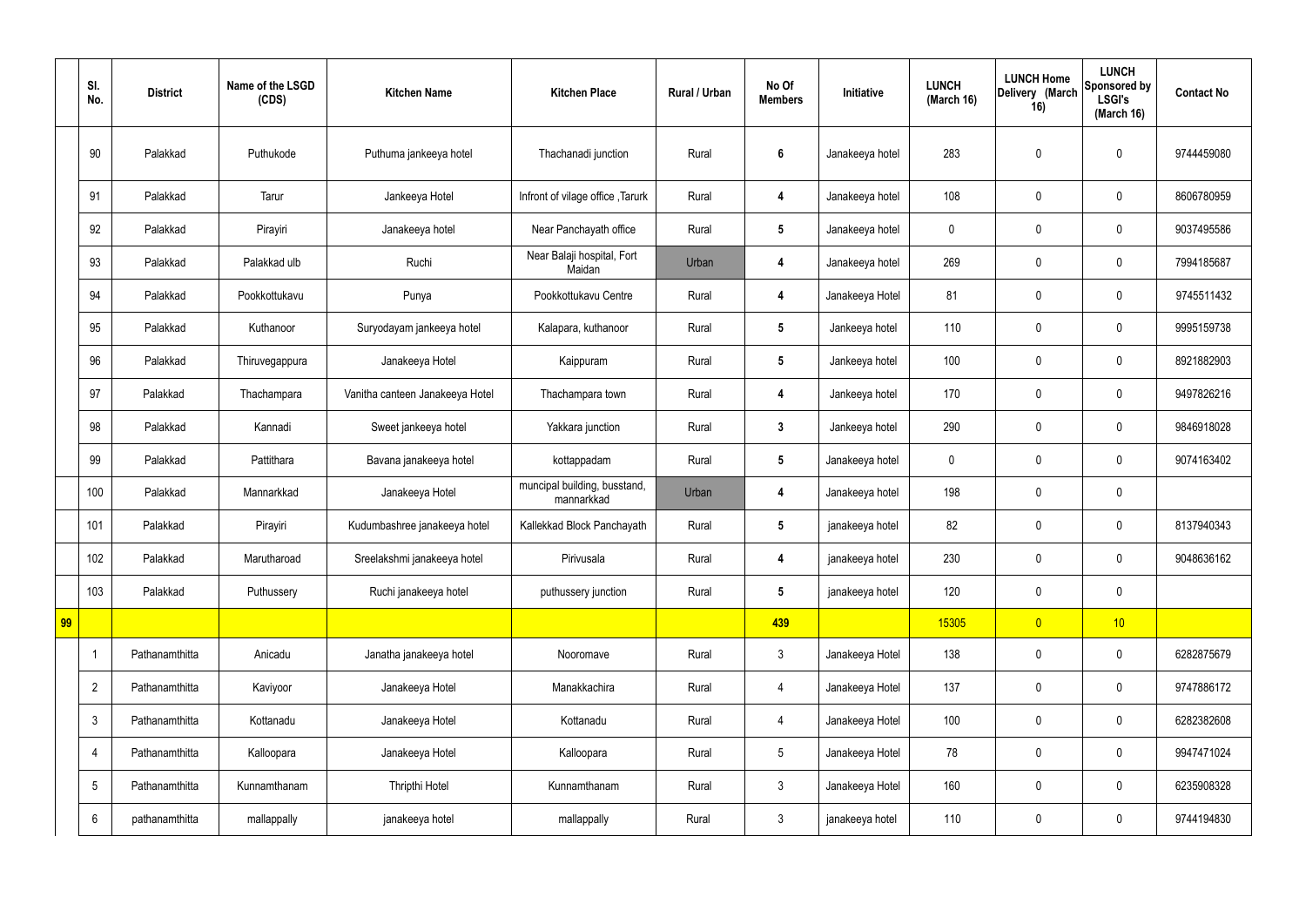|  | Sl. No. | District | Name of the LSGD (CDS) | Kitchen Name | Kitchen Place | Rural / Urban | No Of Members | Initiative | LUNCH (March 16) | LUNCH Home Delivery (March 16) | LUNCH Sponsored by LSGI's (March 16) | Contact No |
|---|---|---|---|---|---|---|---|---|---|---|---|---|
|  | 90 | Palakkad | Puthukode | Puthuma jankeeya hotel | Thachanadi junction | Rural | 6 | Janakeeya hotel | 283 | 0 | 0 | 9744459080 |
|  | 91 | Palakkad | Tarur | Jankeeya Hotel | Infront of vilage office ,Tarurk | Rural | 4 | Janakeeya hotel | 108 | 0 | 0 | 8606780959 |
|  | 92 | Palakkad | Pirayiri | Janakeeya hotel | Near Panchayath office | Rural | 5 | Janakeeya hotel | 0 | 0 | 0 | 9037495586 |
|  | 93 | Palakkad | Palakkad ulb | Ruchi | Near Balaji hospital, Fort Maidan | Urban | 4 | Janakeeya hotel | 269 | 0 | 0 | 7994185687 |
|  | 94 | Palakkad | Pookkottukavu | Punya | Pookkottukavu Centre | Rural | 4 | Janakeeya Hotel | 81 | 0 | 0 | 9745511432 |
|  | 95 | Palakkad | Kuthanoor | Suryodayam jankeeya hotel | Kalapara, kuthanoor | Rural | 5 | Jankeeya hotel | 110 | 0 | 0 | 9995159738 |
|  | 96 | Palakkad | Thiruvegappura | Janakeeya Hotel | Kaippuram | Rural | 5 | Jankeeya hotel | 100 | 0 | 0 | 8921882903 |
|  | 97 | Palakkad | Thachampara | Vanitha canteen Janakeeya Hotel | Thachampara town | Rural | 4 | Jankeeya hotel | 170 | 0 | 0 | 9497826216 |
|  | 98 | Palakkad | Kannadi | Sweet jankeeya hotel | Yakkara junction | Rural | 3 | Jankeeya hotel | 290 | 0 | 0 | 9846918028 |
|  | 99 | Palakkad | Pattithara | Bavana janakeeya hotel | kottappadam | Rural | 5 | Janakeeya hotel | 0 | 0 | 0 | 9074163402 |
|  | 100 | Palakkad | Mannarkkad | Janakeeya Hotel | muncipal building, busstand, mannarkkad | Urban | 4 | Janakeeya hotel | 198 | 0 | 0 |  |
|  | 101 | Palakkad | Pirayiri | Kudumbashree janakeeya hotel | Kallekkad Block Panchayath | Rural | 5 | janakeeya hotel | 82 | 0 | 0 | 8137940343 |
|  | 102 | Palakkad | Marutharoad | Sreelakshmi janakeeya hotel | Pirivusala | Rural | 4 | janakeeya hotel | 230 | 0 | 0 | 9048636162 |
|  | 103 | Palakkad | Puthussery | Ruchi janakeeya hotel | puthussery junction | Rural | 5 | janakeeya hotel | 120 | 0 | 0 |  |
| 99 |  |  |  |  |  |  | 439 |  | 15305 | 0 | 10 |  |
|  | 1 | Pathanamthitta | Anicadu | Janatha janakeeya hotel | Nooromave | Rural | 3 | Janakeeya Hotel | 138 | 0 | 0 | 6282875679 |
|  | 2 | Pathanamthitta | Kaviyoor | Janakeeya Hotel | Manakkachira | Rural | 4 | Janakeeya Hotel | 137 | 0 | 0 | 9747886172 |
|  | 3 | Pathanamthitta | Kottanadu | Janakeeya Hotel | Kottanadu | Rural | 4 | Janakeeya Hotel | 100 | 0 | 0 | 6282382608 |
|  | 4 | Pathanamthitta | Kalloopara | Janakeeya Hotel | Kalloopara | Rural | 5 | Janakeeya Hotel | 78 | 0 | 0 | 9947471024 |
|  | 5 | Pathanamthitta | Kunnamthanam | Thripthi Hotel | Kunnamthanam | Rural | 3 | Janakeeya Hotel | 160 | 0 | 0 | 6235908328 |
|  | 6 | pathanamthitta | mallappally | janakeeya hotel | mallappally | Rural | 3 | janakeeya hotel | 110 | 0 | 0 | 9744194830 |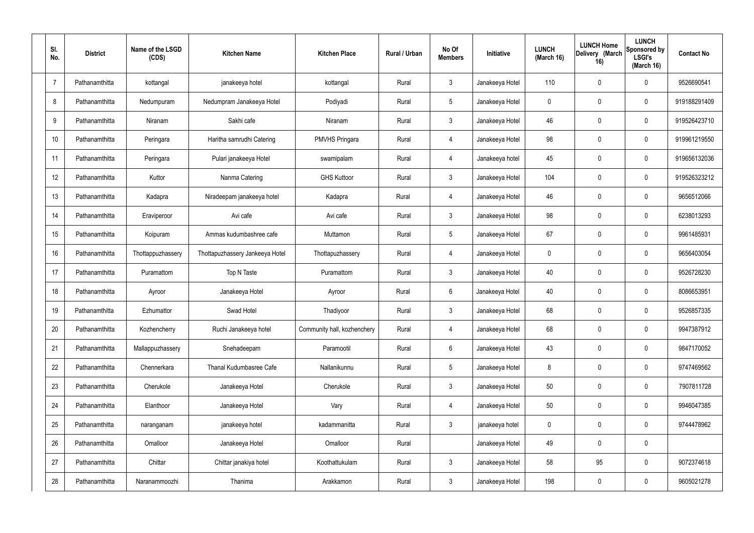| Sl. No. | District | Name of the LSGD (CDS) | Kitchen Name | Kitchen Place | Rural / Urban | No Of Members | Initiative | LUNCH (March 16) | LUNCH Home Delivery (March 16) | LUNCH Sponsored by LSGI's (March 16) | Contact No |
|---|---|---|---|---|---|---|---|---|---|---|---|
| 7 | Pathanamthitta | kottangal | janakeeya hotel | kottangal | Rural | 3 | Janakeeya Hotel | 110 | 0 | 0 | 9526690541 |
| 8 | Pathanamthitta | Nedumpuram | Nedumpram Janakeeya Hotel | Podiyadi | Rural | 5 | Janakeeya Hotel | 0 | 0 | 0 | 919188291409 |
| 9 | Pathanamthitta | Niranam | Sakhi cafe | Niranam | Rural | 3 | Janakeeya Hotel | 46 | 0 | 0 | 919526423710 |
| 10 | Pathanamthitta | Peringara | Haritha samrudhi Catering | PMVHS Pringara | Rural | 4 | Janakeeya Hotel | 98 | 0 | 0 | 919961219550 |
| 11 | Pathanamthitta | Peringara | Pulari janakeeya Hotel | swamipalam | Rural | 4 | Janakeeya hotel | 45 | 0 | 0 | 919656132036 |
| 12 | Pathanamthitta | Kuttor | Nanma Catering | GHS Kuttoor | Rural | 3 | Janakeeya Hotel | 104 | 0 | 0 | 919526323212 |
| 13 | Pathanamthitta | Kadapra | Niradeepam janakeeya hotel | Kadapra | Rural | 4 | Janakeeya Hotel | 46 | 0 | 0 | 9656512066 |
| 14 | Pathanamthitta | Eraviperoor | Avi cafe | Avi cafe | Rural | 3 | Janakeeya Hotel | 98 | 0 | 0 | 6238013293 |
| 15 | Pathanamthitta | Koipuram | Ammas kudumbashree cafe | Muttamon | Rural | 5 | Janakeeya Hotel | 67 | 0 | 0 | 9961485931 |
| 16 | Pathanamthitta | Thottappuzhassery | Thottapuzhassery Jankeeya Hotel | Thottapuzhassery | Rural | 4 | Janakeeya Hotel | 0 | 0 | 0 | 9656403054 |
| 17 | Pathanamthitta | Puramattom | Top N Taste | Puramattom | Rural | 3 | Janakeeya Hotel | 40 | 0 | 0 | 9526728230 |
| 18 | Pathanamthitta | Ayroor | Janakeeya Hotel | Ayroor | Rural | 6 | Janakeeya Hotel | 40 | 0 | 0 | 8086653951 |
| 19 | Pathanamthitta | Ezhumattor | Swad Hotel | Thadiyoor | Rural | 3 | Janakeeya Hotel | 68 | 0 | 0 | 9526857335 |
| 20 | Pathanamthitta | Kozhencherry | Ruchi Janakeeya hotel | Community hall, kozhenchery | Rural | 4 | Janakeeya Hotel | 68 | 0 | 0 | 9947387912 |
| 21 | Pathanamthitta | Mallappuzhassery | Snehadeepam | Paramootil | Rural | 6 | Janakeeya Hotel | 43 | 0 | 0 | 9847170052 |
| 22 | Pathanamthitta | Chennerkara | Thanal Kudumbasree Cafe | Nallanikunnu | Rural | 5 | Janakeeya Hotel | 8 | 0 | 0 | 9747469562 |
| 23 | Pathanamthitta | Cherukole | Janakeeya Hotel | Cherukole | Rural | 3 | Janakeeya Hotel | 50 | 0 | 0 | 7907811728 |
| 24 | Pathanamthitta | Elanthoor | Janakeeya Hotel | Vary | Rural | 4 | Janakeeya Hotel | 50 | 0 | 0 | 9946047385 |
| 25 | Pathanamthitta | naranganam | janakeeya hotel | kadammanitta | Rural | 3 | janakeeya hotel | 0 | 0 | 0 | 9744478962 |
| 26 | Pathanamthitta | Omalloor | Janakeeya Hotel | Omalloor | Rural | | Janakeeya Hotel | 49 | 0 | 0 | |
| 27 | Pathanamthitta | Chittar | Chittar janakiya hotel | Koothattukulam | Rural | 3 | Janakeeya Hotel | 58 | 95 | 0 | 9072374618 |
| 28 | Pathanamthitta | Naranammoozhi | Thanima | Arakkamon | Rural | 3 | Janakeeya Hotel | 198 | 0 | 0 | 9605021278 |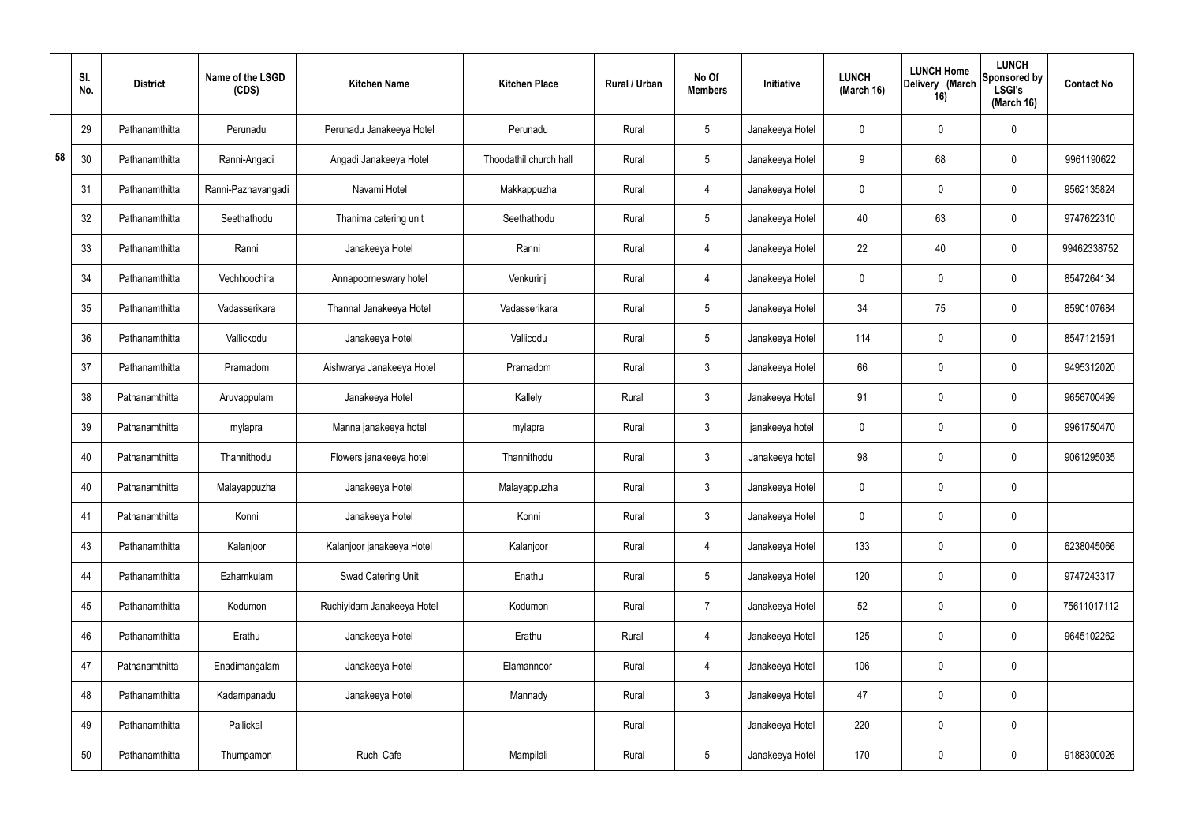|  | Sl. No. | District | Name of the LSGD (CDS) | Kitchen Name | Kitchen Place | Rural / Urban | No Of Members | Initiative | LUNCH (March 16) | LUNCH Home Delivery (March 16) | LUNCH Sponsored by LSGI's (March 16) | Contact No |
|---|---|---|---|---|---|---|---|---|---|---|---|---|
| 58 | 29 | Pathanamthitta | Perunadu | Perunadu Janakeeya Hotel | Perunadu | Rural | 5 | Janakeeya Hotel | 0 | 0 | 0 |  |
|  | 30 | Pathanamthitta | Ranni-Angadi | Angadi Janakeeya Hotel | Thoodathil church hall | Rural | 5 | Janakeeya Hotel | 9 | 68 | 0 | 9961190622 |
|  | 31 | Pathanamthitta | Ranni-Pazhavangadi | Navami Hotel | Makkappuzha | Rural | 4 | Janakeeya Hotel | 0 | 0 | 0 | 9562135824 |
|  | 32 | Pathanamthitta | Seethathodu | Thanima catering unit | Seethathodu | Rural | 5 | Janakeeya Hotel | 40 | 63 | 0 | 9747622310 |
|  | 33 | Pathanamthitta | Ranni | Janakeeya Hotel | Ranni | Rural | 4 | Janakeeya Hotel | 22 | 40 | 0 | 99462338752 |
|  | 34 | Pathanamthitta | Vechhoochira | Annapoorneswary hotel | Venkurinji | Rural | 4 | Janakeeya Hotel | 0 | 0 | 0 | 8547264134 |
|  | 35 | Pathanamthitta | Vadasserikara | Thannal Janakeeya Hotel | Vadasserikara | Rural | 5 | Janakeeya Hotel | 34 | 75 | 0 | 8590107684 |
|  | 36 | Pathanamthitta | Vallickodu | Janakeeya Hotel | Vallicodu | Rural | 5 | Janakeeya Hotel | 114 | 0 | 0 | 8547121591 |
|  | 37 | Pathanamthitta | Pramadom | Aishwarya Janakeeya Hotel | Pramadom | Rural | 3 | Janakeeya Hotel | 66 | 0 | 0 | 9495312020 |
|  | 38 | Pathanamthitta | Aruvappulam | Janakeeya Hotel | Kallely | Rural | 3 | Janakeeya Hotel | 91 | 0 | 0 | 9656700499 |
|  | 39 | Pathanamthitta | mylapra | Manna janakeeya hotel | mylapra | Rural | 3 | janakeeya hotel | 0 | 0 | 0 | 9961750470 |
|  | 40 | Pathanamthitta | Thannithodu | Flowers janakeeya hotel | Thannithodu | Rural | 3 | Janakeeya hotel | 98 | 0 | 0 | 9061295035 |
|  | 40 | Pathanamthitta | Malayappuzha | Janakeeya Hotel | Malayappuzha | Rural | 3 | Janakeeya Hotel | 0 | 0 | 0 |  |
|  | 41 | Pathanamthitta | Konni | Janakeeya Hotel | Konni | Rural | 3 | Janakeeya Hotel | 0 | 0 | 0 |  |
|  | 43 | Pathanamthitta | Kalanjoor | Kalanjoor janakeeya Hotel | Kalanjoor | Rural | 4 | Janakeeya Hotel | 133 | 0 | 0 | 6238045066 |
|  | 44 | Pathanamthitta | Ezhamkulam | Swad Catering Unit | Enathu | Rural | 5 | Janakeeya Hotel | 120 | 0 | 0 | 9747243317 |
|  | 45 | Pathanamthitta | Kodumon | Ruchiyidam Janakeeya Hotel | Kodumon | Rural | 7 | Janakeeya Hotel | 52 | 0 | 0 | 75611017112 |
|  | 46 | Pathanamthitta | Erathu | Janakeeya Hotel | Erathu | Rural | 4 | Janakeeya Hotel | 125 | 0 | 0 | 9645102262 |
|  | 47 | Pathanamthitta | Enadimangalam | Janakeeya Hotel | Elamannoor | Rural | 4 | Janakeeya Hotel | 106 | 0 | 0 |  |
|  | 48 | Pathanamthitta | Kadampanadu | Janakeeya Hotel | Mannady | Rural | 3 | Janakeeya Hotel | 47 | 0 | 0 |  |
|  | 49 | Pathanamthitta | Pallickal |  |  | Rural |  | Janakeeya Hotel | 220 | 0 | 0 |  |
|  | 50 | Pathanamthitta | Thumpamon | Ruchi Cafe | Mampilali | Rural | 5 | Janakeeya Hotel | 170 | 0 | 0 | 9188300026 |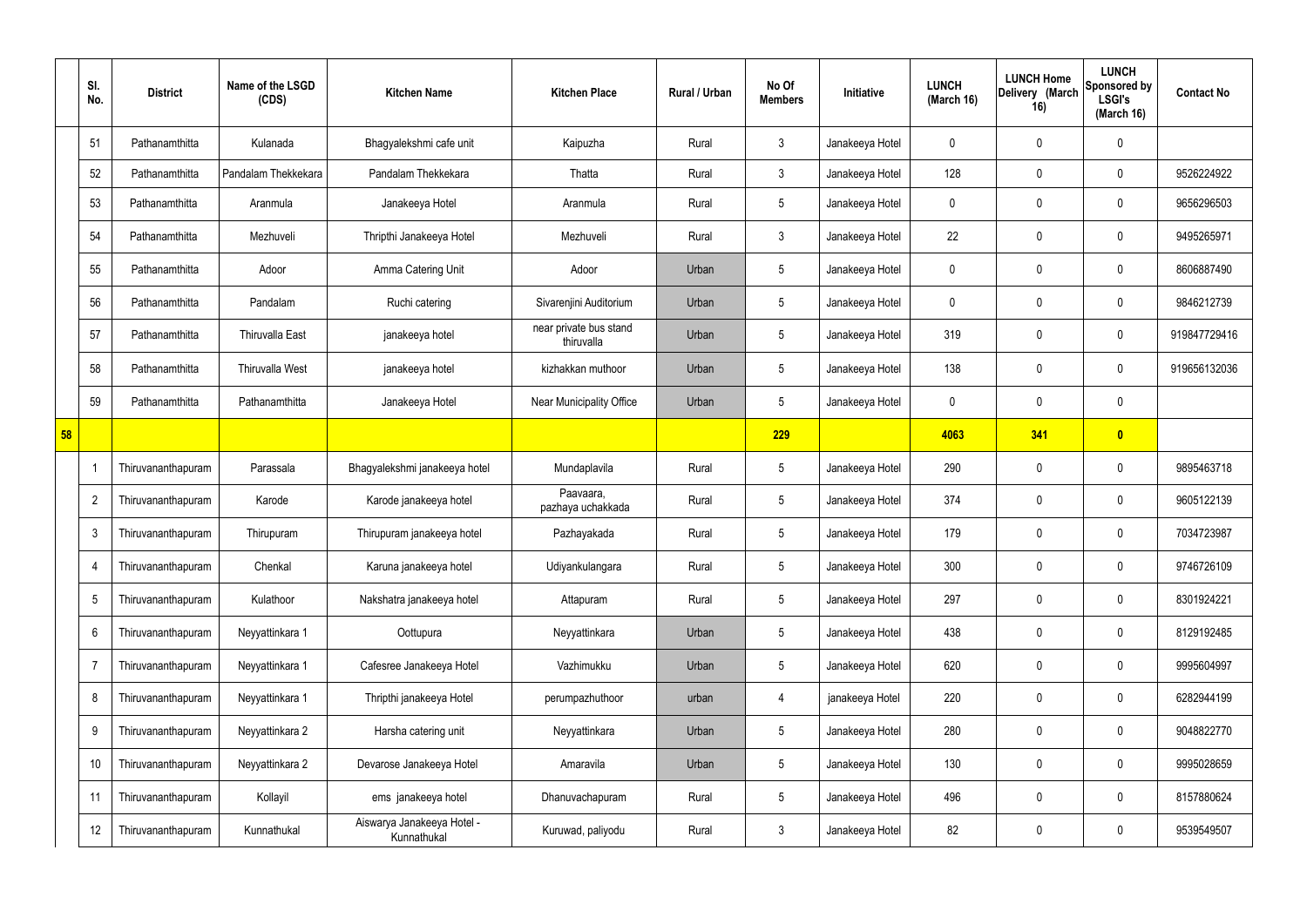| | Sl. No. | District | Name of the LSGD (CDS) | Kitchen Name | Kitchen Place | Rural / Urban | No Of Members | Initiative | LUNCH (March 16) | LUNCH Home Delivery (March 16) | LUNCH Sponsored by LSGI's (March 16) | Contact No |
|---|---|---|---|---|---|---|---|---|---|---|---|---|
| | 51 | Pathanamthitta | Kulanada | Bhagyalekshmi cafe unit | Kaipuzha | Rural | 3 | Janakeeya Hotel | 0 | 0 | 0 | |
| | 52 | Pathanamthitta | Pandalam Thekkekara | Pandalam Thekkekara | Thatta | Rural | 3 | Janakeeya Hotel | 128 | 0 | 0 | 9526224922 |
| | 53 | Pathanamthitta | Aranmula | Janakeeya Hotel | Aranmula | Rural | 5 | Janakeeya Hotel | 0 | 0 | 0 | 9656296503 |
| | 54 | Pathanamthitta | Mezhuveli | Thripthi Janakeeya Hotel | Mezhuveli | Rural | 3 | Janakeeya Hotel | 22 | 0 | 0 | 9495265971 |
| | 55 | Pathanamthitta | Adoor | Amma Catering Unit | Adoor | Urban | 5 | Janakeeya Hotel | 0 | 0 | 0 | 8606887490 |
| | 56 | Pathanamthitta | Pandalam | Ruchi catering | Sivarenjini Auditorium | Urban | 5 | Janakeeya Hotel | 0 | 0 | 0 | 9846212739 |
| | 57 | Pathanamthitta | Thiruvalla East | janakeeya hotel | near private bus stand thiruvalla | Urban | 5 | Janakeeya Hotel | 319 | 0 | 0 | 919847729416 |
| | 58 | Pathanamthitta | Thiruvalla West | janakeeya hotel | kizhakkan muthoor | Urban | 5 | Janakeeya Hotel | 138 | 0 | 0 | 919656132036 |
| | 59 | Pathanamthitta | Pathanamthitta | Janakeeya Hotel | Near Municipality Office | Urban | 5 | Janakeeya Hotel | 0 | 0 | 0 | |
| **58** | | | | | | | **229** | | **4063** | **341** | **0** | |
| | 1 | Thiruvananthapuram | Parassala | Bhagyalekshmi janakeeya hotel | Mundaplavila | Rural | 5 | Janakeeya Hotel | 290 | 0 | 0 | 9895463718 |
| | 2 | Thiruvananthapuram | Karode | Karode janakeeya hotel | Paavaara, pazhaya uchakkada | Rural | 5 | Janakeeya Hotel | 374 | 0 | 0 | 9605122139 |
| | 3 | Thiruvananthapuram | Thirupuram | Thirupuram janakeeya hotel | Pazhayakada | Rural | 5 | Janakeeya Hotel | 179 | 0 | 0 | 7034723987 |
| | 4 | Thiruvananthapuram | Chenkal | Karuna janakeeya hotel | Udiyankulangara | Rural | 5 | Janakeeya Hotel | 300 | 0 | 0 | 9746726109 |
| | 5 | Thiruvananthapuram | Kulathoor | Nakshatra janakeeya hotel | Attapuram | Rural | 5 | Janakeeya Hotel | 297 | 0 | 0 | 8301924221 |
| | 6 | Thiruvananthapuram | Neyyattinkara 1 | Oottupura | Neyyattinkara | Urban | 5 | Janakeeya Hotel | 438 | 0 | 0 | 8129192485 |
| | 7 | Thiruvananthapuram | Neyyattinkara 1 | Cafesree Janakeeya Hotel | Vazhimukku | Urban | 5 | Janakeeya Hotel | 620 | 0 | 0 | 9995604997 |
| | 8 | Thiruvananthapuram | Neyyattinkara 1 | Thripthi janakeeya Hotel | perumpazhuthoor | urban | 4 | janakeeya Hotel | 220 | 0 | 0 | 6282944199 |
| | 9 | Thiruvananthapuram | Neyyattinkara 2 | Harsha catering unit | Neyyattinkara | Urban | 5 | Janakeeya Hotel | 280 | 0 | 0 | 9048822770 |
| | 10 | Thiruvananthapuram | Neyyattinkara 2 | Devarose Janakeeya Hotel | Amaravila | Urban | 5 | Janakeeya Hotel | 130 | 0 | 0 | 9995028659 |
| | 11 | Thiruvananthapuram | Kollayil | ems janakeeya hotel | Dhanuvachapuram | Rural | 5 | Janakeeya Hotel | 496 | 0 | 0 | 8157880624 |
| | 12 | Thiruvananthapuram | Kunnathukal | Aiswarya Janakeeya Hotel - Kunnathukal | Kuruwad, paliyodu | Rural | 3 | Janakeeya Hotel | 82 | 0 | 0 | 9539549507 |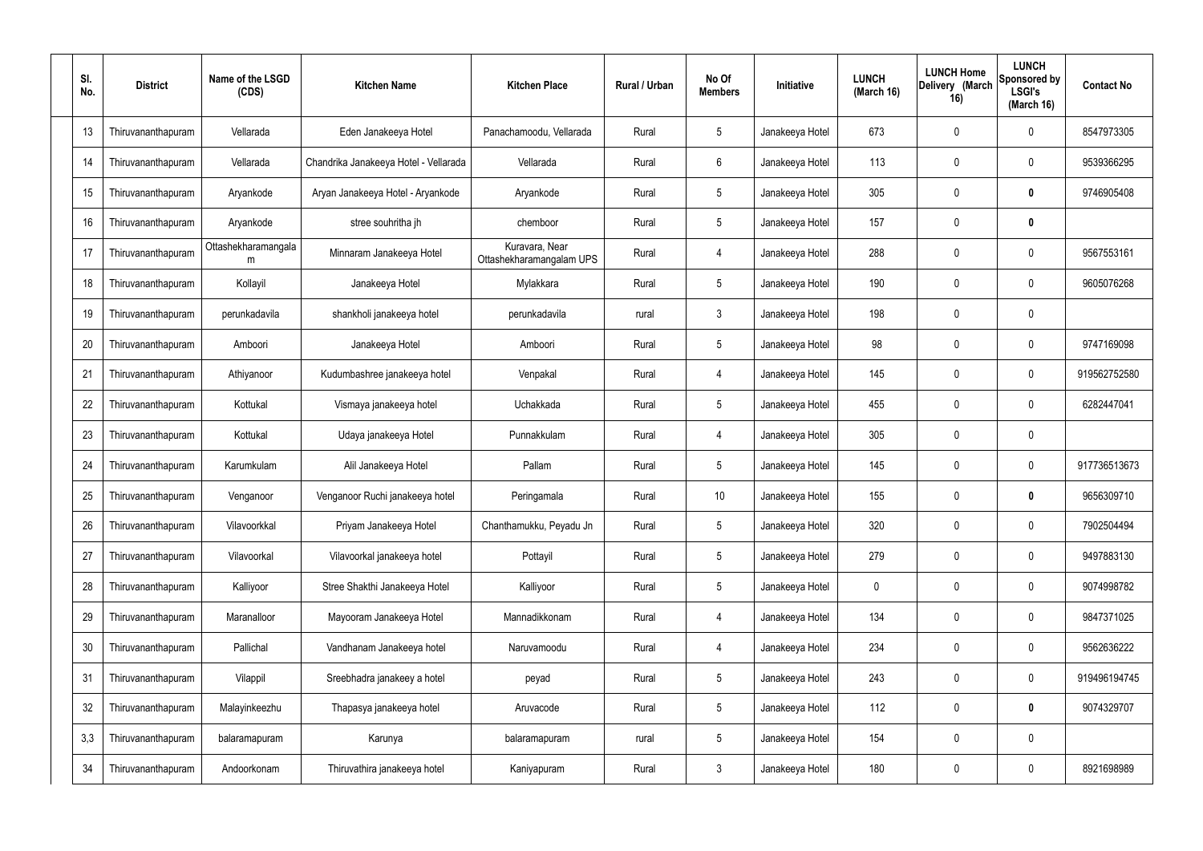| Sl. No. | District | Name of the LSGD (CDS) | Kitchen Name | Kitchen Place | Rural / Urban | No Of Members | Initiative | LUNCH (March 16) | LUNCH Home Delivery (March 16) | LUNCH Sponsored by LSGI's (March 16) | Contact No |
|---|---|---|---|---|---|---|---|---|---|---|---|
| 13 | Thiruvananthapuram | Vellarada | Eden Janakeeya Hotel | Panachamoodu, Vellarada | Rural | 5 | Janakeeya Hotel | 673 | 0 | 0 | 8547973305 |
| 14 | Thiruvananthapuram | Vellarada | Chandrika Janakeeya Hotel - Vellarada | Vellarada | Rural | 6 | Janakeeya Hotel | 113 | 0 | 0 | 9539366295 |
| 15 | Thiruvananthapuram | Aryankode | Aryan Janakeeya Hotel - Aryankode | Aryankode | Rural | 5 | Janakeeya Hotel | 305 | 0 | **0** | 9746905408 |
| 16 | Thiruvananthapuram | Aryankode | stree souhritha jh | chemboor | Rural | 5 | Janakeeya Hotel | 157 | 0 | **0** | |
| 17 | Thiruvananthapuram | Ottashekharamangalam | Minnaram Janakeeya Hotel | Kuravara, Near Ottashekharamangalam UPS | Rural | 4 | Janakeeya Hotel | 288 | 0 | 0 | 9567553161 |
| 18 | Thiruvananthapuram | Kollayil | Janakeeya Hotel | Mylakkara | Rural | 5 | Janakeeya Hotel | 190 | 0 | 0 | 9605076268 |
| 19 | Thiruvananthapuram | perunkadavila | shankholi janakeeya hotel | perunkadavila | rural | 3 | Janakeeya Hotel | 198 | 0 | 0 | |
| 20 | Thiruvananthapuram | Amboori | Janakeeya Hotel | Amboori | Rural | 5 | Janakeeya Hotel | 98 | 0 | 0 | 9747169098 |
| 21 | Thiruvananthapuram | Athiyanoor | Kudumbashree janakeeya hotel | Venpakal | Rural | 4 | Janakeeya Hotel | 145 | 0 | 0 | 919562752580 |
| 22 | Thiruvananthapuram | Kottukal | Vismaya janakeeya hotel | Uchakkada | Rural | 5 | Janakeeya Hotel | 455 | 0 | 0 | 6282447041 |
| 23 | Thiruvananthapuram | Kottukal | Udaya janakeeya Hotel | Punnakkulam | Rural | 4 | Janakeeya Hotel | 305 | 0 | 0 | |
| 24 | Thiruvananthapuram | Karumkulam | Alil Janakeeya Hotel | Pallam | Rural | 5 | Janakeeya Hotel | 145 | 0 | 0 | 917736513673 |
| 25 | Thiruvananthapuram | Venganoor | Venganoor Ruchi janakeeya hotel | Peringamala | Rural | 10 | Janakeeya Hotel | 155 | 0 | **0** | 9656309710 |
| 26 | Thiruvananthapuram | Vilavoorkkal | Priyam Janakeeya Hotel | Chanthamukku, Peyadu Jn | Rural | 5 | Janakeeya Hotel | 320 | 0 | 0 | 7902504494 |
| 27 | Thiruvananthapuram | Vilavoorkal | Vilavoorkal janakeeya hotel | Pottayil | Rural | 5 | Janakeeya Hotel | 279 | 0 | 0 | 9497883130 |
| 28 | Thiruvananthapuram | Kalliyoor | Stree Shakthi Janakeeya Hotel | Kalliyoor | Rural | 5 | Janakeeya Hotel | 0 | 0 | 0 | 9074998782 |
| 29 | Thiruvananthapuram | Maranalloor | Mayooram Janakeeya Hotel | Mannadikkonam | Rural | 4 | Janakeeya Hotel | 134 | 0 | 0 | 9847371025 |
| 30 | Thiruvananthapuram | Pallichal | Vandhanam Janakeeya hotel | Naruvamoodu | Rural | 4 | Janakeeya Hotel | 234 | 0 | 0 | 9562636222 |
| 31 | Thiruvananthapuram | Vilappil | Sreebhadra janakeey a hotel | peyad | Rural | 5 | Janakeeya Hotel | 243 | 0 | 0 | 919496194745 |
| 32 | Thiruvananthapuram | Malayinkeezhu | Thapasya janakeeya hotel | Aruvacode | Rural | 5 | Janakeeya Hotel | 112 | 0 | **0** | 9074329707 |
| 3,3 | Thiruvananthapuram | balaramapuram | Karunya | balaramapuram | rural | 5 | Janakeeya Hotel | 154 | 0 | 0 | |
| 34 | Thiruvananthapuram | Andoorkonam | Thiruvathira janakeeya hotel | Kaniyapuram | Rural | 3 | Janakeeya Hotel | 180 | 0 | 0 | 8921698989 |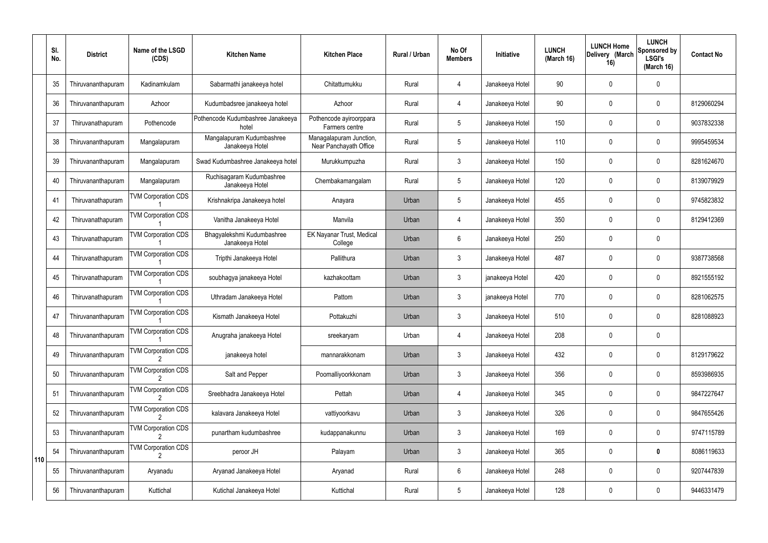| | Sl. No. | District | Name of the LSGD (CDS) | Kitchen Name | Kitchen Place | Rural / Urban | No Of Members | Initiative | LUNCH (March 16) | LUNCH Home Delivery (March 16) | LUNCH Sponsored by LSGI's (March 16) | Contact No |
|---|---|---|---|---|---|---|---|---|---|---|---|---|
| 110 | 35 | Thiruvananthapuram | Kadinamkulam | Sabarmathi janakeeya hotel | Chitattumukku | Rural | 4 | Janakeeya Hotel | 90 | 0 | 0 | |
| | 36 | Thiruvananthapuram | Azhoor | Kudumbadsree janakeeya hotel | Azhoor | Rural | 4 | Janakeeya Hotel | 90 | 0 | 0 | 8129060294 |
| | 37 | Thiruvanathapuram | Pothencode | Pothencode Kudumbashree Janakeeya hotel | Pothencode ayiroorppara Farmers centre | Rural | 5 | Janakeeya Hotel | 150 | 0 | 0 | 9037832338 |
| | 38 | Thiruvananthapuram | Mangalapuram | Mangalapuram Kudumbashree Janakeeya Hotel | Managalapuram Junction, Near Panchayath Office | Rural | 5 | Janakeeya Hotel | 110 | 0 | 0 | 9995459534 |
| | 39 | Thiruvananthapuram | Mangalapuram | Swad Kudumbashree Janakeeya hotel | Murukkumpuzha | Rural | 3 | Janakeeya Hotel | 150 | 0 | 0 | 8281624670 |
| | 40 | Thiruvananthapuram | Mangalapuram | Ruchisagaram Kudumbashree Janakeeya Hotel | Chembakamangalam | Rural | 5 | Janakeeya Hotel | 120 | 0 | 0 | 8139079929 |
| | 41 | Thiruvanathapuram | TVM Corporation CDS 1 | Krishnakripa Janakeeya hotel | Anayara | Urban | 5 | Janakeeya Hotel | 455 | 0 | 0 | 9745823832 |
| | 42 | Thiruvanathapuram | TVM Corporation CDS 1 | Vanitha Janakeeya Hotel | Manvila | Urban | 4 | Janakeeya Hotel | 350 | 0 | 0 | 8129412369 |
| | 43 | Thiruvanathapuram | TVM Corporation CDS 1 | Bhagyalekshmi Kudumbashree Janakeeya Hotel | EK Nayanar Trust, Medical College | Urban | 6 | Janakeeya Hotel | 250 | 0 | 0 | |
| | 44 | Thiruvanathapuram | TVM Corporation CDS 1 | Tripthi Janakeeya Hotel | Pallithura | Urban | 3 | Janakeeya Hotel | 487 | 0 | 0 | 9387738568 |
| | 45 | Thiruvanathapuram | TVM Corporation CDS 1 | soubhagya janakeeya Hotel | kazhakoottam | Urban | 3 | janakeeya Hotel | 420 | 0 | 0 | 8921555192 |
| | 46 | Thiruvanathapuram | TVM Corporation CDS 1 | Uthradam Janakeeya Hotel | Pattom | Urban | 3 | janakeeya Hotel | 770 | 0 | 0 | 8281062575 |
| | 47 | Thiruvananthapuram | TVM Corporation CDS 1 | Kismath Janakeeya Hotel | Pottakuzhi | Urban | 3 | Janakeeya Hotel | 510 | 0 | 0 | 8281088923 |
| | 48 | Thiruvananthapuram | TVM Corporation CDS 1 | Anugraha janakeeya Hotel | sreekaryam | Urban | 4 | Janakeeya Hotel | 208 | 0 | 0 | |
| | 49 | Thiruvananthapuram | TVM Corporation CDS 2 | janakeeya hotel | mannarakkonam | Urban | 3 | Janakeeya Hotel | 432 | 0 | 0 | 8129179622 |
| | 50 | Thiruvananthapuram | TVM Corporation CDS 2 | Salt and Pepper | Poomalliyoorkkonam | Urban | 3 | Janakeeya Hotel | 356 | 0 | 0 | 8593986935 |
| | 51 | Thiruvananthapuram | TVM Corporation CDS 2 | Sreebhadra Janakeeya Hotel | Pettah | Urban | 4 | Janakeeya Hotel | 345 | 0 | 0 | 9847227647 |
| | 52 | Thiruvananthapuram | TVM Corporation CDS 2 | kalavara Janakeeya Hotel | vattiyoorkavu | Urban | 3 | Janakeeya Hotel | 326 | 0 | 0 | 9847655426 |
| | 53 | Thiruvananthapuram | TVM Corporation CDS 2 | punartham kudumbashree | kudappanakunnu | Urban | 3 | Janakeeya Hotel | 169 | 0 | 0 | 9747115789 |
| | 54 | Thiruvananthapuram | TVM Corporation CDS 2 | peroor JH | Palayam | Urban | 3 | Janakeeya Hotel | 365 | 0 | **0** | 8086119633 |
| | 55 | Thiruvananthapuram | Aryanadu | Aryanad Janakeeya Hotel | Aryanad | Rural | 6 | Janakeeya Hotel | 248 | 0 | 0 | 9207447839 |
| | 56 | Thiruvananthapuram | Kuttichal | Kutichal Janakeeya Hotel | Kuttichal | Rural | 5 | Janakeeya Hotel | 128 | 0 | 0 | 9446331479 |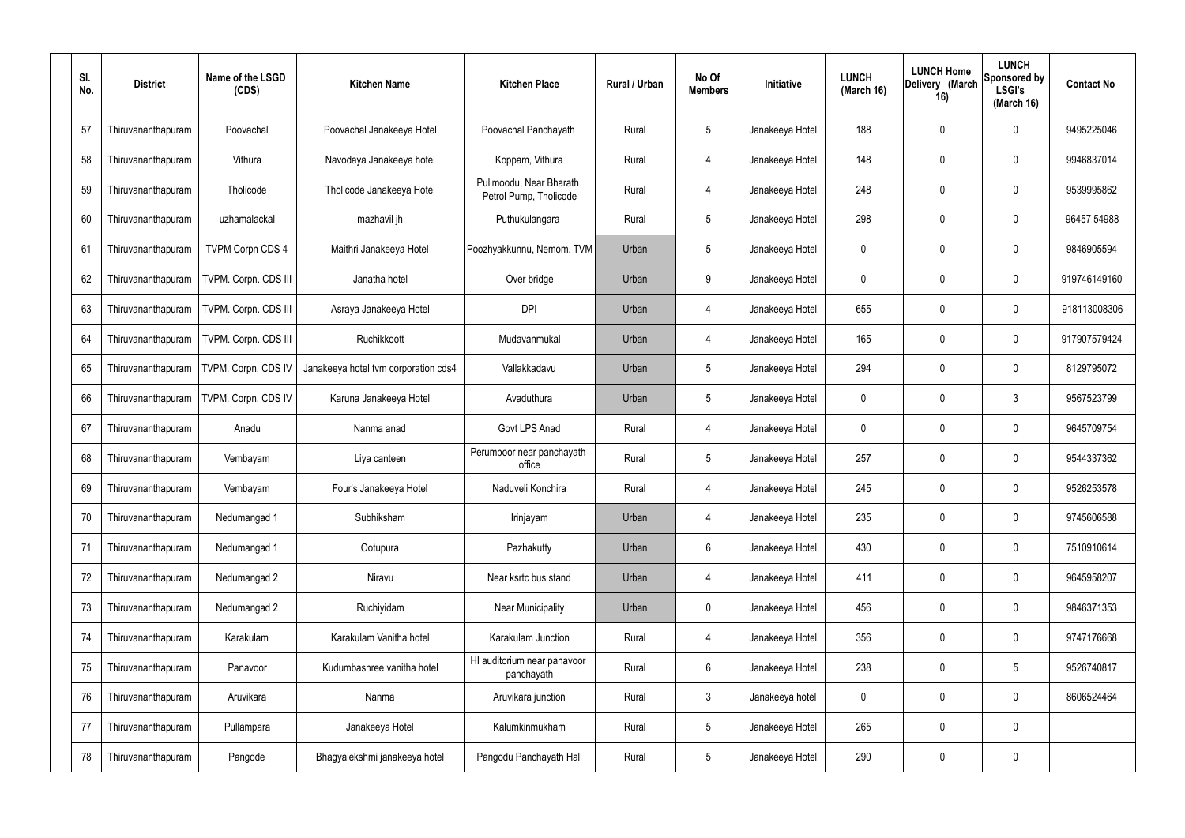| Sl. No. | District | Name of the LSGD (CDS) | Kitchen Name | Kitchen Place | Rural / Urban | No Of Members | Initiative | LUNCH (March 16) | LUNCH Home Delivery (March 16) | LUNCH Sponsored by LSGI's (March 16) | Contact No |
|---|---|---|---|---|---|---|---|---|---|---|---|
| 57 | Thiruvananthapuram | Poovachal | Poovachal Janakeeya Hotel | Poovachal Panchayath | Rural | 5 | Janakeeya Hotel | 188 | 0 | 0 | 9495225046 |
| 58 | Thiruvananthapuram | Vithura | Navodaya Janakeeya hotel | Koppam, Vithura | Rural | 4 | Janakeeya Hotel | 148 | 0 | 0 | 9946837014 |
| 59 | Thiruvananthapuram | Tholicode | Tholicode Janakeeya Hotel | Pulimoodu, Near Bharath Petrol Pump, Tholicode | Rural | 4 | Janakeeya Hotel | 248 | 0 | 0 | 9539995862 |
| 60 | Thiruvananthapuram | uzhamalackal | mazhavil jh | Puthukulangara | Rural | 5 | Janakeeya Hotel | 298 | 0 | 0 | 96457 54988 |
| 61 | Thiruvananthapuram | TVPM Corpn CDS 4 | Maithri Janakeeya Hotel | Poozhyakkunnu, Nemom, TVM | Urban | 5 | Janakeeya Hotel | 0 | 0 | 0 | 9846905594 |
| 62 | Thiruvananthapuram | TVPM. Corpn. CDS III | Janatha hotel | Over bridge | Urban | 9 | Janakeeya Hotel | 0 | 0 | 0 | 919746149160 |
| 63 | Thiruvananthapuram | TVPM. Corpn. CDS III | Asraya Janakeeya Hotel | DPI | Urban | 4 | Janakeeya Hotel | 655 | 0 | 0 | 918113008306 |
| 64 | Thiruvananthapuram | TVPM. Corpn. CDS III | Ruchikkoott | Mudavanmukal | Urban | 4 | Janakeeya Hotel | 165 | 0 | 0 | 917907579424 |
| 65 | Thiruvananthapuram | TVPM. Corpn. CDS IV | Janakeeya hotel tvm corporation cds4 | Vallakkadavu | Urban | 5 | Janakeeya Hotel | 294 | 0 | 0 | 8129795072 |
| 66 | Thiruvananthapuram | TVPM. Corpn. CDS IV | Karuna Janakeeya Hotel | Avaduthura | Urban | 5 | Janakeeya Hotel | 0 | 0 | 3 | 9567523799 |
| 67 | Thiruvananthapuram | Anadu | Nanma anad | Govt LPS Anad | Rural | 4 | Janakeeya Hotel | 0 | 0 | 0 | 9645709754 |
| 68 | Thiruvananthapuram | Vembayam | Liya canteen | Perumboor near panchayath office | Rural | 5 | Janakeeya Hotel | 257 | 0 | 0 | 9544337362 |
| 69 | Thiruvananthapuram | Vembayam | Four's Janakeeya Hotel | Naduveli Konchira | Rural | 4 | Janakeeya Hotel | 245 | 0 | 0 | 9526253578 |
| 70 | Thiruvananthapuram | Nedumangad 1 | Subhiksham | Irinjayam | Urban | 4 | Janakeeya Hotel | 235 | 0 | 0 | 9745606588 |
| 71 | Thiruvananthapuram | Nedumangad 1 | Ootupura | Pazhakutty | Urban | 6 | Janakeeya Hotel | 430 | 0 | 0 | 7510910614 |
| 72 | Thiruvananthapuram | Nedumangad 2 | Niravu | Near ksrtc bus stand | Urban | 4 | Janakeeya Hotel | 411 | 0 | 0 | 9645958207 |
| 73 | Thiruvananthapuram | Nedumangad 2 | Ruchiyidam | Near Municipality | Urban | 0 | Janakeeya Hotel | 456 | 0 | 0 | 9846371353 |
| 74 | Thiruvananthapuram | Karakulam | Karakulam Vanitha hotel | Karakulam Junction | Rural | 4 | Janakeeya Hotel | 356 | 0 | 0 | 9747176668 |
| 75 | Thiruvananthapuram | Panavoor | Kudumbashree vanitha hotel | Hl auditorium near panavoor panchayath | Rural | 6 | Janakeeya Hotel | 238 | 0 | 5 | 9526740817 |
| 76 | Thiruvananthapuram | Aruvikara | Nanma | Aruvikara junction | Rural | 3 | Janakeeya hotel | 0 | 0 | 0 | 8606524464 |
| 77 | Thiruvananthapuram | Pullampara | Janakeeya Hotel | Kalumkinmukham | Rural | 5 | Janakeeya Hotel | 265 | 0 | 0 | |
| 78 | Thiruvananthapuram | Pangode | Bhagyalekshmi janakeeya hotel | Pangodu Panchayath Hall | Rural | 5 | Janakeeya Hotel | 290 | 0 | 0 | |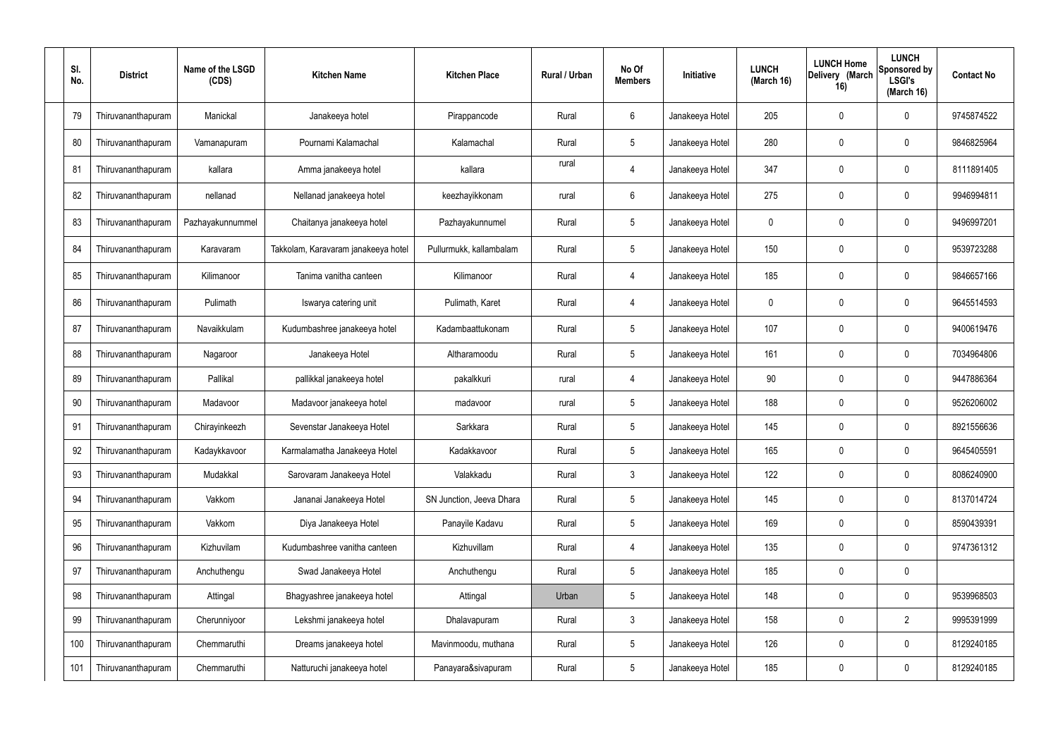| Sl. No. | District | Name of the LSGD (CDS) | Kitchen Name | Kitchen Place | Rural / Urban | No Of Members | Initiative | LUNCH (March 16) | LUNCH Home Delivery (March 16) | LUNCH Sponsored by LSGI's (March 16) | Contact No |
|---|---|---|---|---|---|---|---|---|---|---|---|
| 79 | Thiruvananthapuram | Manickal | Janakeeya hotel | Pirappancode | Rural | 6 | Janakeeya Hotel | 205 | 0 | 0 | 9745874522 |
| 80 | Thiruvananthapuram | Vamanapuram | Pournami Kalamachal | Kalamachal | Rural | 5 | Janakeeya Hotel | 280 | 0 | 0 | 9846825964 |
| 81 | Thiruvananthapuram | kallara | Amma janakeeya hotel | kallara | rural | 4 | Janakeeya Hotel | 347 | 0 | 0 | 8111891405 |
| 82 | Thiruvananthapuram | nellanad | Nellanad janakeeya hotel | keezhayikkonam | rural | 6 | Janakeeya Hotel | 275 | 0 | 0 | 9946994811 |
| 83 | Thiruvananthapuram | Pazhayakunnummel | Chaitanya janakeeya hotel | Pazhayakunnumel | Rural | 5 | Janakeeya Hotel | 0 | 0 | 0 | 9496997201 |
| 84 | Thiruvananthapuram | Karavaram | Takkolam, Karavaram janakeeya hotel | Pullurmukk, kallambalam | Rural | 5 | Janakeeya Hotel | 150 | 0 | 0 | 9539723288 |
| 85 | Thiruvananthapuram | Kilimanoor | Tanima vanitha canteen | Kilimanoor | Rural | 4 | Janakeeya Hotel | 185 | 0 | 0 | 9846657166 |
| 86 | Thiruvananthapuram | Pulimath | Iswarya catering unit | Pulimath, Karet | Rural | 4 | Janakeeya Hotel | 0 | 0 | 0 | 9645514593 |
| 87 | Thiruvananthapuram | Navaikkulam | Kudumbashree janakeeya hotel | Kadambaattukonam | Rural | 5 | Janakeeya Hotel | 107 | 0 | 0 | 9400619476 |
| 88 | Thiruvananthapuram | Nagaroor | Janakeeya Hotel | Altharamoodu | Rural | 5 | Janakeeya Hotel | 161 | 0 | 0 | 7034964806 |
| 89 | Thiruvananthapuram | Pallikal | pallikkal janakeeya hotel | pakalkkuri | rural | 4 | Janakeeya Hotel | 90 | 0 | 0 | 9447886364 |
| 90 | Thiruvananthapuram | Madavoor | Madavoor janakeeya hotel | madavoor | rural | 5 | Janakeeya Hotel | 188 | 0 | 0 | 9526206002 |
| 91 | Thiruvananthapuram | Chirayinkeezh | Sevenstar Janakeeya Hotel | Sarkkara | Rural | 5 | Janakeeya Hotel | 145 | 0 | 0 | 8921556636 |
| 92 | Thiruvananthapuram | Kadaykkavoor | Karmalamatha Janakeeya Hotel | Kadakkavoor | Rural | 5 | Janakeeya Hotel | 165 | 0 | 0 | 9645405591 |
| 93 | Thiruvananthapuram | Mudakkal | Sarovaram Janakeeya Hotel | Valakkadu | Rural | 3 | Janakeeya Hotel | 122 | 0 | 0 | 8086240900 |
| 94 | Thiruvananthapuram | Vakkom | Jananai Janakeeya Hotel | SN Junction, Jeeva Dhara | Rural | 5 | Janakeeya Hotel | 145 | 0 | 0 | 8137014724 |
| 95 | Thiruvananthapuram | Vakkom | Diya Janakeeya Hotel | Panayile Kadavu | Rural | 5 | Janakeeya Hotel | 169 | 0 | 0 | 8590439391 |
| 96 | Thiruvananthapuram | Kizhuvilam | Kudumbashree vanitha canteen | Kizhuvillam | Rural | 4 | Janakeeya Hotel | 135 | 0 | 0 | 9747361312 |
| 97 | Thiruvananthapuram | Anchuthengu | Swad Janakeeya Hotel | Anchuthengu | Rural | 5 | Janakeeya Hotel | 185 | 0 | 0 | |
| 98 | Thiruvananthapuram | Attingal | Bhagyashree janakeeya hotel | Attingal | Urban | 5 | Janakeeya Hotel | 148 | 0 | 0 | 9539968503 |
| 99 | Thiruvananthapuram | Cherunniyoor | Lekshmi janakeeya hotel | Dhalavapuram | Rural | 3 | Janakeeya Hotel | 158 | 0 | 2 | 9995391999 |
| 100 | Thiruvananthapuram | Chemmaruthi | Dreams janakeeya hotel | Mavinmoodu, muthana | Rural | 5 | Janakeeya Hotel | 126 | 0 | 0 | 8129240185 |
| 101 | Thiruvananthapuram | Chemmaruthi | Natturuchi janakeeya hotel | Panayara&sivapuram | Rural | 5 | Janakeeya Hotel | 185 | 0 | 0 | 8129240185 |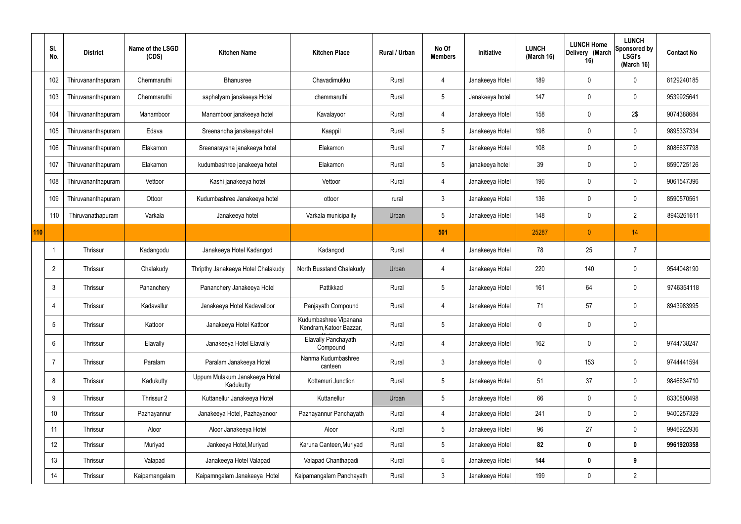| | Sl. No. | District | Name of the LSGD (CDS) | Kitchen Name | Kitchen Place | Rural / Urban | No Of Members | Initiative | LUNCH (March 16) | LUNCH Home Delivery (March 16) | LUNCH Sponsored by LSGI's (March 16) | Contact No |
|---|---|---|---|---|---|---|---|---|---|---|---|---|
| | 102 | Thiruvananthapuram | Chemmaruthi | Bhanusree | Chavadimukku | Rural | 4 | Janakeeya Hotel | 189 | 0 | 0 | 8129240185 |
| | 103 | Thiruvananthapuram | Chemmaruthi | saphalyam janakeeya Hotel | chemmaruthi | Rural | 5 | Janakeeya hotel | 147 | 0 | 0 | 9539925641 |
| | 104 | Thiruvananthapuram | Manamboor | Manamboor janakeeya hotel | Kavalayoor | Rural | 4 | Janakeeya Hotel | 158 | 0 | 2$ | 9074388684 |
| | 105 | Thiruvananthapuram | Edava | Sreenandha janakeeyahotel | Kaappil | Rural | 5 | Janakeeya Hotel | 198 | 0 | 0 | 9895337334 |
| | 106 | Thiruvananthapuram | Elakamon | Sreenarayana janakeeya hotel | Elakamon | Rural | 7 | Janakeeya Hotel | 108 | 0 | 0 | 8086637798 |
| | 107 | Thiruvananthapuram | Elakamon | kudumbashree janakeeya hotel | Elakamon | Rural | 5 | janakeeya hotel | 39 | 0 | 0 | 8590725126 |
| | 108 | Thiruvananthapuram | Vettoor | Kashi janakeeya hotel | Vettoor | Rural | 4 | Janakeeya Hotel | 196 | 0 | 0 | 9061547396 |
| | 109 | Thiruvananthapuram | Ottoor | Kudumbashree Janakeeya hotel | ottoor | rural | 3 | Janakeeya Hotel | 136 | 0 | 0 | 8590570561 |
| | 110 | Thiruvanathapuram | Varkala | Janakeeya hotel | Varkala municipality | Urban | 5 | Janakeeya Hotel | 148 | 0 | 2 | 8943261611 |
| 110 | | | | | | | 501 | | 25287 | 0 | 14 | |
| | 1 | Thrissur | Kadangodu | Janakeeya Hotel Kadangod | Kadangod | Rural | 4 | Janakeeya Hotel | 78 | 25 | 7 | |
| | 2 | Thrissur | Chalakudy | Thripthy Janakeeya Hotel Chalakudy | North Busstand Chalakudy | Urban | 4 | Janakeeya Hotel | 220 | 140 | 0 | 9544048190 |
| | 3 | Thrissur | Pananchery | Pananchery Janakeeya Hotel | Pattikkad | Rural | 5 | Janakeeya Hotel | 161 | 64 | 0 | 9746354118 |
| | 4 | Thrissur | Kadavallur | Janakeeya Hotel Kadavalloor | Panjayath Compound | Rural | 4 | Janakeeya Hotel | 71 | 57 | 0 | 8943983995 |
| | 5 | Thrissur | Kattoor | Janakeeya Hotel Kattoor | Kudumbashree Vipanana Kendram,Katoor Bazzar, | Rural | 5 | Janakeeya Hotel | 0 | 0 | 0 | |
| | 6 | Thrissur | Elavally | Janakeeya Hotel Elavally | Elavally Panchayath Compound | Rural | 4 | Janakeeya Hotel | 162 | 0 | 0 | 9744738247 |
| | 7 | Thrissur | Paralam | Paralam Janakeeya Hotel | Nanma Kudumbashree canteen | Rural | 3 | Janakeeya Hotel | 0 | 153 | 0 | 9744441594 |
| | 8 | Thrissur | Kadukutty | Uppum Mulakum Janakeeya Hotel Kadukutty | Kottamuri Junction | Rural | 5 | Janakeeya Hotel | 51 | 37 | 0 | 9846634710 |
| | 9 | Thrissur | Thrissur 2 | Kuttanellur Janakeeya Hotel | Kuttanellur | Urban | 5 | Janakeeya Hotel | 66 | 0 | 0 | 8330800498 |
| | 10 | Thrissur | Pazhayannur | Janakeeya Hotel, Pazhayanoor | Pazhayannur Panchayath | Rural | 4 | Janakeeya Hotel | 241 | 0 | 0 | 9400257329 |
| | 11 | Thrissur | Aloor | Aloor Janakeeya Hotel | Aloor | Rural | 5 | Janakeeya Hotel | 96 | 27 | 0 | 9946922936 |
| | 12 | Thrissur | Muriyad | Jankeeya Hotel,Muriyad | Karuna Canteen,Muriyad | Rural | 5 | Janakeeya Hotel | **82** | **0** | **0** | **9961920358** |
| | 13 | Thrissur | Valapad | Janakeeya Hotel Valapad | Valapad Chanthapadi | Rural | 6 | Janakeeya Hotel | **144** | **0** | **9** | |
| | 14 | Thrissur | Kaipamangalam | Kaipamngalam Janakeeya Hotel | Kaipamangalam Panchayath | Rural | 3 | Janakeeya Hotel | 199 | 0 | 2 | |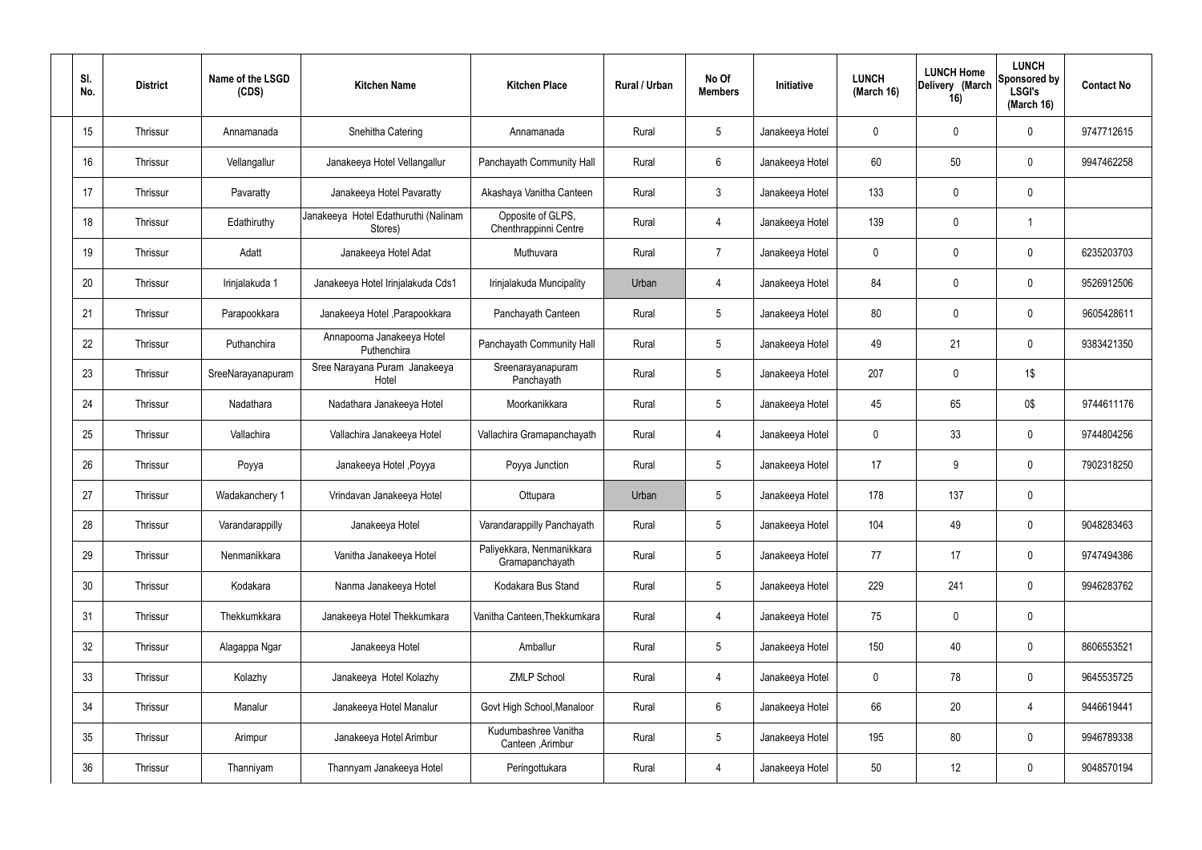| Sl. No. | District | Name of the LSGD (CDS) | Kitchen Name | Kitchen Place | Rural / Urban | No Of Members | Initiative | LUNCH (March 16) | LUNCH Home Delivery (March 16) | LUNCH Sponsored by LSGI's (March 16) | Contact No |
|---|---|---|---|---|---|---|---|---|---|---|---|
| 15 | Thrissur | Annamanada | Snehitha Catering | Annamanada | Rural | 5 | Janakeeya Hotel | 0 | 0 | 0 | 9747712615 |
| 16 | Thrissur | Vellangallur | Janakeeya Hotel Vellangallur | Panchayath Community Hall | Rural | 6 | Janakeeya Hotel | 60 | 50 | 0 | 9947462258 |
| 17 | Thrissur | Pavaratty | Janakeeya Hotel Pavaratty | Akashaya Vanitha Canteen | Rural | 3 | Janakeeya Hotel | 133 | 0 | 0 | |
| 18 | Thrissur | Edathiruthy | Janakeeya Hotel Edathuruthi (Nalinam Stores) | Opposite of GLPS, Chenthrappinni Centre | Rural | 4 | Janakeeya Hotel | 139 | 0 | 1 | |
| 19 | Thrissur | Adatt | Janakeeya Hotel Adat | Muthuvara | Rural | 7 | Janakeeya Hotel | 0 | 0 | 0 | 6235203703 |
| 20 | Thrissur | Irinjalakuda 1 | Janakeeya Hotel Irinjalakuda Cds1 | Irinjalakuda Muncipality | Urban | 4 | Janakeeya Hotel | 84 | 0 | 0 | 9526912506 |
| 21 | Thrissur | Parapookkara | Janakeeya Hotel ,Parapookkara | Panchayath Canteen | Rural | 5 | Janakeeya Hotel | 80 | 0 | 0 | 9605428611 |
| 22 | Thrissur | Puthanchira | Annapoorna Janakeeya Hotel Puthenchira | Panchayath Community Hall | Rural | 5 | Janakeeya Hotel | 49 | 21 | 0 | 9383421350 |
| 23 | Thrissur | SreeNarayanapuram | Sree Narayana Puram Janakeeya Hotel | Sreenarayanapuram Panchayath | Rural | 5 | Janakeeya Hotel | 207 | 0 | 1$ | |
| 24 | Thrissur | Nadathara | Nadathara Janakeeya Hotel | Moorkanikkara | Rural | 5 | Janakeeya Hotel | 45 | 65 | 0$ | 9744611176 |
| 25 | Thrissur | Vallachira | Vallachira Janakeeya Hotel | Vallachira Gramapanchayath | Rural | 4 | Janakeeya Hotel | 0 | 33 | 0 | 9744804256 |
| 26 | Thrissur | Poyya | Janakeeya Hotel ,Poyya | Poyya Junction | Rural | 5 | Janakeeya Hotel | 17 | 9 | 0 | 7902318250 |
| 27 | Thrissur | Wadakanchery 1 | Vrindavan Janakeeya Hotel | Ottupara | Urban | 5 | Janakeeya Hotel | 178 | 137 | 0 | |
| 28 | Thrissur | Varandarappilly | Janakeeya Hotel | Varandarappilly Panchayath | Rural | 5 | Janakeeya Hotel | 104 | 49 | 0 | 9048283463 |
| 29 | Thrissur | Nenmanikkara | Vanitha Janakeeya Hotel | Paliyekkara, Nenmanikkara Gramapanchayath | Rural | 5 | Janakeeya Hotel | 77 | 17 | 0 | 9747494386 |
| 30 | Thrissur | Kodakara | Nanma Janakeeya Hotel | Kodakara Bus Stand | Rural | 5 | Janakeeya Hotel | 229 | 241 | 0 | 9946283762 |
| 31 | Thrissur | Thekkumkkara | Janakeeya Hotel Thekkumkara | Vanitha Canteen,Thekkumkara | Rural | 4 | Janakeeya Hotel | 75 | 0 | 0 | |
| 32 | Thrissur | Alagappa Ngar | Janakeeya Hotel | Amballur | Rural | 5 | Janakeeya Hotel | 150 | 40 | 0 | 8606553521 |
| 33 | Thrissur | Kolazhy | Janakeeya Hotel Kolazhy | ZMLP School | Rural | 4 | Janakeeya Hotel | 0 | 78 | 0 | 9645535725 |
| 34 | Thrissur | Manalur | Janakeeya Hotel Manalur | Govt High School,Manaloor | Rural | 6 | Janakeeya Hotel | 66 | 20 | 4 | 9446619441 |
| 35 | Thrissur | Arimpur | Janakeeya Hotel Arimbur | Kudumbashree Vanitha Canteen ,Arimbur | Rural | 5 | Janakeeya Hotel | 195 | 80 | 0 | 9946789338 |
| 36 | Thrissur | Thanniyam | Thannyam Janakeeya Hotel | Peringottukara | Rural | 4 | Janakeeya Hotel | 50 | 12 | 0 | 9048570194 |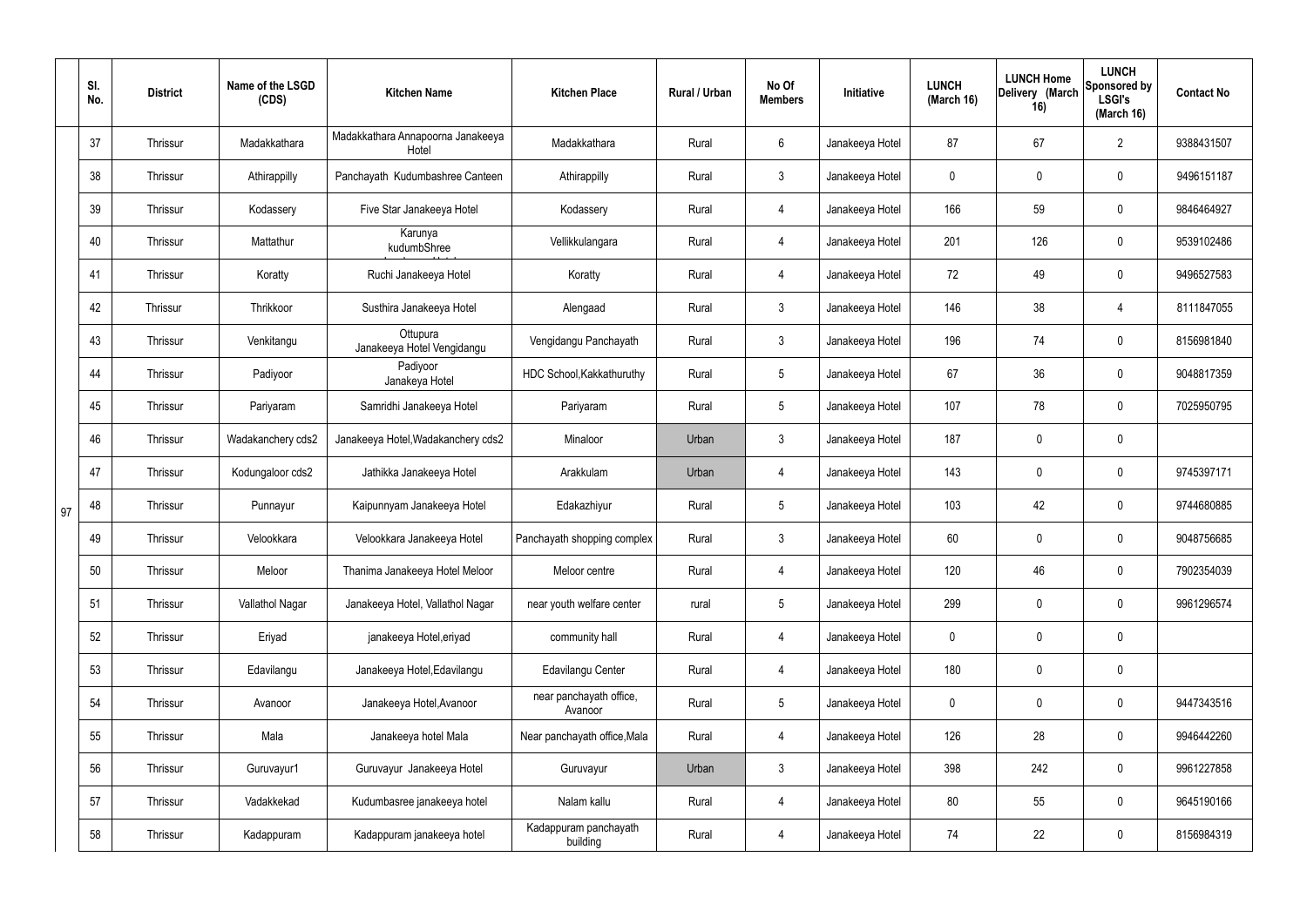|  | Sl. No. | District | Name of the LSGD (CDS) | Kitchen Name | Kitchen Place | Rural / Urban | No Of Members | Initiative | LUNCH (March 16) | LUNCH Home Delivery (March 16) | LUNCH Sponsored by LSGI's (March 16) | Contact No |
|---|---|---|---|---|---|---|---|---|---|---|---|---|
| 97 | 37 | Thrissur | Madakkathara | Madakkathara Annapoorna Janakeeya Hotel | Madakkathara | Rural | 6 | Janakeeya Hotel | 87 | 67 | 2 | 9388431507 |
|  | 38 | Thrissur | Athirappilly | Panchayath Kudumbashree Canteen | Athirappilly | Rural | 3 | Janakeeya Hotel | 0 | 0 | 0 | 9496151187 |
|  | 39 | Thrissur | Kodassery | Five Star Janakeeya Hotel | Kodassery | Rural | 4 | Janakeeya Hotel | 166 | 59 | 0 | 9846464927 |
|  | 40 | Thrissur | Mattathur | Karunya kudumbShree | Vellikkulangara | Rural | 4 | Janakeeya Hotel | 201 | 126 | 0 | 9539102486 |
|  | 41 | Thrissur | Koratty | Ruchi Janakeeya Hotel | Koratty | Rural | 4 | Janakeeya Hotel | 72 | 49 | 0 | 9496527583 |
|  | 42 | Thrissur | Thrikkoor | Susthira Janakeeya Hotel | Alengaad | Rural | 3 | Janakeeya Hotel | 146 | 38 | 4 | 8111847055 |
|  | 43 | Thrissur | Venkitangu | Ottupura Janakeeya Hotel Vengidangu | Vengidangu Panchayath | Rural | 3 | Janakeeya Hotel | 196 | 74 | 0 | 8156981840 |
|  | 44 | Thrissur | Padiyoor | Padiyoor Janakeya Hotel | HDC School,Kakkathuruthy | Rural | 5 | Janakeeya Hotel | 67 | 36 | 0 | 9048817359 |
|  | 45 | Thrissur | Pariyaram | Samridhi Janakeeya Hotel | Pariyaram | Rural | 5 | Janakeeya Hotel | 107 | 78 | 0 | 7025950795 |
|  | 46 | Thrissur | Wadakanchery cds2 | Janakeeya Hotel,Wadakanchery cds2 | Minaloor | Urban | 3 | Janakeeya Hotel | 187 | 0 | 0 |  |
|  | 47 | Thrissur | Kodungaloor cds2 | Jathikka Janakeeya Hotel | Arakkulam | Urban | 4 | Janakeeya Hotel | 143 | 0 | 0 | 9745397171 |
|  | 48 | Thrissur | Punnayur | Kaipunnyam Janakeeya Hotel | Edakazhiyur | Rural | 5 | Janakeeya Hotel | 103 | 42 | 0 | 9744680885 |
|  | 49 | Thrissur | Velookkara | Velookkara Janakeeya Hotel | Panchayath shopping complex | Rural | 3 | Janakeeya Hotel | 60 | 0 | 0 | 9048756685 |
|  | 50 | Thrissur | Meloor | Thanima Janakeeya Hotel Meloor | Meloor centre | Rural | 4 | Janakeeya Hotel | 120 | 46 | 0 | 7902354039 |
|  | 51 | Thrissur | Vallathol Nagar | Janakeeya Hotel, Vallathol Nagar | near youth welfare center | rural | 5 | Janakeeya Hotel | 299 | 0 | 0 | 9961296574 |
|  | 52 | Thrissur | Eriyad | janakeeya Hotel,eriyad | community hall | Rural | 4 | Janakeeya Hotel | 0 | 0 | 0 |  |
|  | 53 | Thrissur | Edavilangu | Janakeeya Hotel,Edavilangu | Edavilangu Center | Rural | 4 | Janakeeya Hotel | 180 | 0 | 0 |  |
|  | 54 | Thrissur | Avanoor | Janakeeya Hotel,Avanoor | near panchayath office, Avanoor | Rural | 5 | Janakeeya Hotel | 0 | 0 | 0 | 9447343516 |
|  | 55 | Thrissur | Mala | Janakeeya hotel Mala | Near panchayath office,Mala | Rural | 4 | Janakeeya Hotel | 126 | 28 | 0 | 9946442260 |
|  | 56 | Thrissur | Guruvayur1 | Guruvayur Janakeeya Hotel | Guruvayur | Urban | 3 | Janakeeya Hotel | 398 | 242 | 0 | 9961227858 |
|  | 57 | Thrissur | Vadakkekad | Kudumbasree janakeeya hotel | Nalam kallu | Rural | 4 | Janakeeya Hotel | 80 | 55 | 0 | 9645190166 |
|  | 58 | Thrissur | Kadappuram | Kadappuram janakeeya hotel | Kadappuram panchayath building | Rural | 4 | Janakeeya Hotel | 74 | 22 | 0 | 8156984319 |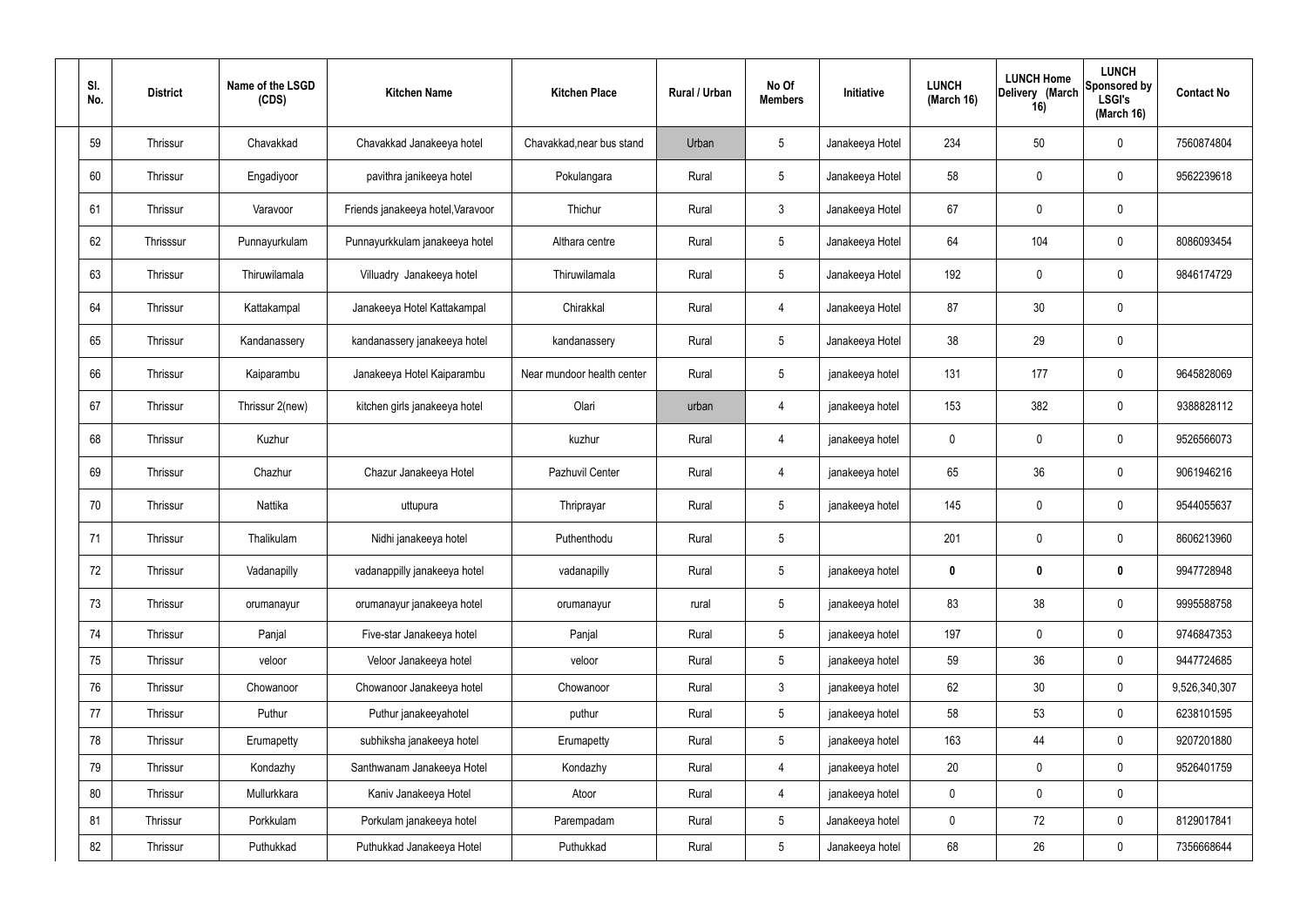| Sl. No. | District | Name of the LSGD (CDS) | Kitchen Name | Kitchen Place | Rural / Urban | No Of Members | Initiative | LUNCH (March 16) | LUNCH Home Delivery (March 16) | LUNCH Sponsored by LSGI's (March 16) | Contact No |
|---|---|---|---|---|---|---|---|---|---|---|---|
| 59 | Thrissur | Chavakkad | Chavakkad Janakeeya hotel | Chavakkad,near bus stand | Urban | 5 | Janakeeya Hotel | 234 | 50 | 0 | 7560874804 |
| 60 | Thrissur | Engadiyoor | pavithra janikeeya hotel | Pokulangara | Rural | 5 | Janakeeya Hotel | 58 | 0 | 0 | 9562239618 |
| 61 | Thrissur | Varavoor | Friends janakeeya hotel,Varavoor | Thichur | Rural | 3 | Janakeeya Hotel | 67 | 0 | 0 | |
| 62 | Thrisssur | Punnayurkulam | Punnayurkkulam janakeeya hotel | Althara centre | Rural | 5 | Janakeeya Hotel | 64 | 104 | 0 | 8086093454 |
| 63 | Thrissur | Thiruwilamala | Villuadry Janakeeya hotel | Thiruwilamala | Rural | 5 | Janakeeya Hotel | 192 | 0 | 0 | 9846174729 |
| 64 | Thrissur | Kattakampal | Janakeeya Hotel Kattakampal | Chirakkal | Rural | 4 | Janakeeya Hotel | 87 | 30 | 0 | |
| 65 | Thrissur | Kandanassery | kandanassery janakeeya hotel | kandanassery | Rural | 5 | Janakeeya Hotel | 38 | 29 | 0 | |
| 66 | Thrissur | Kaiparambu | Janakeeya Hotel Kaiparambu | Near mundoor health center | Rural | 5 | janakeeya hotel | 131 | 177 | 0 | 9645828069 |
| 67 | Thrissur | Thrissur 2(new) | kitchen girls janakeeya hotel | Olari | urban | 4 | janakeeya hotel | 153 | 382 | 0 | 9388828112 |
| 68 | Thrissur | Kuzhur | | kuzhur | Rural | 4 | janakeeya hotel | 0 | 0 | 0 | 9526566073 |
| 69 | Thrissur | Chazhur | Chazur Janakeeya Hotel | Pazhuvil Center | Rural | 4 | janakeeya hotel | 65 | 36 | 0 | 9061946216 |
| 70 | Thrissur | Nattika | uttupura | Thriprayar | Rural | 5 | janakeeya hotel | 145 | 0 | 0 | 9544055637 |
| 71 | Thrissur | Thalikulam | Nidhi janakeeya hotel | Puthenthodu | Rural | 5 | | 201 | 0 | 0 | 8606213960 |
| 72 | Thrissur | Vadanapilly | vadanappilly janakeeya hotel | vadanapilly | Rural | 5 | janakeeya hotel | **0** | **0** | **0** | 9947728948 |
| 73 | Thrissur | orumanayur | orumanayur janakeeya hotel | orumanayur | rural | 5 | janakeeya hotel | 83 | 38 | 0 | 9995588758 |
| 74 | Thrissur | Panjal | Five-star Janakeeya hotel | Panjal | Rural | 5 | janakeeya hotel | 197 | 0 | 0 | 9746847353 |
| 75 | Thrissur | veloor | Veloor Janakeeya hotel | veloor | Rural | 5 | janakeeya hotel | 59 | 36 | 0 | 9447724685 |
| 76 | Thrissur | Chowanoor | Chowanoor Janakeeya hotel | Chowanoor | Rural | 3 | janakeeya hotel | 62 | 30 | 0 | 9,526,340,307 |
| 77 | Thrissur | Puthur | Puthur janakeeyahotel | puthur | Rural | 5 | janakeeya hotel | 58 | 53 | 0 | 6238101595 |
| 78 | Thrissur | Erumapetty | subhiksha janakeeya hotel | Erumapetty | Rural | 5 | janakeeya hotel | 163 | 44 | 0 | 9207201880 |
| 79 | Thrissur | Kondazhy | Santhwanam Janakeeya Hotel | Kondazhy | Rural | 4 | janakeeya hotel | 20 | 0 | 0 | 9526401759 |
| 80 | Thrissur | Mullurkkara | Kaniv Janakeeya Hotel | Atoor | Rural | 4 | janakeeya hotel | 0 | 0 | 0 | |
| 81 | Thrissur | Porkkulam | Porkulam janakeeya hotel | Parempadam | Rural | 5 | Janakeeya hotel | 0 | 72 | 0 | 8129017841 |
| 82 | Thrissur | Puthukkad | Puthukkad Janakeeya Hotel | Puthukkad | Rural | 5 | Janakeeya hotel | 68 | 26 | 0 | 7356668644 |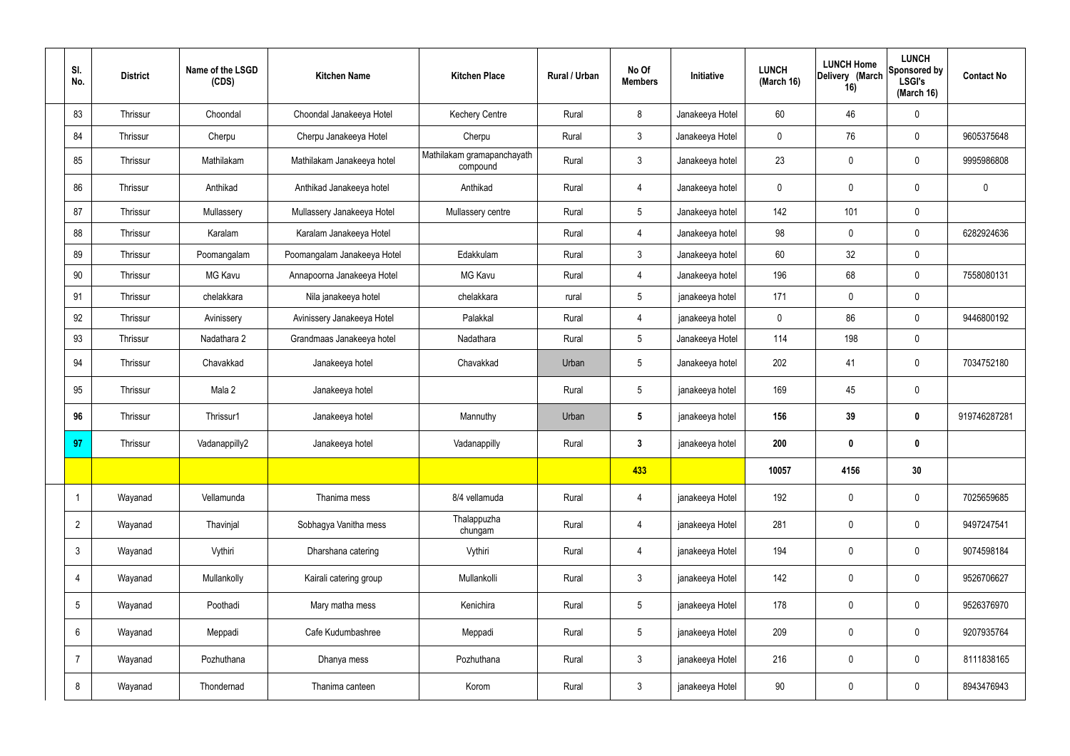| Sl. No. | District | Name of the LSGD (CDS) | Kitchen Name | Kitchen Place | Rural / Urban | No Of Members | Initiative | LUNCH (March 16) | LUNCH Home Delivery (March 16) | LUNCH Sponsored by LSGI's (March 16) | Contact No |
|---|---|---|---|---|---|---|---|---|---|---|---|
| 83 | Thrissur | Choondal | Choondal Janakeeya Hotel | Kechery Centre | Rural | 8 | Janakeeya Hotel | 60 | 46 | 0 | |
| 84 | Thrissur | Cherpu | Cherpu Janakeeya Hotel | Cherpu | Rural | 3 | Janakeeya Hotel | 0 | 76 | 0 | 9605375648 |
| 85 | Thrissur | Mathilakam | Mathilakam Janakeeya hotel | Mathilakam gramapanchayath compound | Rural | 3 | Janakeeya hotel | 23 | 0 | 0 | 9995986808 |
| 86 | Thrissur | Anthikad | Anthikad Janakeeya hotel | Anthikad | Rural | 4 | Janakeeya hotel | 0 | 0 | 0 | 0 |
| 87 | Thrissur | Mullassery | Mullassery Janakeeya Hotel | Mullassery centre | Rural | 5 | Janakeeya hotel | 142 | 101 | 0 | |
| 88 | Thrissur | Karalam | Karalam Janakeeya Hotel | | Rural | 4 | Janakeeya hotel | 98 | 0 | 0 | 6282924636 |
| 89 | Thrissur | Poomangalam | Poomangalam Janakeeya Hotel | Edakkulam | Rural | 3 | Janakeeya hotel | 60 | 32 | 0 | |
| 90 | Thrissur | MG Kavu | Annapoorna Janakeeya Hotel | MG Kavu | Rural | 4 | Janakeeya hotel | 196 | 68 | 0 | 7558080131 |
| 91 | Thrissur | chelakkara | Nila janakeeya hotel | chelakkara | rural | 5 | janakeeya hotel | 171 | 0 | 0 | |
| 92 | Thrissur | Avinissery | Avinissery Janakeeya Hotel | Palakkal | Rural | 4 | janakeeya hotel | 0 | 86 | 0 | 9446800192 |
| 93 | Thrissur | Nadathara 2 | Grandmaas Janakeeya hotel | Nadathara | Rural | 5 | Janakeeya Hotel | 114 | 198 | 0 | |
| 94 | Thrissur | Chavakkad | Janakeeya hotel | Chavakkad | Urban | 5 | Janakeeya hotel | 202 | 41 | 0 | 7034752180 |
| 95 | Thrissur | Mala 2 | Janakeeya hotel | | Rural | 5 | janakeeya hotel | 169 | 45 | 0 | |
| **96** | Thrissur | Thrissur1 | Janakeeya hotel | Mannuthy | Urban | **5** | janakeeya hotel | **156** | **39** | **0** | 919746287281 |
| **97** | Thrissur | Vadanappilly2 | Janakeeya hotel | Vadanappilly | Rural | **3** | janakeeya hotel | **200** | **0** | **0** | |
| | | | | | | **433** | | **10057** | **4156** | **30** | |
| 1 | Wayanad | Vellamunda | Thanima mess | 8/4 vellamuda | Rural | 4 | janakeeya Hotel | 192 | 0 | 0 | 7025659685 |
| 2 | Wayanad | Thavinjal | Sobhagya Vanitha mess | Thalappuzha chungam | Rural | 4 | janakeeya Hotel | 281 | 0 | 0 | 9497247541 |
| 3 | Wayanad | Vythiri | Dharshana catering | Vythiri | Rural | 4 | janakeeya Hotel | 194 | 0 | 0 | 9074598184 |
| 4 | Wayanad | Mullankolly | Kairali catering group | Mullankolli | Rural | 3 | janakeeya Hotel | 142 | 0 | 0 | 9526706627 |
| 5 | Wayanad | Poothadi | Mary matha mess | Kenichira | Rural | 5 | janakeeya Hotel | 178 | 0 | 0 | 9526376970 |
| 6 | Wayanad | Meppadi | Cafe Kudumbashree | Meppadi | Rural | 5 | janakeeya Hotel | 209 | 0 | 0 | 9207935764 |
| 7 | Wayanad | Pozhuthana | Dhanya mess | Pozhuthana | Rural | 3 | janakeeya Hotel | 216 | 0 | 0 | 8111838165 |
| 8 | Wayanad | Thondernad | Thanima canteen | Korom | Rural | 3 | janakeeya Hotel | 90 | 0 | 0 | 8943476943 |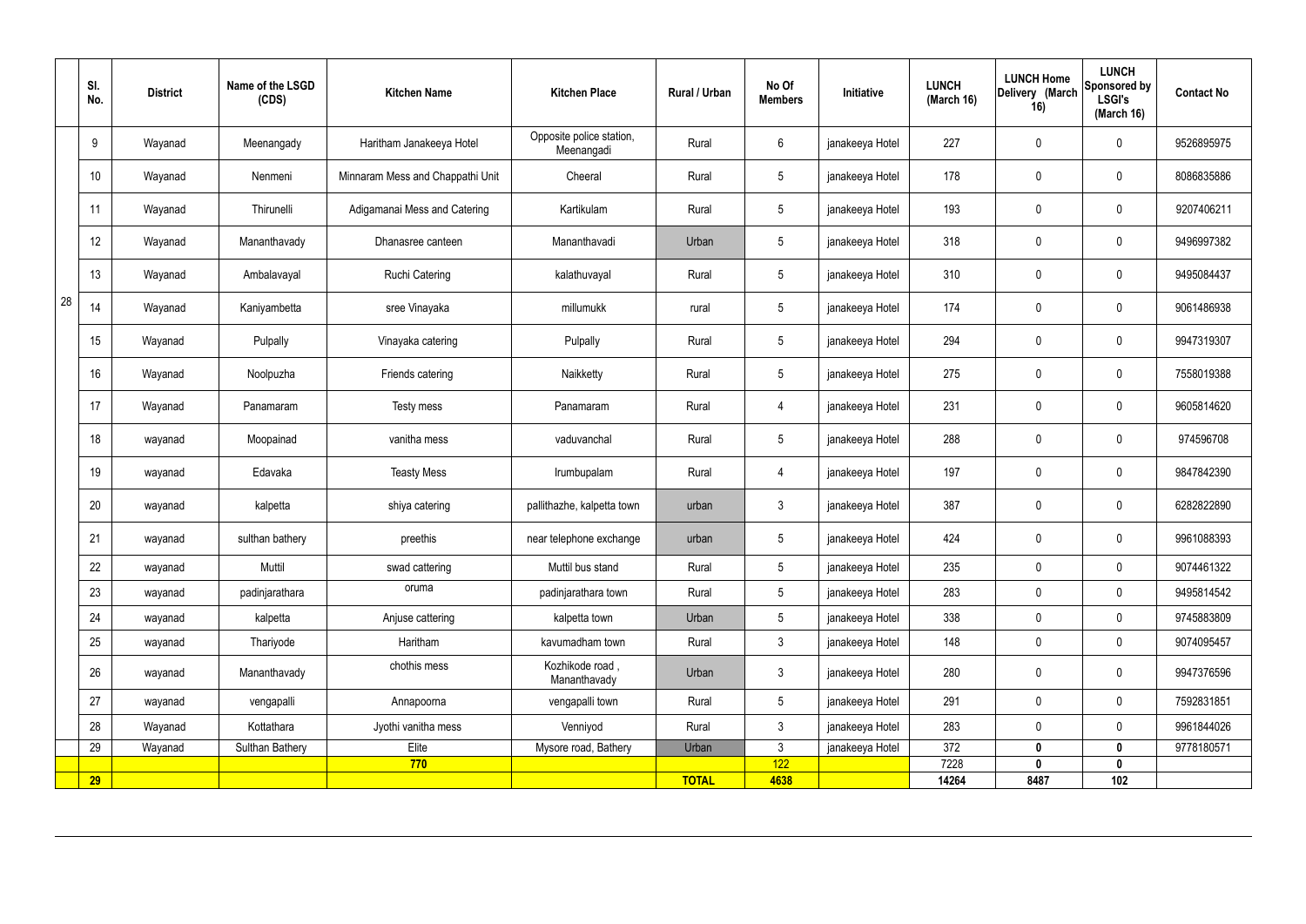| | Sl. No. | District | Name of the LSGD (CDS) | Kitchen Name | Kitchen Place | Rural / Urban | No Of Members | Initiative | LUNCH (March 16) | LUNCH Home Delivery (March 16) | LUNCH Sponsored by LSGI's (March 16) | Contact No |
|---|---|---|---|---|---|---|---|---|---|---|---|---|
| 28 | 9 | Wayanad | Meenangady | Haritham Janakeeya Hotel | Opposite police station, Meenangadi | Rural | 6 | janakeeya Hotel | 227 | 0 | 0 | 9526895975 |
| | 10 | Wayanad | Nenmeni | Minnaram Mess and Chappathi Unit | Cheeral | Rural | 5 | janakeeya Hotel | 178 | 0 | 0 | 8086835886 |
| | 11 | Wayanad | Thirunelli | Adigamanai Mess and Catering | Kartikulam | Rural | 5 | janakeeya Hotel | 193 | 0 | 0 | 9207406211 |
| | 12 | Wayanad | Mananthavady | Dhanasree canteen | Mananthavadi | Urban | 5 | janakeeya Hotel | 318 | 0 | 0 | 9496997382 |
| | 13 | Wayanad | Ambalavayal | Ruchi Catering | kalathuvayal | Rural | 5 | janakeeya Hotel | 310 | 0 | 0 | 9495084437 |
| | 14 | Wayanad | Kaniyambetta | sree Vinayaka | millumukk | rural | 5 | janakeeya Hotel | 174 | 0 | 0 | 9061486938 |
| | 15 | Wayanad | Pulpally | Vinayaka catering | Pulpally | Rural | 5 | janakeeya Hotel | 294 | 0 | 0 | 9947319307 |
| | 16 | Wayanad | Noolpuzha | Friends catering | Naikketty | Rural | 5 | janakeeya Hotel | 275 | 0 | 0 | 7558019388 |
| | 17 | Wayanad | Panamaram | Testy mess | Panamaram | Rural | 4 | janakeeya Hotel | 231 | 0 | 0 | 9605814620 |
| | 18 | wayanad | Moopainad | vanitha mess | vaduvanchal | Rural | 5 | janakeeya Hotel | 288 | 0 | 0 | 974596708 |
| | 19 | wayanad | Edavaka | Teasty Mess | Irumbupalam | Rural | 4 | janakeeya Hotel | 197 | 0 | 0 | 9847842390 |
| | 20 | wayanad | kalpetta | shiya catering | pallithazhe, kalpetta town | urban | 3 | janakeeya Hotel | 387 | 0 | 0 | 6282822890 |
| | 21 | wayanad | sulthan bathery | preethis | near telephone exchange | urban | 5 | janakeeya Hotel | 424 | 0 | 0 | 9961088393 |
| | 22 | wayanad | Muttil | swad cattering | Muttil bus stand | Rural | 5 | janakeeya Hotel | 235 | 0 | 0 | 9074461322 |
| | 23 | wayanad | padinjarathara | oruma | padinjarathara town | Rural | 5 | janakeeya Hotel | 283 | 0 | 0 | 9495814542 |
| | 24 | wayanad | kalpetta | Anjuse cattering | kalpetta town | Urban | 5 | janakeeya Hotel | 338 | 0 | 0 | 9745883809 |
| | 25 | wayanad | Thariyode | Haritham | kavumadham town | Rural | 3 | janakeeya Hotel | 148 | 0 | 0 | 9074095457 |
| | 26 | wayanad | Mananthavady | chothis mess | Kozhikode road , Mananthavady | Urban | 3 | janakeeya Hotel | 280 | 0 | 0 | 9947376596 |
| | 27 | wayanad | vengapalli | Annapoorna | vengapalli town | Rural | 5 | janakeeya Hotel | 291 | 0 | 0 | 7592831851 |
| | 28 | Wayanad | Kottathara | Jyothi vanitha mess | Venniyod | Rural | 3 | janakeeya Hotel | 283 | 0 | 0 | 9961844026 |
| | 29 | Wayanad | Sulthan Bathery | Elite | Mysore road, Bathery | Urban | 3 | janakeeya Hotel | 372 | **0** | **0** | 9778180571 |
| | | | | **770** | | | 122 | | 7228 | **0** | **0** | |
| | **29** | | | | | **TOTAL** | **4638** | | **14264** | **8487** | **102** | |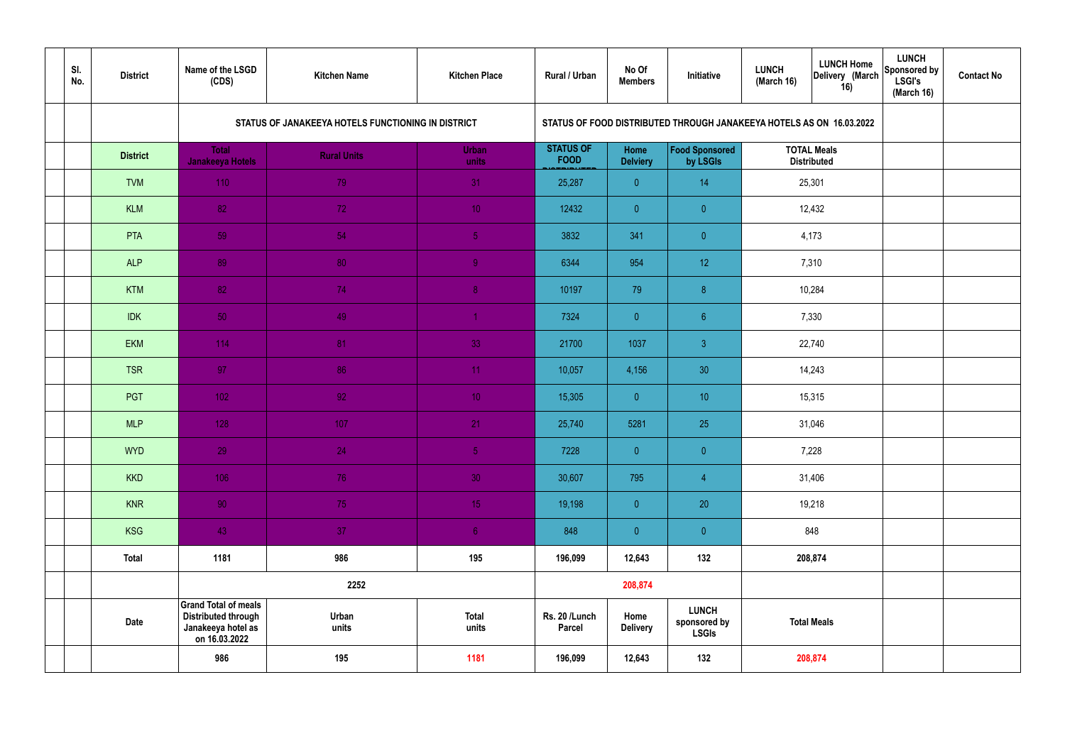| | Sl. No. | District | Name of the LSGD (CDS) | Kitchen Name | Kitchen Place | Rural / Urban | No Of Members | Initiative | LUNCH (March 16) | LUNCH Home Delivery (March 16) | LUNCH Sponsored by LSGI's (March 16) | Contact No |
|---|---|---|---|---|---|---|---|---|---|---|---|---|
| | | | STATUS OF JANAKEEYA HOTELS FUNCTIONING IN DISTRICT | | | STATUS OF FOOD DISTRIBUTED THROUGH JANAKEEYA HOTELS AS ON 16.03.2022 | | | | | | |
| | | District | Total Janakeeya Hotels | Rural Units | Urban units | STATUS OF FOOD DISTRIBUTED | Home Delviery | Food Sponsored by LSGIs | TOTAL Meals Distributed | | | |
| | | TVM | 110 | 79 | 31 | 25,287 | 0 | 14 | 25,301 | | | |
| | | KLM | 82 | 72 | 10 | 12432 | 0 | 0 | 12,432 | | | |
| | | PTA | 59 | 54 | 5 | 3832 | 341 | 0 | 4,173 | | | |
| | | ALP | 89 | 80 | 9 | 6344 | 954 | 12 | 7,310 | | | |
| | | KTM | 82 | 74 | 8 | 10197 | 79 | 8 | 10,284 | | | |
| | | IDK | 50 | 49 | 1 | 7324 | 0 | 6 | 7,330 | | | |
| | | EKM | 114 | 81 | 33 | 21700 | 1037 | 3 | 22,740 | | | |
| | | TSR | 97 | 86 | 11 | 10,057 | 4,156 | 30 | 14,243 | | | |
| | | PGT | 102 | 92 | 10 | 15,305 | 0 | 10 | 15,315 | | | |
| | | MLP | 128 | 107 | 21 | 25,740 | 5281 | 25 | 31,046 | | | |
| | | WYD | 29 | 24 | 5 | 7228 | 0 | 0 | 7,228 | | | |
| | | KKD | 106 | 76 | 30 | 30,607 | 795 | 4 | 31,406 | | | |
| | | KNR | 90 | 75 | 15 | 19,198 | 0 | 20 | 19,218 | | | |
| | | KSG | 43 | 37 | 6 | 848 | 0 | 0 | 848 | | | |
| | | Total | 1181 | 986 | 195 | 196,099 | 12,643 | 132 | 208,874 | | | |
| | | | | 2252 | | | 208,874 | | | | | |
| | | Date | Grand Total of meals Distributed through Janakeeya hotel as on 16.03.2022 | Urban units | Total units | Rs. 20 /Lunch Parcel | Home Delivery | LUNCH sponsored by LSGIs | Total Meals | | | |
| | | | 986 | 195 | 1181 | 196,099 | 12,643 | 132 | 208,874 | | | |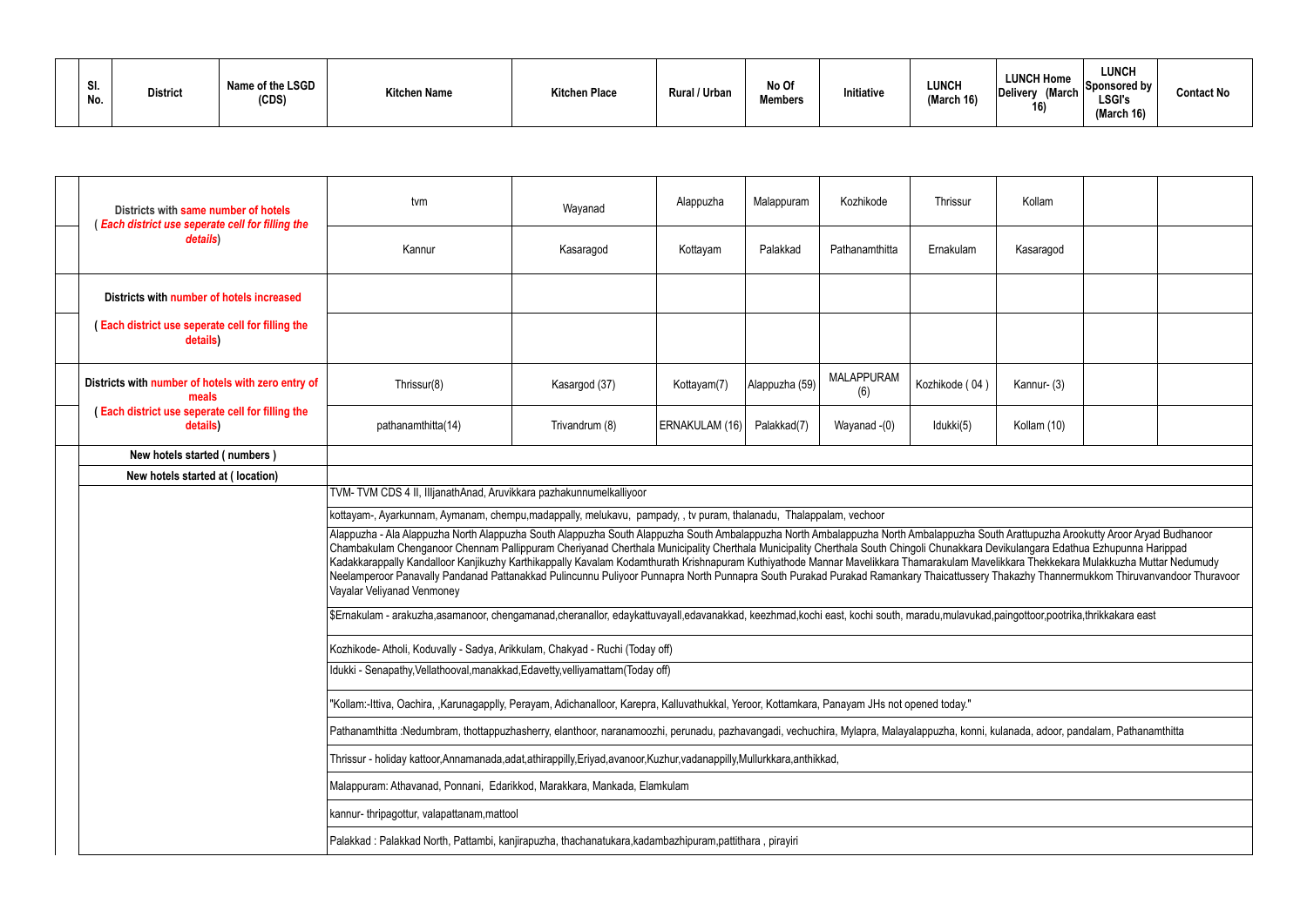| Sl. No. | District | Name of the LSGD (CDS) | Kitchen Name | Kitchen Place | Rural / Urban | No Of Members | Initiative | LUNCH (March 16) | LUNCH Home Delivery (March 16) | LUNCH Sponsored by LSGI's (March 16) | Contact No |
|---|---|---|---|---|---|---|---|---|---|---|---|

| | | | | | | | | | | |
|---|---|---|---|---|---|---|---|---|---|---|
| | Districts with same number of hotels ( *Each district use seperate cell for filling the details*) | tvm | Wayanad | Alappuzha | Malappuram | Kozhikode | Thrissur | Kollam | | |
| | | Kannur | Kasaragod | Kottayam | Palakkad | Pathanamthitta | Ernakulam | Kasaragod | | |
| | Districts with number of hotels increased | | | | | | | | | |
| | ( Each district use seperate cell for filling the details) | | | | | | | | | |
| | Districts with number of hotels with zero entry of meals ( Each district use seperate cell for filling the details) | Thrissur(8) | Kasargod (37) | Kottayam(7) | Alappuzha (59) | MALAPPURAM (6) | Kozhikode ( 04 ) | Kannur- (3) | | |
| | | pathanamthitta(14) | Trivandrum (8) | ERNAKULAM (16) | Palakkad(7) | Wayanad -(0) | Idukki(5) | Kollam (10) | | |
| | New hotels started ( numbers ) | | | | | | | | | |
| | New hotels started at ( location) | | | | | | | | | |
| | | TVM- TVM CDS 4 II, IlljanathAnad, Aruvikkara pazhakunnumelkalliyoor | | | | | | | | |
| | | kottayam-, Ayarkunnam, Aymanam, chempu,madappally, melukavu, pampady, , tv puram, thalanadu, Thalappalam, vechoor | | | | | | | | |
| | | Alappuzha - Ala Alappuzha North Alappuzha South Alappuzha South Alappuzha South Ambalappuzha North Ambalappuzha North Ambalappuzha South Arattupuzha Arookutty Aroor Aryad Budhanoor Chambakulam Chenganoor Chennam Pallippuram Cheriyanad Cherthala Municipality Cherthala Municipality Cherthala South Chingoli Chunakkara Devikulangara Edathua Ezhupunna Harippad Kadakkarappally Kandalloor Kanjikuzhy Karthikappally Kavalam Kodamthurath Krishnapuram Kuthiyathode Mannar Mavelikkara Thamarakulam Mavelikkara Thekkekara Mulakkuzha Muttar Nedumudy Neelamperoor Panavally Pandanad Pattanakkad Pulincunnu Puliyoor Punnapra North Punnapra South Purakad Purakad Ramankary Thaicattussery Thakazhy Thannermukkom Thiruvanvandoor Thuravoor Vayalar Veliyanad Venmoney | | | | | | | | |
| | | $Ernakulam - arakuzha,asamanoor, chengamanad,cheranallor, edaykattuvayall,edavanakkad, keezhmad,kochi east, kochi south, maradu,mulavukad,paingottoor,pootrika,thrikkakara east | | | | | | | | |
| | | Kozhikode- Atholi, Koduvally - Sadya, Arikkulam, Chakyad - Ruchi (Today off) | | | | | | | | |
| | | Idukki - Senapathy,Vellathooval,manakkad,Edavetty,velliyamattam(Today off) | | | | | | | | |
| | | "Kollam:-Ittiva, Oachira, ,Karunagapplly, Perayam, Adichanalloor, Karepra, Kalluvathukkal, Yeroor, Kottamkara, Panayam JHs not opened today." | | | | | | | | |
| | | Pathanamthitta :Nedumbram, thottappuzhasherry, elanthoor, naranamoozhi, perunadu, pazhavangadi, vechuchira, Mylapra, Malayalappuzha, konni, kulanada, adoor, pandalam, Pathanamthitta | | | | | | | | |
| | | Thrissur - holiday kattoor,Annamanada,adat,athirappilly,Eriyad,avanoor,Kuzhur,vadanappilly,Mullurkkara,anthikkad, | | | | | | | | |
| | | Malappuram: Athavanad, Ponnani, Edarikkod, Marakkara, Mankada, Elamkulam | | | | | | | | |
| | | kannur- thripagottur, valapattanam,mattool | | | | | | | | |
| | | Palakkad : Palakkad North, Pattambi, kanjirapuzha, thachanatukara,kadambazhipuram,pattithara , pirayiri | | | | | | | | |